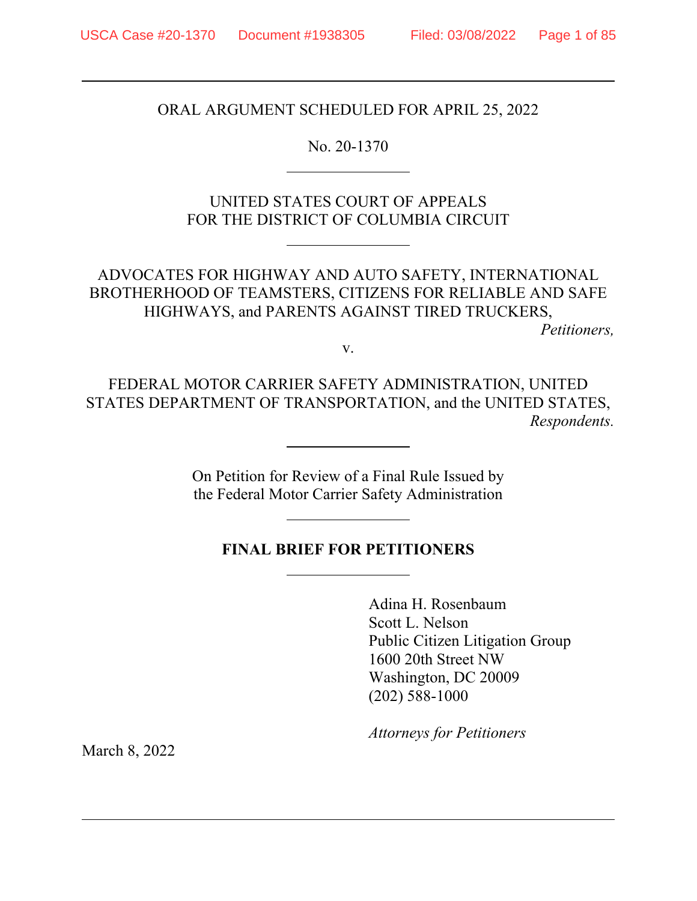ORAL ARGUMENT SCHEDULED FOR APRIL 25, 2022

No. 20-1370

UNITED STATES COURT OF APPEALS
FOR THE DISTRICT OF COLUMBIA CIRCUIT

ADVOCATES FOR HIGHWAY AND AUTO SAFETY, INTERNATIONAL BROTHERHOOD OF TEAMSTERS, CITIZENS FOR RELIABLE AND SAFE HIGHWAYS, and PARENTS AGAINST TIRED TRUCKERS,

*Petitioners,*

v.

FEDERAL MOTOR CARRIER SAFETY ADMINISTRATION, UNITED STATES DEPARTMENT OF TRANSPORTATION, and the UNITED STATES,

*Respondents.*

On Petition for Review of a Final Rule Issued by the Federal Motor Carrier Safety Administration

**FINAL BRIEF FOR PETITIONERS**

Adina H. Rosenbaum
Scott L. Nelson
Public Citizen Litigation Group
1600 20th Street NW
Washington, DC 20009
(202) 588-1000

*Attorneys for Petitioners*

March 8, 2022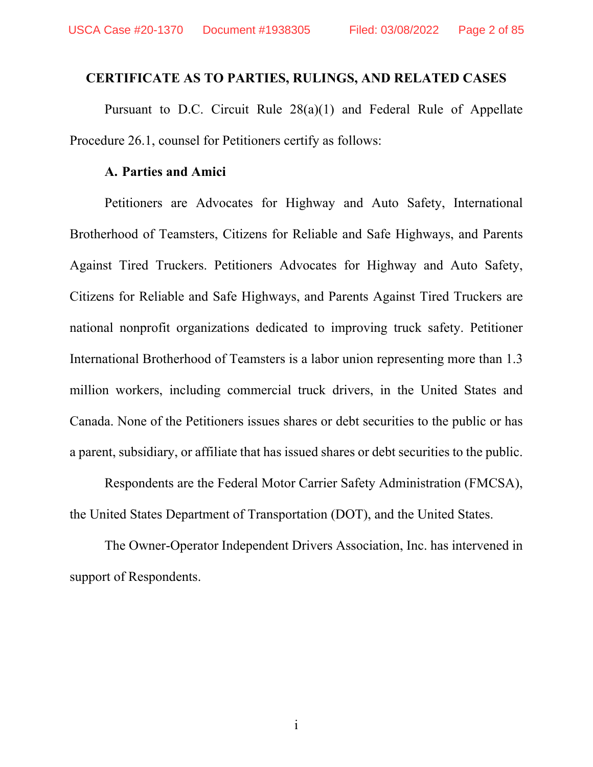## CERTIFICATE AS TO PARTIES, RULINGS, AND RELATED CASES

Pursuant to D.C. Circuit Rule 28(a)(1) and Federal Rule of Appellate Procedure 26.1, counsel for Petitioners certify as follows:

### A. Parties and Amici

Petitioners are Advocates for Highway and Auto Safety, International Brotherhood of Teamsters, Citizens for Reliable and Safe Highways, and Parents Against Tired Truckers. Petitioners Advocates for Highway and Auto Safety, Citizens for Reliable and Safe Highways, and Parents Against Tired Truckers are national nonprofit organizations dedicated to improving truck safety. Petitioner International Brotherhood of Teamsters is a labor union representing more than 1.3 million workers, including commercial truck drivers, in the United States and Canada. None of the Petitioners issues shares or debt securities to the public or has a parent, subsidiary, or affiliate that has issued shares or debt securities to the public.

Respondents are the Federal Motor Carrier Safety Administration (FMCSA), the United States Department of Transportation (DOT), and the United States.

The Owner-Operator Independent Drivers Association, Inc. has intervened in support of Respondents.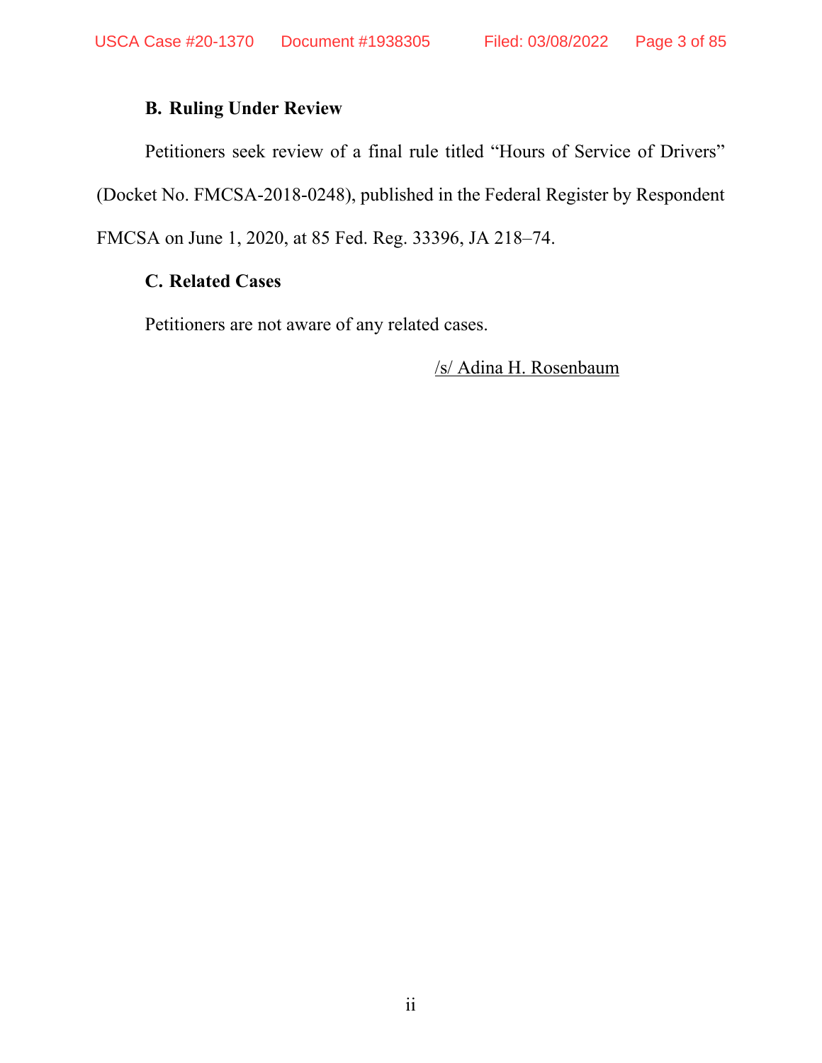**B. Ruling Under Review**

Petitioners seek review of a final rule titled "Hours of Service of Drivers" (Docket No. FMCSA-2018-0248), published in the Federal Register by Respondent FMCSA on June 1, 2020, at 85 Fed. Reg. 33396, JA 218–74.

**C. Related Cases**

Petitioners are not aware of any related cases.

/s/ Adina H. Rosenbaum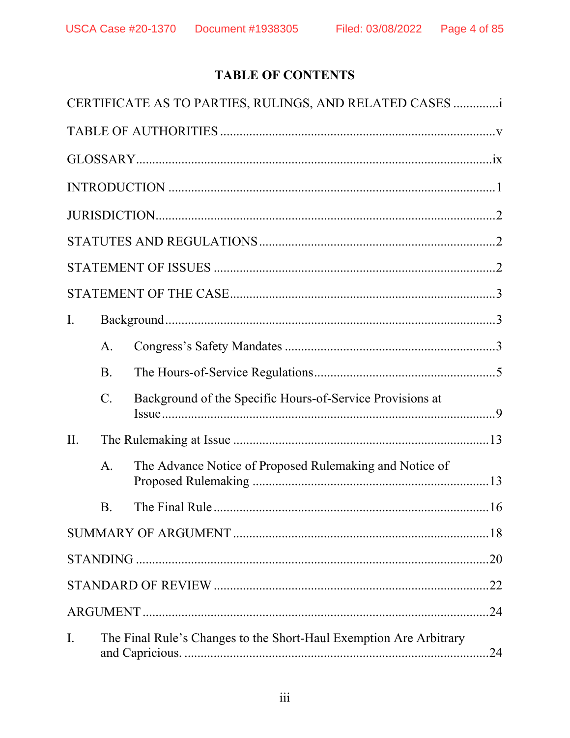# TABLE OF CONTENTS

CERTIFICATE AS TO PARTIES, RULINGS, AND RELATED CASES .............i

TABLE OF AUTHORITIES ....................................................................................v

GLOSSARY.............................................................................................................ix

INTRODUCTION ....................................................................................................1

JURISDICTION........................................................................................................2

STATUTES AND REGULATIONS ........................................................................2

STATEMENT OF ISSUES ......................................................................................2

STATEMENT OF THE CASE.................................................................................3

I. Background......................................................................................................3

  A. Congress's Safety Mandates ................................................................3

  B. The Hours-of-Service Regulations.......................................................5

  C. Background of the Specific Hours-of-Service Provisions at Issue.......................................................................................................9

II. The Rulemaking at Issue ...............................................................................13

  A. The Advance Notice of Proposed Rulemaking and Notice of Proposed Rulemaking ........................................................................13

  B. The Final Rule ....................................................................................16

SUMMARY OF ARGUMENT ..............................................................................18

STANDING ............................................................................................................20

STANDARD OF REVIEW ....................................................................................22

ARGUMENT ..........................................................................................................24

I. The Final Rule's Changes to the Short-Haul Exemption Are Arbitrary and Capricious. ............................................................................................24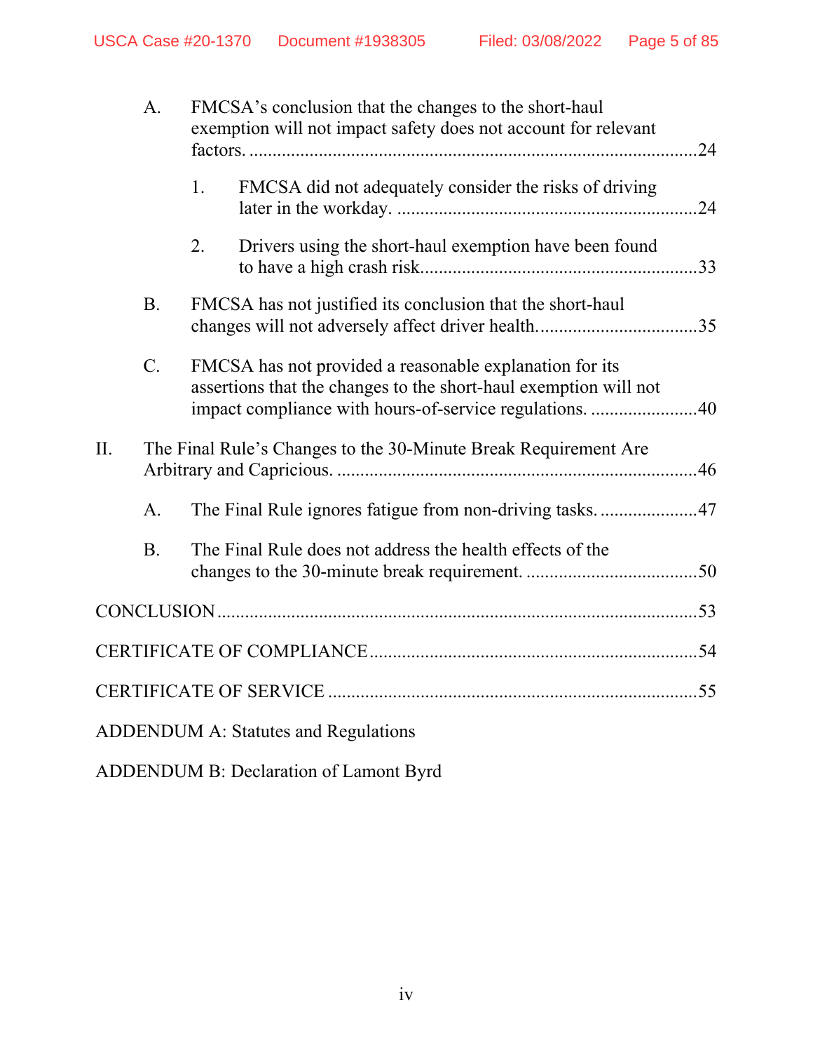A. FMCSA's conclusion that the changes to the short-haul exemption will not impact safety does not account for relevant factors. ....24

1. FMCSA did not adequately consider the risks of driving later in the workday. ....24

2. Drivers using the short-haul exemption have been found to have a high crash risk....33

B. FMCSA has not justified its conclusion that the short-haul changes will not adversely affect driver health....35

C. FMCSA has not provided a reasonable explanation for its assertions that the changes to the short-haul exemption will not impact compliance with hours-of-service regulations. ....40

II. The Final Rule's Changes to the 30-Minute Break Requirement Are Arbitrary and Capricious. ....46

A. The Final Rule ignores fatigue from non-driving tasks....47

B. The Final Rule does not address the health effects of the changes to the 30-minute break requirement. ....50

CONCLUSION....53

CERTIFICATE OF COMPLIANCE....54

CERTIFICATE OF SERVICE ....55

ADDENDUM A: Statutes and Regulations

ADDENDUM B: Declaration of Lamont Byrd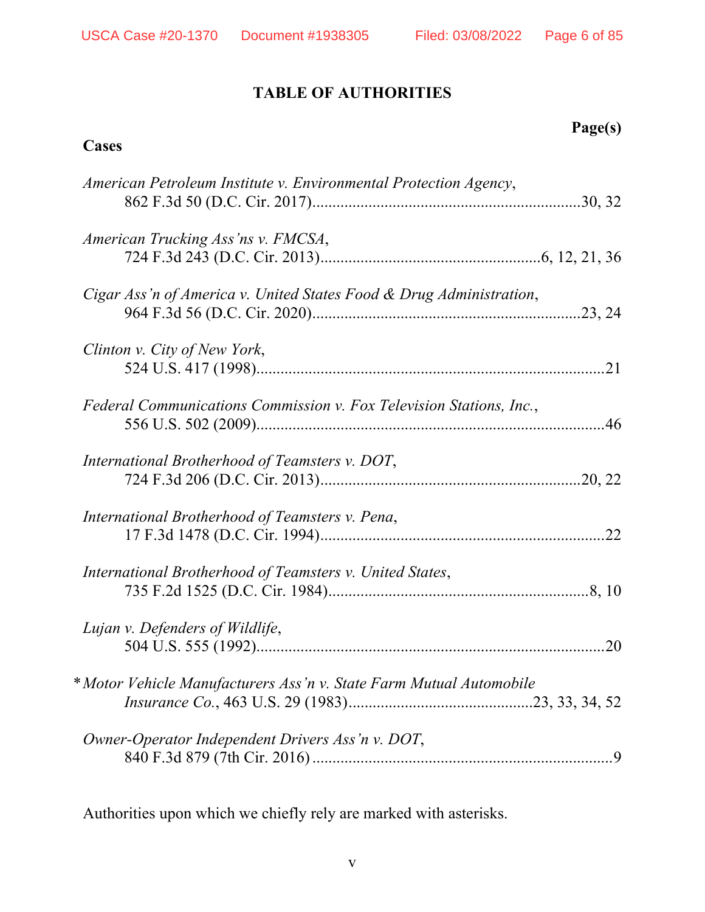# TABLE OF AUTHORITIES

**Page(s)**

## Cases

*American Petroleum Institute v. Environmental Protection Agency*, 862 F.3d 50 (D.C. Cir. 2017)....................30, 32

*American Trucking Ass'ns v. FMCSA*, 724 F.3d 243 (D.C. Cir. 2013)....................6, 12, 21, 36

*Cigar Ass'n of America v. United States Food & Drug Administration*, 964 F.3d 56 (D.C. Cir. 2020)....................23, 24

*Clinton v. City of New York*, 524 U.S. 417 (1998)....................21

*Federal Communications Commission v. Fox Television Stations, Inc.*, 556 U.S. 502 (2009)....................46

*International Brotherhood of Teamsters v. DOT*, 724 F.3d 206 (D.C. Cir. 2013)....................20, 22

*International Brotherhood of Teamsters v. Pena*, 17 F.3d 1478 (D.C. Cir. 1994)....................22

*International Brotherhood of Teamsters v. United States*, 735 F.2d 1525 (D.C. Cir. 1984)....................8, 10

*Lujan v. Defenders of Wildlife*, 504 U.S. 555 (1992)....................20

\* *Motor Vehicle Manufacturers Ass'n v. State Farm Mutual Automobile Insurance Co.*, 463 U.S. 29 (1983)....................23, 33, 34, 52

*Owner-Operator Independent Drivers Ass'n v. DOT*, 840 F.3d 879 (7th Cir. 2016)....................9

Authorities upon which we chiefly rely are marked with asterisks.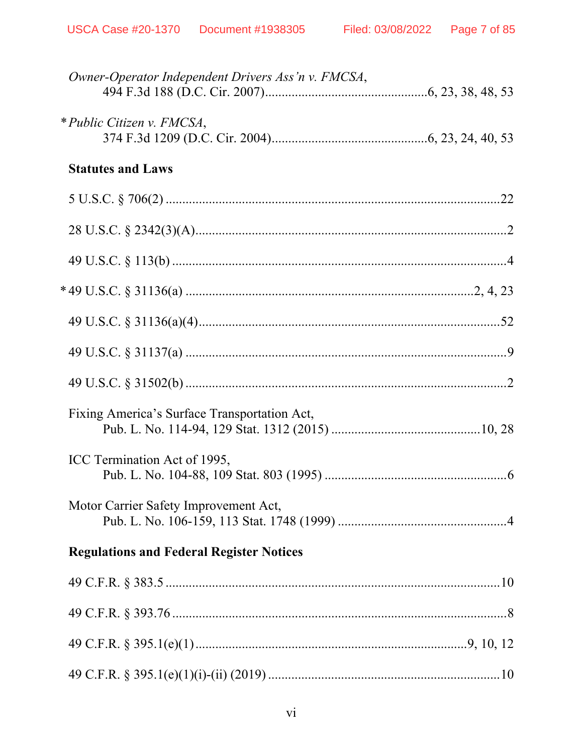*Owner-Operator Independent Drivers Ass'n v. FMCSA*,
494 F.3d 188 (D.C. Cir. 2007)................................................6, 23, 38, 48, 53

\* *Public Citizen v. FMCSA*,
374 F.3d 1209 (D.C. Cir. 2004)..............................................6, 23, 24, 40, 53

**Statutes and Laws**

5 U.S.C. § 706(2) ....................................................................................................22

28 U.S.C. § 2342(3)(A)..............................................................................................2

49 U.S.C. § 113(b) ......................................................................................................4

\* 49 U.S.C. § 31136(a) ...................................................................................2, 4, 23

49 U.S.C. § 31136(a)(4)............................................................................................52

49 U.S.C. § 31137(a) ..................................................................................................9

49 U.S.C. § 31502(b) ..................................................................................................2

Fixing America's Surface Transportation Act,
Pub. L. No. 114-94, 129 Stat. 1312 (2015) ............................................10, 28

ICC Termination Act of 1995,
Pub. L. No. 104-88, 109 Stat. 803 (1995) ......................................................6

Motor Carrier Safety Improvement Act,
Pub. L. No. 106-159, 113 Stat. 1748 (1999) ..................................................4

**Regulations and Federal Register Notices**

49 C.F.R. § 383.5 ......................................................................................................10

49 C.F.R. § 393.76 ......................................................................................................8

49 C.F.R. § 395.1(e)(1) ...............................................................................9, 10, 12

49 C.F.R. § 395.1(e)(1)(i)-(ii) (2019) .....................................................................10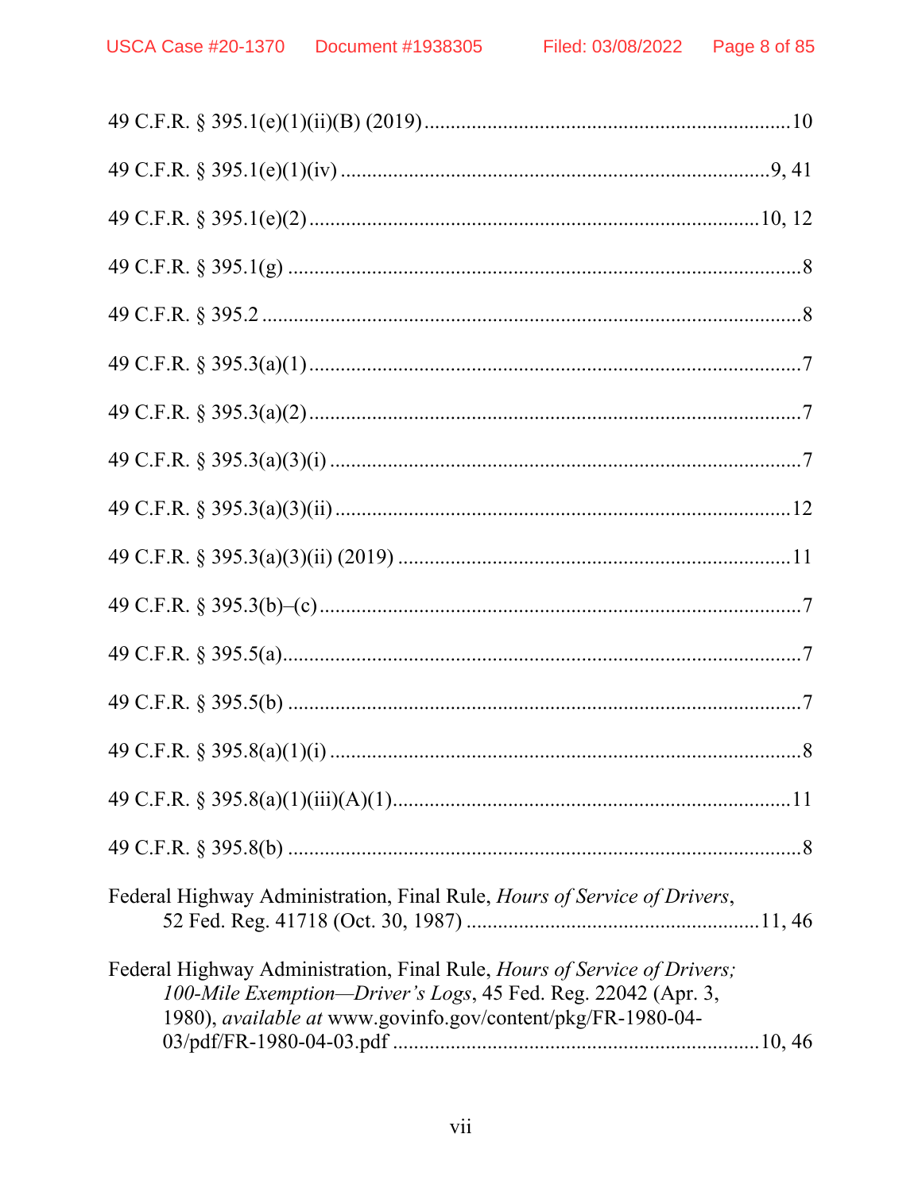49 C.F.R. § 395.1(e)(1)(ii)(B) (2019) .....................................................................10

49 C.F.R. § 395.1(e)(1)(iv) .....................................................................9, 41

49 C.F.R. § 395.1(e)(2) .....................................................................10, 12

49 C.F.R. § 395.1(g) .....................................................................8

49 C.F.R. § 395.2 .....................................................................8

49 C.F.R. § 395.3(a)(1) .....................................................................7

49 C.F.R. § 395.3(a)(2) .....................................................................7

49 C.F.R. § 395.3(a)(3)(i) .....................................................................7

49 C.F.R. § 395.3(a)(3)(ii) .....................................................................12

49 C.F.R. § 395.3(a)(3)(ii) (2019) .....................................................................11

49 C.F.R. § 395.3(b)–(c) .....................................................................7

49 C.F.R. § 395.5(a) .....................................................................7

49 C.F.R. § 395.5(b) .....................................................................7

49 C.F.R. § 395.8(a)(1)(i) .....................................................................8

49 C.F.R. § 395.8(a)(1)(iii)(A)(1) .....................................................................11

49 C.F.R. § 395.8(b) .....................................................................8

Federal Highway Administration, Final Rule, *Hours of Service of Drivers*, 52 Fed. Reg. 41718 (Oct. 30, 1987) .....................................................................11, 46

Federal Highway Administration, Final Rule, *Hours of Service of Drivers; 100-Mile Exemption—Driver's Logs*, 45 Fed. Reg. 22042 (Apr. 3, 1980), *available at* www.govinfo.gov/content/pkg/FR-1980-04-03/pdf/FR-1980-04-03.pdf .....................................................................10, 46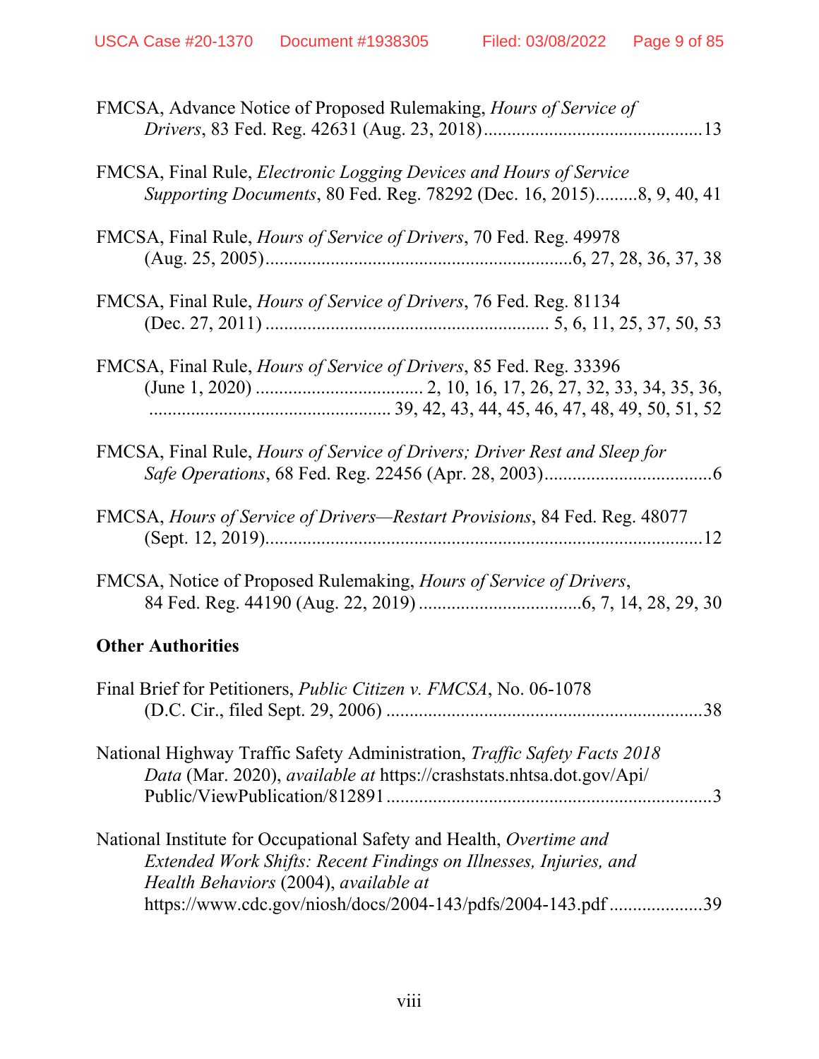FMCSA, Advance Notice of Proposed Rulemaking, *Hours of Service of Drivers*, 83 Fed. Reg. 42631 (Aug. 23, 2018)...............................................13

FMCSA, Final Rule, *Electronic Logging Devices and Hours of Service Supporting Documents*, 80 Fed. Reg. 78292 (Dec. 16, 2015).........8, 9, 40, 41

FMCSA, Final Rule, *Hours of Service of Drivers*, 70 Fed. Reg. 49978 (Aug. 25, 2005).................................................................6, 27, 28, 36, 37, 38

FMCSA, Final Rule, *Hours of Service of Drivers*, 76 Fed. Reg. 81134 (Dec. 27, 2011) ............................................................ 5, 6, 11, 25, 37, 50, 53

FMCSA, Final Rule, *Hours of Service of Drivers*, 85 Fed. Reg. 33396 (June 1, 2020) .................................... 2, 10, 16, 17, 26, 27, 32, 33, 34, 35, 36, .................................................... 39, 42, 43, 44, 45, 46, 47, 48, 49, 50, 51, 52

FMCSA, Final Rule, *Hours of Service of Drivers; Driver Rest and Sleep for Safe Operations*, 68 Fed. Reg. 22456 (Apr. 28, 2003)....................................6

FMCSA, *Hours of Service of Drivers—Restart Provisions*, 84 Fed. Reg. 48077 (Sept. 12, 2019)..............................................................................................12

FMCSA, Notice of Proposed Rulemaking, *Hours of Service of Drivers*, 84 Fed. Reg. 44190 (Aug. 22, 2019) ..................................6, 7, 14, 28, 29, 30

**Other Authorities**

Final Brief for Petitioners, *Public Citizen v. FMCSA*, No. 06-1078 (D.C. Cir., filed Sept. 29, 2006) .....................................................................38

National Highway Traffic Safety Administration, *Traffic Safety Facts 2018 Data* (Mar. 2020), *available at* https://crashstats.nhtsa.dot.gov/Api/Public/ViewPublication/812891......................................................................3

National Institute for Occupational Safety and Health, *Overtime and Extended Work Shifts: Recent Findings on Illnesses, Injuries, and Health Behaviors* (2004), *available at* https://www.cdc.gov/niosh/docs/2004-143/pdfs/2004-143.pdf ....................39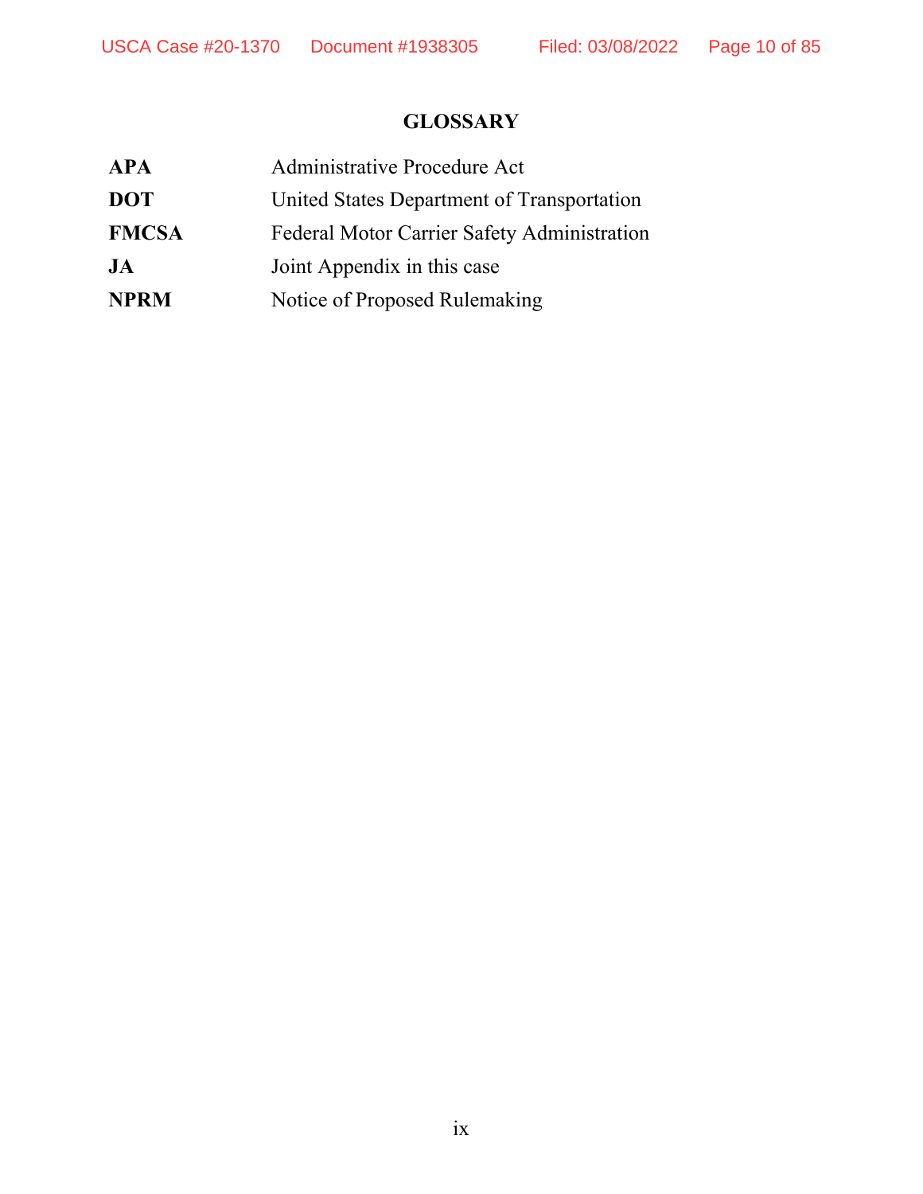## GLOSSARY

| | |
|---|---|
| **APA** | Administrative Procedure Act |
| **DOT** | United States Department of Transportation |
| **FMCSA** | Federal Motor Carrier Safety Administration |
| **JA** | Joint Appendix in this case |
| **NPRM** | Notice of Proposed Rulemaking |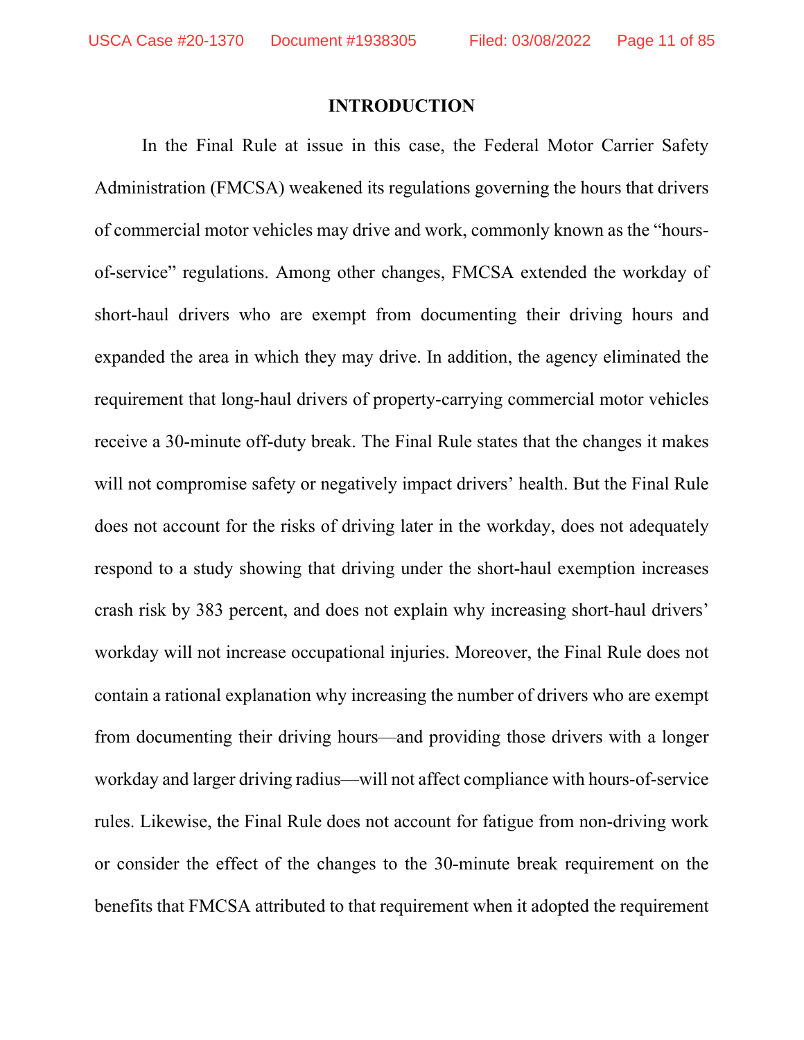## INTRODUCTION

In the Final Rule at issue in this case, the Federal Motor Carrier Safety Administration (FMCSA) weakened its regulations governing the hours that drivers of commercial motor vehicles may drive and work, commonly known as the "hours-of-service" regulations. Among other changes, FMCSA extended the workday of short-haul drivers who are exempt from documenting their driving hours and expanded the area in which they may drive. In addition, the agency eliminated the requirement that long-haul drivers of property-carrying commercial motor vehicles receive a 30-minute off-duty break. The Final Rule states that the changes it makes will not compromise safety or negatively impact drivers' health. But the Final Rule does not account for the risks of driving later in the workday, does not adequately respond to a study showing that driving under the short-haul exemption increases crash risk by 383 percent, and does not explain why increasing short-haul drivers' workday will not increase occupational injuries. Moreover, the Final Rule does not contain a rational explanation why increasing the number of drivers who are exempt from documenting their driving hours—and providing those drivers with a longer workday and larger driving radius—will not affect compliance with hours-of-service rules. Likewise, the Final Rule does not account for fatigue from non-driving work or consider the effect of the changes to the 30-minute break requirement on the benefits that FMCSA attributed to that requirement when it adopted the requirement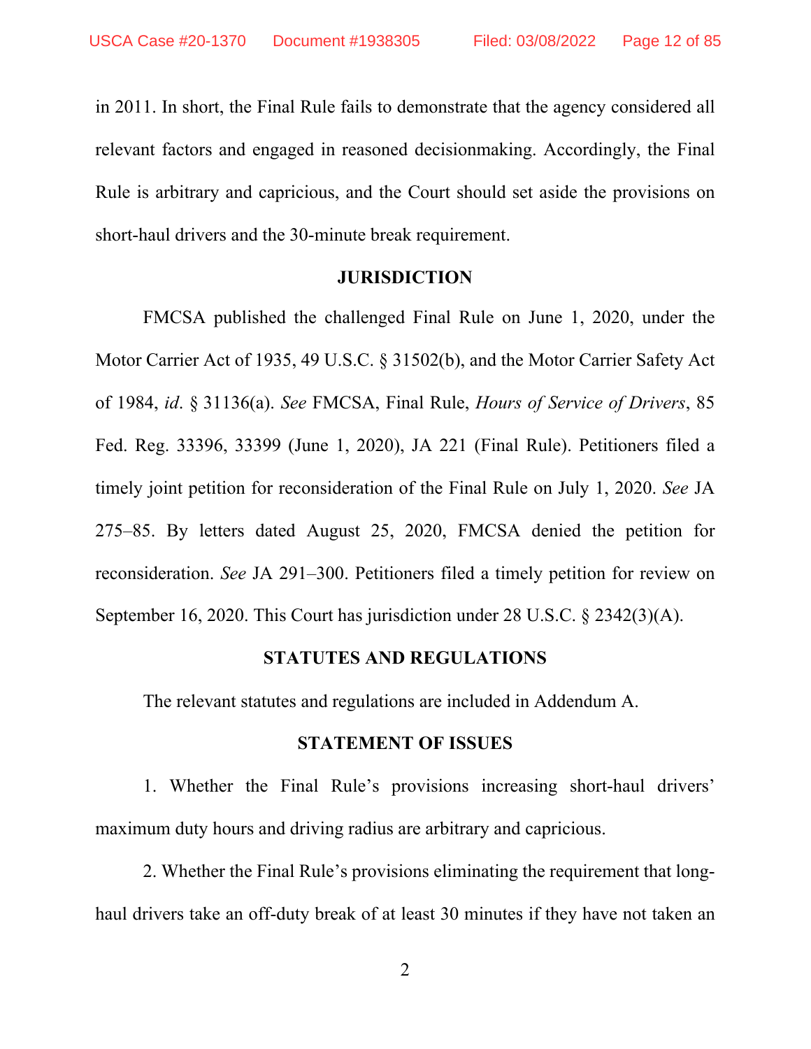in 2011. In short, the Final Rule fails to demonstrate that the agency considered all relevant factors and engaged in reasoned decisionmaking. Accordingly, the Final Rule is arbitrary and capricious, and the Court should set aside the provisions on short-haul drivers and the 30-minute break requirement.

## JURISDICTION

FMCSA published the challenged Final Rule on June 1, 2020, under the Motor Carrier Act of 1935, 49 U.S.C. § 31502(b), and the Motor Carrier Safety Act of 1984, *id*. § 31136(a). *See* FMCSA, Final Rule, *Hours of Service of Drivers*, 85 Fed. Reg. 33396, 33399 (June 1, 2020), JA 221 (Final Rule). Petitioners filed a timely joint petition for reconsideration of the Final Rule on July 1, 2020. *See* JA 275–85. By letters dated August 25, 2020, FMCSA denied the petition for reconsideration. *See* JA 291–300. Petitioners filed a timely petition for review on September 16, 2020. This Court has jurisdiction under 28 U.S.C. § 2342(3)(A).

## STATUTES AND REGULATIONS

The relevant statutes and regulations are included in Addendum A.

## STATEMENT OF ISSUES

1. Whether the Final Rule's provisions increasing short-haul drivers' maximum duty hours and driving radius are arbitrary and capricious.

2. Whether the Final Rule's provisions eliminating the requirement that long-haul drivers take an off-duty break of at least 30 minutes if they have not taken an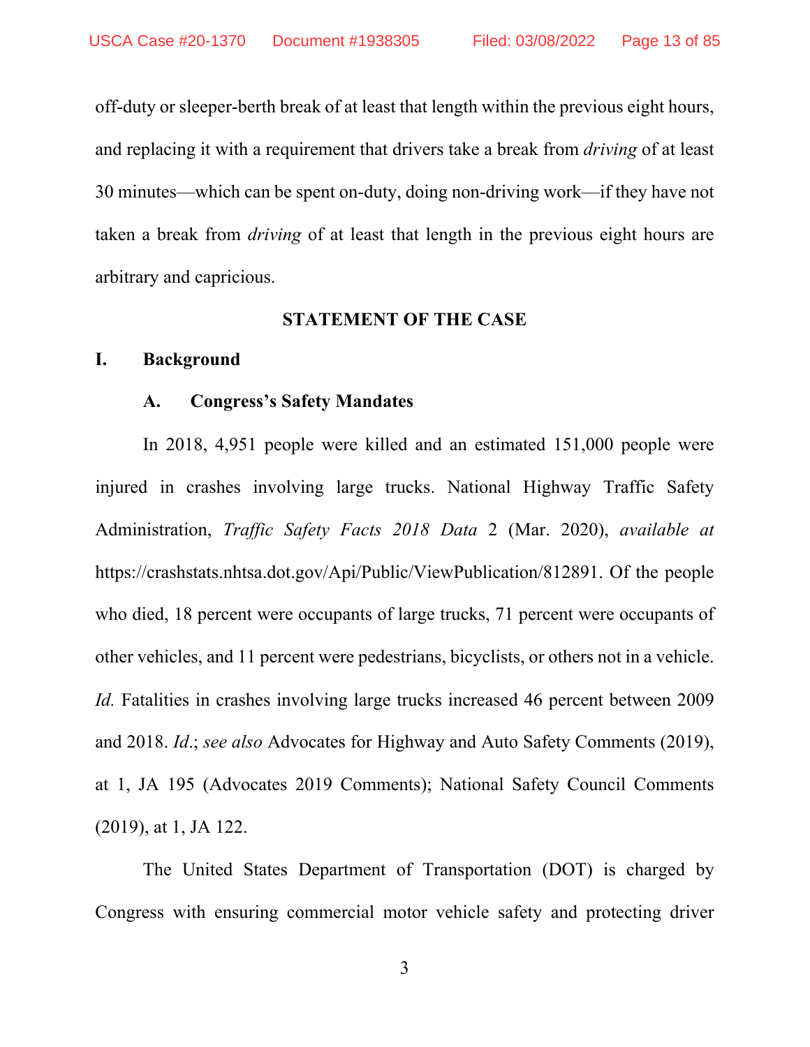off-duty or sleeper-berth break of at least that length within the previous eight hours, and replacing it with a requirement that drivers take a break from *driving* of at least 30 minutes—which can be spent on-duty, doing non-driving work—if they have not taken a break from *driving* of at least that length in the previous eight hours are arbitrary and capricious.

## STATEMENT OF THE CASE

### I. Background

#### A. Congress's Safety Mandates

In 2018, 4,951 people were killed and an estimated 151,000 people were injured in crashes involving large trucks. National Highway Traffic Safety Administration, *Traffic Safety Facts 2018 Data* 2 (Mar. 2020), *available at* https://crashstats.nhtsa.dot.gov/Api/Public/ViewPublication/812891. Of the people who died, 18 percent were occupants of large trucks, 71 percent were occupants of other vehicles, and 11 percent were pedestrians, bicyclists, or others not in a vehicle. *Id.* Fatalities in crashes involving large trucks increased 46 percent between 2009 and 2018. *Id.*; *see also* Advocates for Highway and Auto Safety Comments (2019), at 1, JA 195 (Advocates 2019 Comments); National Safety Council Comments (2019), at 1, JA 122.

The United States Department of Transportation (DOT) is charged by Congress with ensuring commercial motor vehicle safety and protecting driver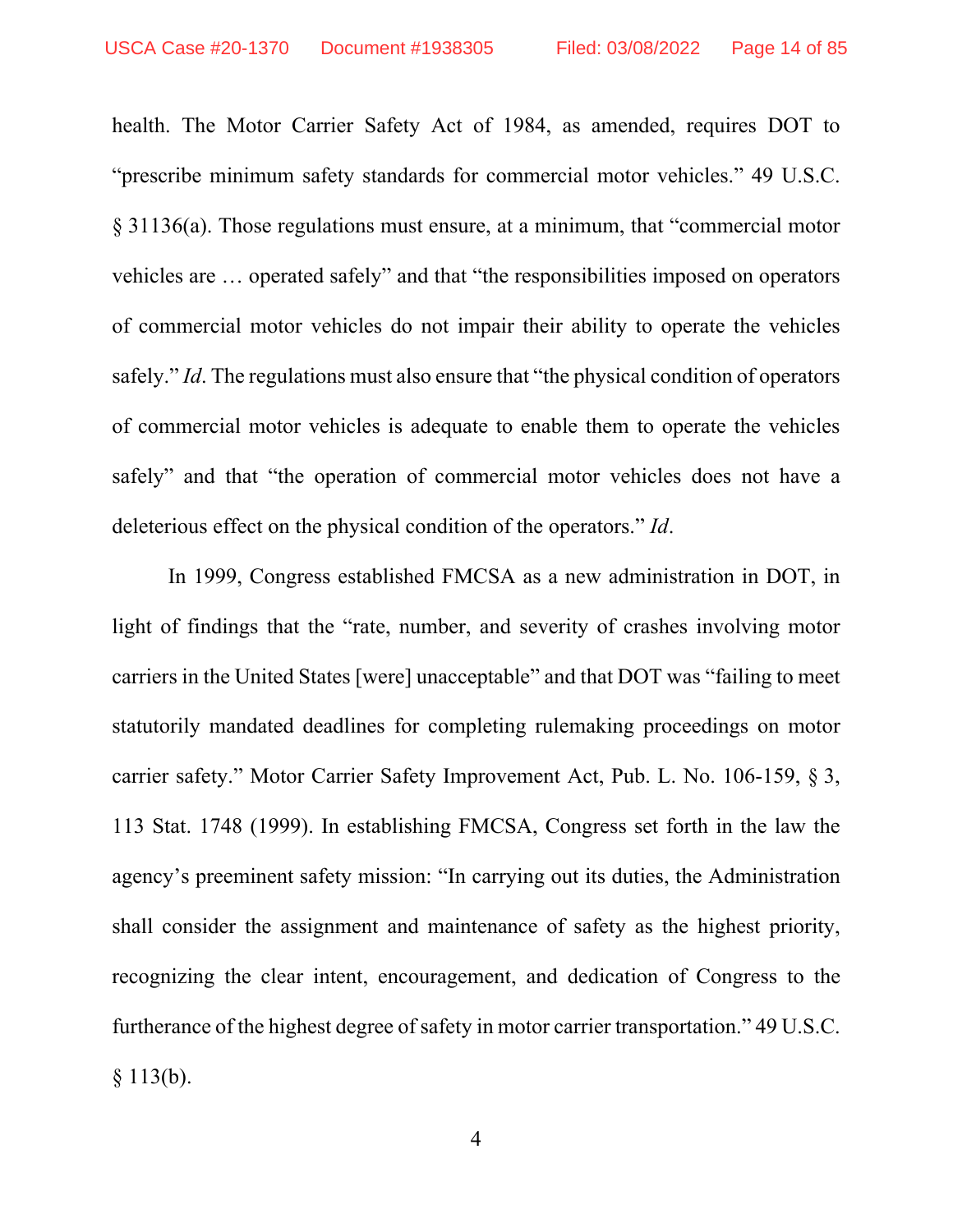health. The Motor Carrier Safety Act of 1984, as amended, requires DOT to "prescribe minimum safety standards for commercial motor vehicles." 49 U.S.C. § 31136(a). Those regulations must ensure, at a minimum, that "commercial motor vehicles are … operated safely" and that "the responsibilities imposed on operators of commercial motor vehicles do not impair their ability to operate the vehicles safely." *Id*. The regulations must also ensure that "the physical condition of operators of commercial motor vehicles is adequate to enable them to operate the vehicles safely" and that "the operation of commercial motor vehicles does not have a deleterious effect on the physical condition of the operators." *Id*.

In 1999, Congress established FMCSA as a new administration in DOT, in light of findings that the "rate, number, and severity of crashes involving motor carriers in the United States [were] unacceptable" and that DOT was "failing to meet statutorily mandated deadlines for completing rulemaking proceedings on motor carrier safety." Motor Carrier Safety Improvement Act, Pub. L. No. 106-159, § 3, 113 Stat. 1748 (1999). In establishing FMCSA, Congress set forth in the law the agency's preeminent safety mission: "In carrying out its duties, the Administration shall consider the assignment and maintenance of safety as the highest priority, recognizing the clear intent, encouragement, and dedication of Congress to the furtherance of the highest degree of safety in motor carrier transportation." 49 U.S.C. § 113(b).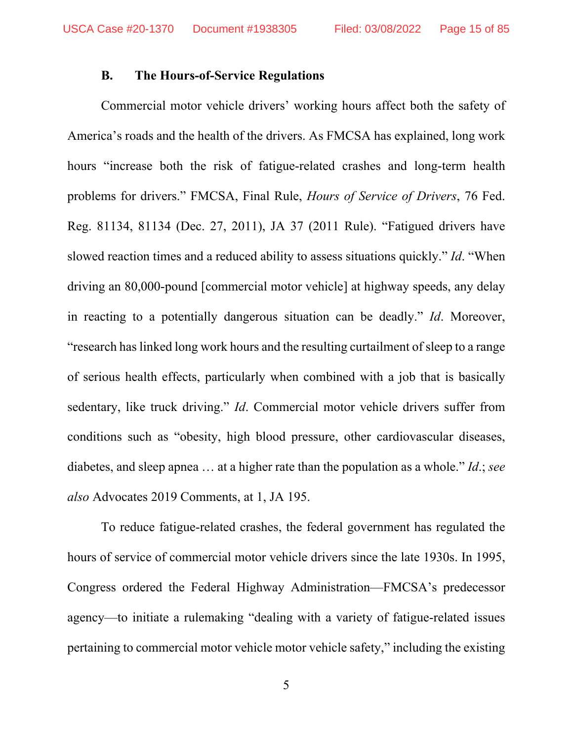### B. The Hours-of-Service Regulations

Commercial motor vehicle drivers' working hours affect both the safety of America's roads and the health of the drivers. As FMCSA has explained, long work hours "increase both the risk of fatigue-related crashes and long-term health problems for drivers." FMCSA, Final Rule, *Hours of Service of Drivers*, 76 Fed. Reg. 81134, 81134 (Dec. 27, 2011), JA 37 (2011 Rule). "Fatigued drivers have slowed reaction times and a reduced ability to assess situations quickly." *Id*. "When driving an 80,000-pound [commercial motor vehicle] at highway speeds, any delay in reacting to a potentially dangerous situation can be deadly." *Id*. Moreover, "research has linked long work hours and the resulting curtailment of sleep to a range of serious health effects, particularly when combined with a job that is basically sedentary, like truck driving." *Id*. Commercial motor vehicle drivers suffer from conditions such as "obesity, high blood pressure, other cardiovascular diseases, diabetes, and sleep apnea … at a higher rate than the population as a whole." *Id*.; *see also* Advocates 2019 Comments, at 1, JA 195.

To reduce fatigue-related crashes, the federal government has regulated the hours of service of commercial motor vehicle drivers since the late 1930s. In 1995, Congress ordered the Federal Highway Administration—FMCSA's predecessor agency—to initiate a rulemaking "dealing with a variety of fatigue-related issues pertaining to commercial motor vehicle motor vehicle safety," including the existing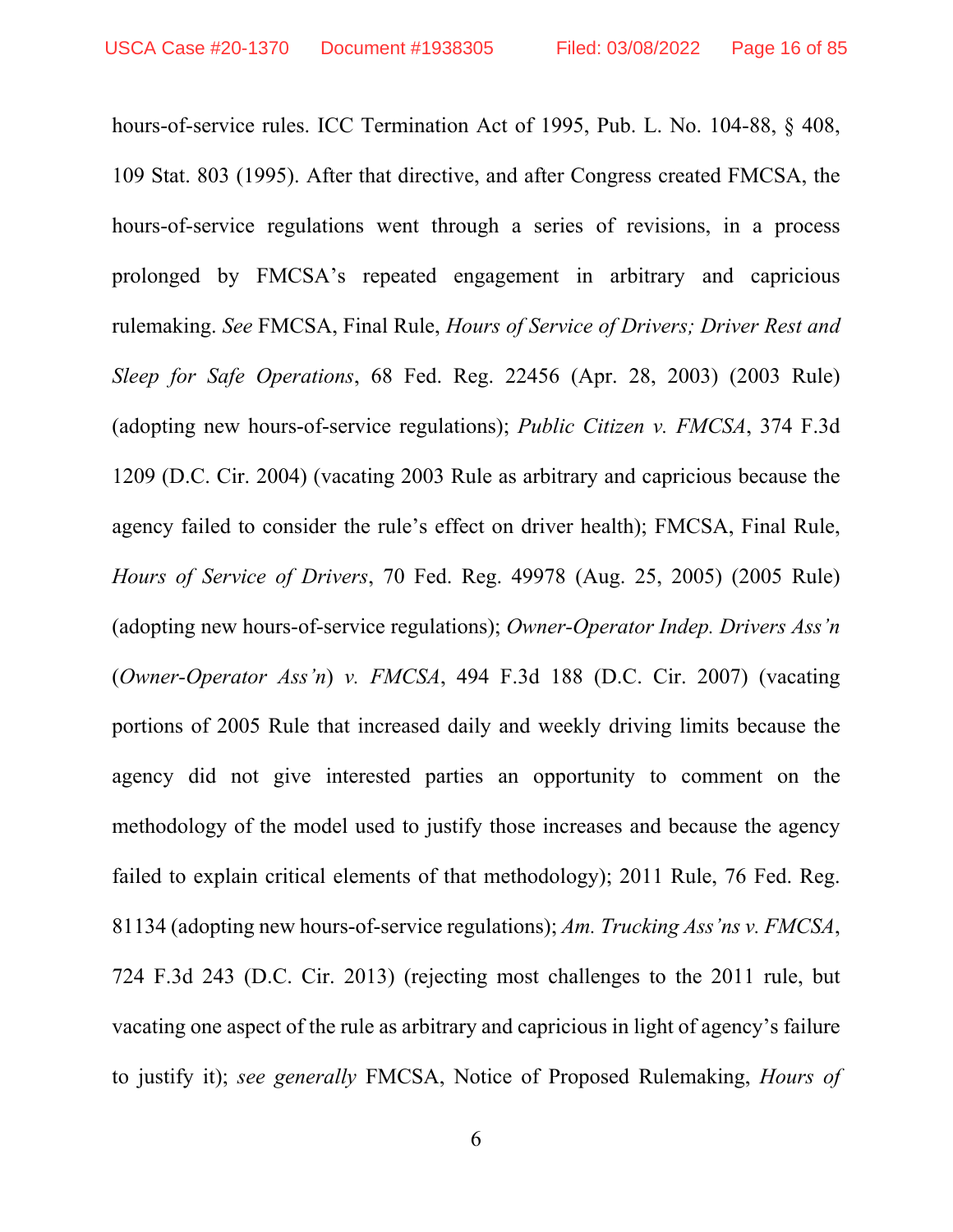hours-of-service rules. ICC Termination Act of 1995, Pub. L. No. 104-88, § 408, 109 Stat. 803 (1995). After that directive, and after Congress created FMCSA, the hours-of-service regulations went through a series of revisions, in a process prolonged by FMCSA's repeated engagement in arbitrary and capricious rulemaking. *See* FMCSA, Final Rule, *Hours of Service of Drivers; Driver Rest and Sleep for Safe Operations*, 68 Fed. Reg. 22456 (Apr. 28, 2003) (2003 Rule) (adopting new hours-of-service regulations); *Public Citizen v. FMCSA*, 374 F.3d 1209 (D.C. Cir. 2004) (vacating 2003 Rule as arbitrary and capricious because the agency failed to consider the rule's effect on driver health); FMCSA, Final Rule, *Hours of Service of Drivers*, 70 Fed. Reg. 49978 (Aug. 25, 2005) (2005 Rule) (adopting new hours-of-service regulations); *Owner-Operator Indep. Drivers Ass'n* (*Owner-Operator Ass'n*) *v. FMCSA*, 494 F.3d 188 (D.C. Cir. 2007) (vacating portions of 2005 Rule that increased daily and weekly driving limits because the agency did not give interested parties an opportunity to comment on the methodology of the model used to justify those increases and because the agency failed to explain critical elements of that methodology); 2011 Rule, 76 Fed. Reg. 81134 (adopting new hours-of-service regulations); *Am. Trucking Ass'ns v. FMCSA*, 724 F.3d 243 (D.C. Cir. 2013) (rejecting most challenges to the 2011 rule, but vacating one aspect of the rule as arbitrary and capricious in light of agency's failure to justify it); *see generally* FMCSA, Notice of Proposed Rulemaking, *Hours of*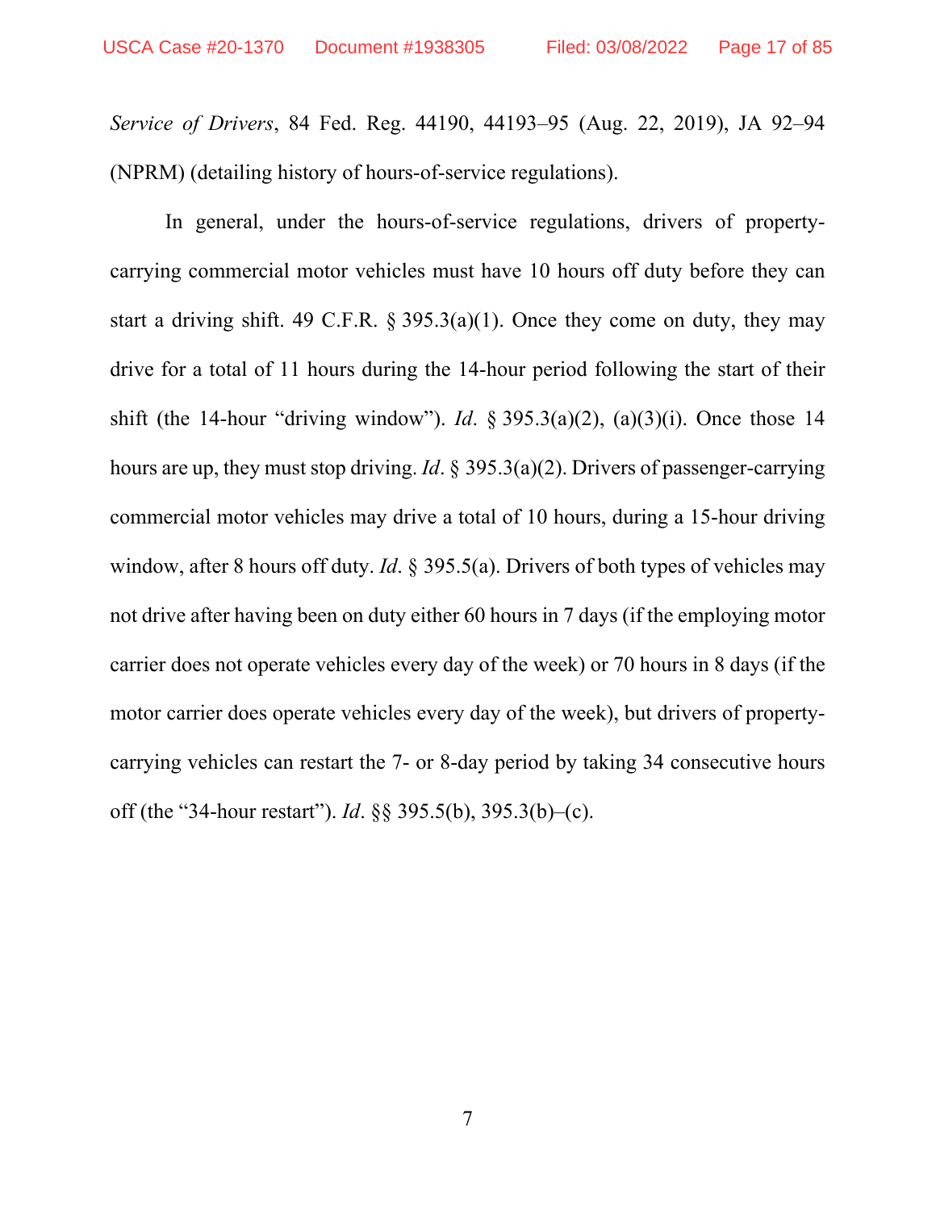*Service of Drivers*, 84 Fed. Reg. 44190, 44193–95 (Aug. 22, 2019), JA 92–94 (NPRM) (detailing history of hours-of-service regulations).

In general, under the hours-of-service regulations, drivers of property-carrying commercial motor vehicles must have 10 hours off duty before they can start a driving shift. 49 C.F.R. § 395.3(a)(1). Once they come on duty, they may drive for a total of 11 hours during the 14-hour period following the start of their shift (the 14-hour "driving window"). *Id*. § 395.3(a)(2), (a)(3)(i). Once those 14 hours are up, they must stop driving. *Id*. § 395.3(a)(2). Drivers of passenger-carrying commercial motor vehicles may drive a total of 10 hours, during a 15-hour driving window, after 8 hours off duty. *Id*. § 395.5(a). Drivers of both types of vehicles may not drive after having been on duty either 60 hours in 7 days (if the employing motor carrier does not operate vehicles every day of the week) or 70 hours in 8 days (if the motor carrier does operate vehicles every day of the week), but drivers of property-carrying vehicles can restart the 7- or 8-day period by taking 34 consecutive hours off (the "34-hour restart"). *Id*. §§ 395.5(b), 395.3(b)–(c).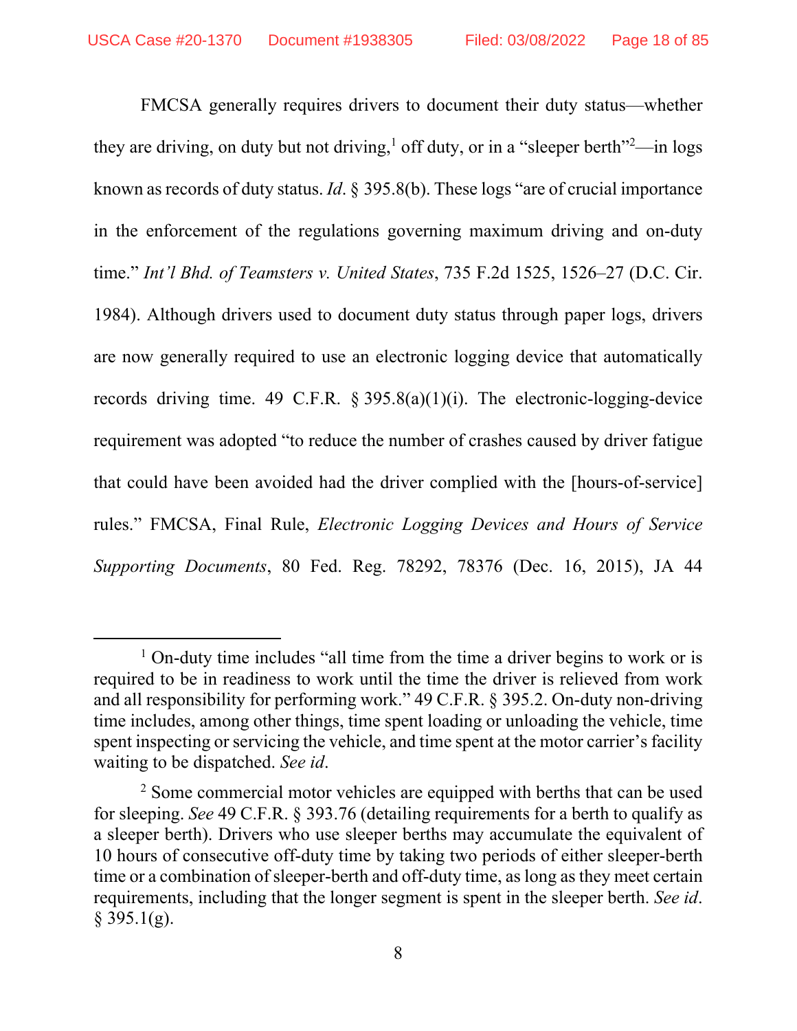FMCSA generally requires drivers to document their duty status—whether they are driving, on duty but not driving,[1] off duty, or in a "sleeper berth"[2]—in logs known as records of duty status. *Id*. § 395.8(b). These logs "are of crucial importance in the enforcement of the regulations governing maximum driving and on-duty time." *Int'l Bhd. of Teamsters v. United States*, 735 F.2d 1525, 1526–27 (D.C. Cir. 1984). Although drivers used to document duty status through paper logs, drivers are now generally required to use an electronic logging device that automatically records driving time. 49 C.F.R. § 395.8(a)(1)(i). The electronic-logging-device requirement was adopted "to reduce the number of crashes caused by driver fatigue that could have been avoided had the driver complied with the [hours-of-service] rules." FMCSA, Final Rule, *Electronic Logging Devices and Hours of Service Supporting Documents*, 80 Fed. Reg. 78292, 78376 (Dec. 16, 2015), JA 44

---

[1] On-duty time includes "all time from the time a driver begins to work or is required to be in readiness to work until the time the driver is relieved from work and all responsibility for performing work." 49 C.F.R. § 395.2. On-duty non-driving time includes, among other things, time spent loading or unloading the vehicle, time spent inspecting or servicing the vehicle, and time spent at the motor carrier's facility waiting to be dispatched. *See id*.

[2] Some commercial motor vehicles are equipped with berths that can be used for sleeping. *See* 49 C.F.R. § 393.76 (detailing requirements for a berth to qualify as a sleeper berth). Drivers who use sleeper berths may accumulate the equivalent of 10 hours of consecutive off-duty time by taking two periods of either sleeper-berth time or a combination of sleeper-berth and off-duty time, as long as they meet certain requirements, including that the longer segment is spent in the sleeper berth. *See id*. § 395.1(g).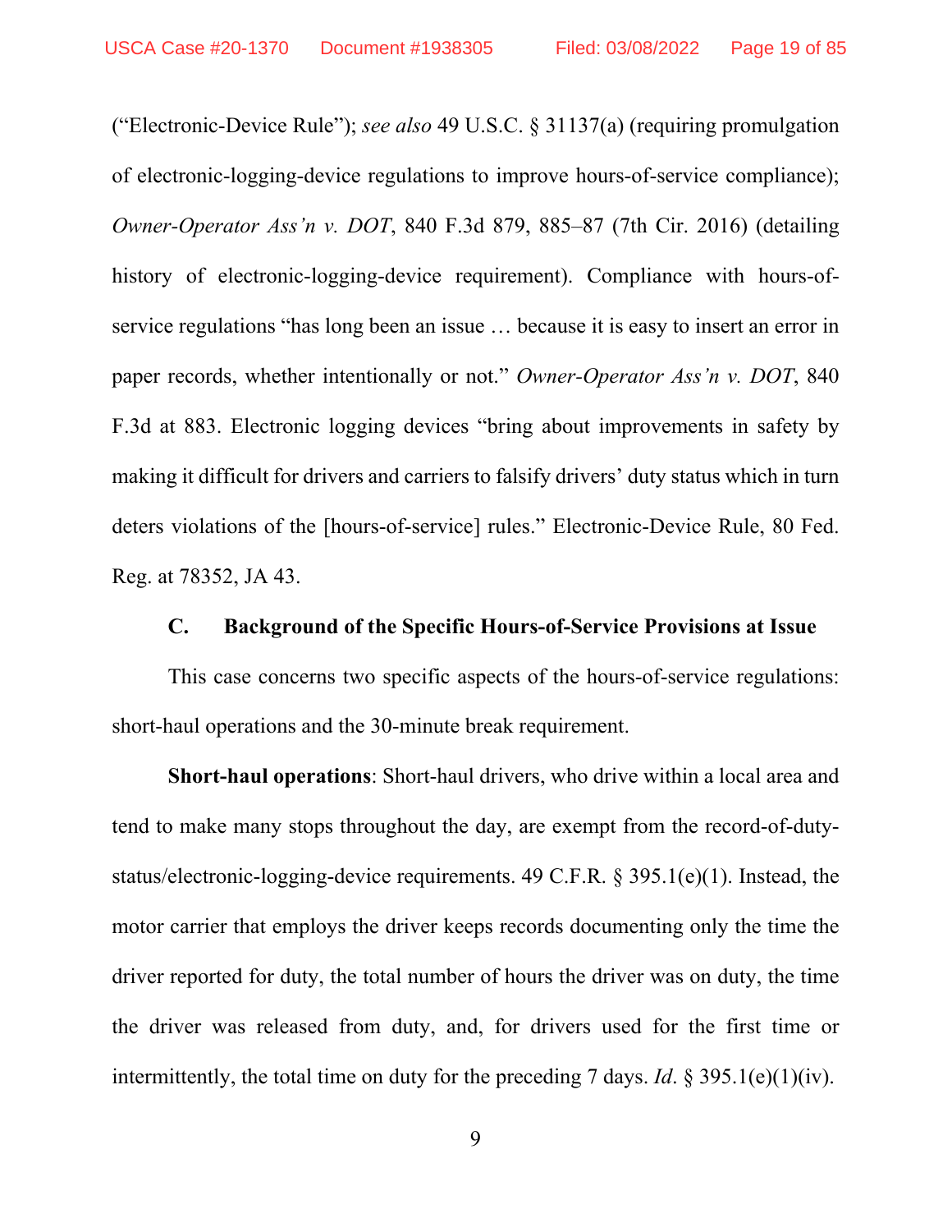("Electronic-Device Rule"); *see also* 49 U.S.C. § 31137(a) (requiring promulgation of electronic-logging-device regulations to improve hours-of-service compliance); *Owner-Operator Ass'n v. DOT*, 840 F.3d 879, 885–87 (7th Cir. 2016) (detailing history of electronic-logging-device requirement). Compliance with hours-of-service regulations "has long been an issue … because it is easy to insert an error in paper records, whether intentionally or not." *Owner-Operator Ass'n v. DOT*, 840 F.3d at 883. Electronic logging devices "bring about improvements in safety by making it difficult for drivers and carriers to falsify drivers' duty status which in turn deters violations of the [hours-of-service] rules." Electronic-Device Rule, 80 Fed. Reg. at 78352, JA 43.

### C. Background of the Specific Hours-of-Service Provisions at Issue

This case concerns two specific aspects of the hours-of-service regulations: short-haul operations and the 30-minute break requirement.

**Short-haul operations**: Short-haul drivers, who drive within a local area and tend to make many stops throughout the day, are exempt from the record-of-duty-status/electronic-logging-device requirements. 49 C.F.R. § 395.1(e)(1). Instead, the motor carrier that employs the driver keeps records documenting only the time the driver reported for duty, the total number of hours the driver was on duty, the time the driver was released from duty, and, for drivers used for the first time or intermittently, the total time on duty for the preceding 7 days. *Id*. § 395.1(e)(1)(iv).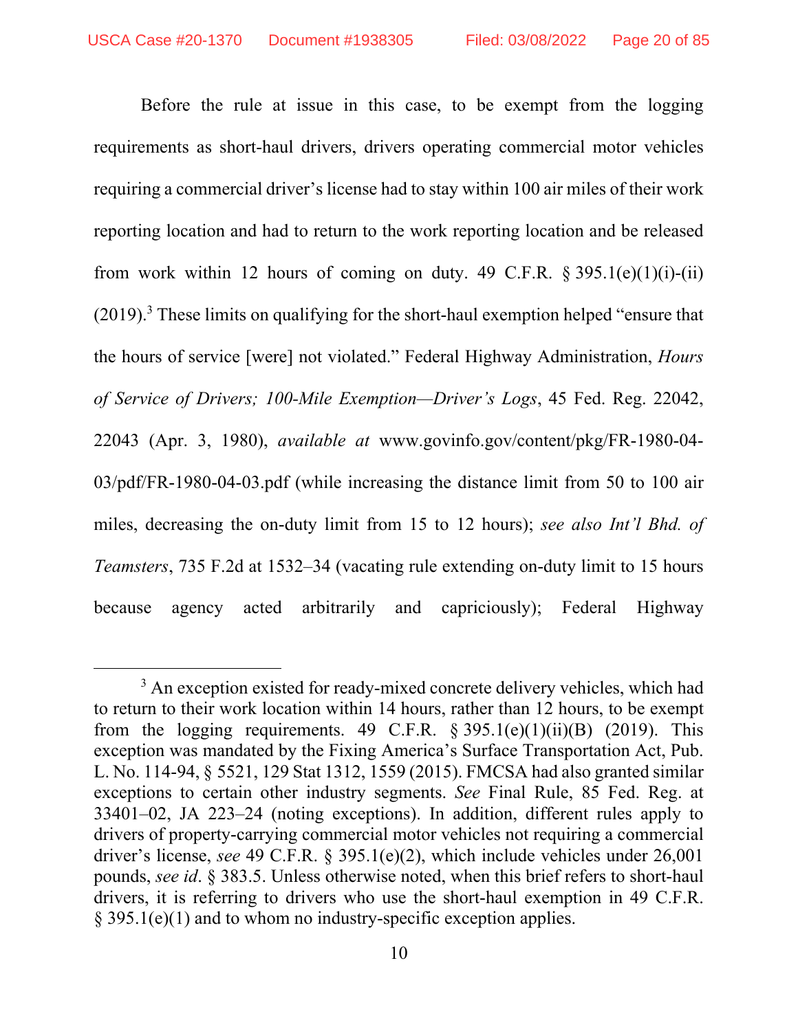Before the rule at issue in this case, to be exempt from the logging requirements as short-haul drivers, drivers operating commercial motor vehicles requiring a commercial driver's license had to stay within 100 air miles of their work reporting location and had to return to the work reporting location and be released from work within 12 hours of coming on duty. 49 C.F.R. § 395.1(e)(1)(i)-(ii) (2019).[3] These limits on qualifying for the short-haul exemption helped "ensure that the hours of service [were] not violated." Federal Highway Administration, *Hours of Service of Drivers; 100-Mile Exemption—Driver's Logs*, 45 Fed. Reg. 22042, 22043 (Apr. 3, 1980), *available at* www.govinfo.gov/content/pkg/FR-1980-04-03/pdf/FR-1980-04-03.pdf (while increasing the distance limit from 50 to 100 air miles, decreasing the on-duty limit from 15 to 12 hours); *see also Int'l Bhd. of Teamsters*, 735 F.2d at 1532–34 (vacating rule extending on-duty limit to 15 hours because agency acted arbitrarily and capriciously); Federal Highway

---

[3] An exception existed for ready-mixed concrete delivery vehicles, which had to return to their work location within 14 hours, rather than 12 hours, to be exempt from the logging requirements. 49 C.F.R. § 395.1(e)(1)(ii)(B) (2019). This exception was mandated by the Fixing America's Surface Transportation Act, Pub. L. No. 114-94, § 5521, 129 Stat 1312, 1559 (2015). FMCSA had also granted similar exceptions to certain other industry segments. *See* Final Rule, 85 Fed. Reg. at 33401–02, JA 223–24 (noting exceptions). In addition, different rules apply to drivers of property-carrying commercial motor vehicles not requiring a commercial driver's license, *see* 49 C.F.R. § 395.1(e)(2), which include vehicles under 26,001 pounds, *see id*. § 383.5. Unless otherwise noted, when this brief refers to short-haul drivers, it is referring to drivers who use the short-haul exemption in 49 C.F.R. § 395.1(e)(1) and to whom no industry-specific exception applies.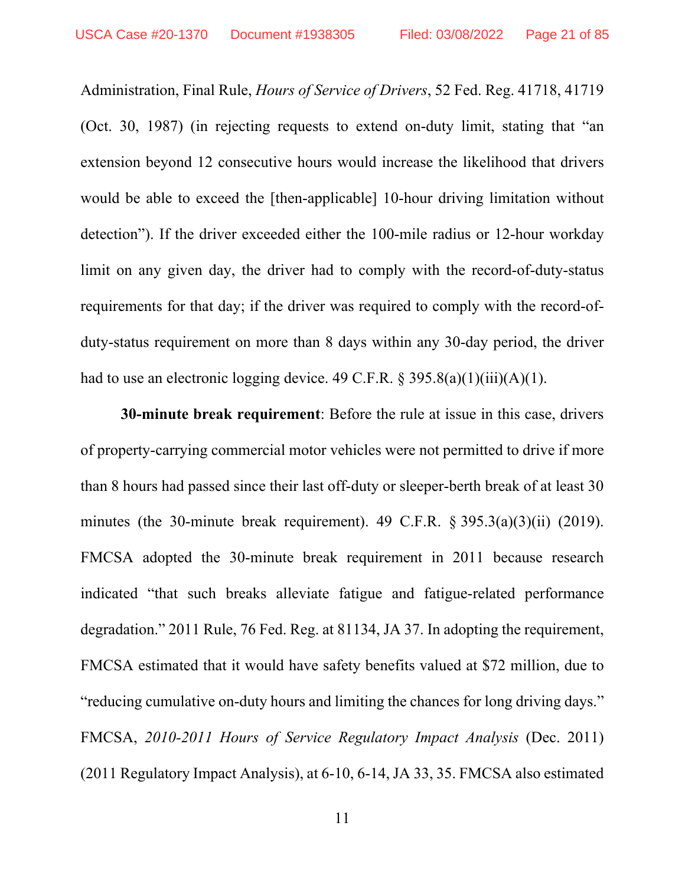Administration, Final Rule, *Hours of Service of Drivers*, 52 Fed. Reg. 41718, 41719 (Oct. 30, 1987) (in rejecting requests to extend on-duty limit, stating that "an extension beyond 12 consecutive hours would increase the likelihood that drivers would be able to exceed the [then-applicable] 10-hour driving limitation without detection"). If the driver exceeded either the 100-mile radius or 12-hour workday limit on any given day, the driver had to comply with the record-of-duty-status requirements for that day; if the driver was required to comply with the record-of-duty-status requirement on more than 8 days within any 30-day period, the driver had to use an electronic logging device. 49 C.F.R. § 395.8(a)(1)(iii)(A)(1).

**30-minute break requirement**: Before the rule at issue in this case, drivers of property-carrying commercial motor vehicles were not permitted to drive if more than 8 hours had passed since their last off-duty or sleeper-berth break of at least 30 minutes (the 30-minute break requirement). 49 C.F.R. § 395.3(a)(3)(ii) (2019). FMCSA adopted the 30-minute break requirement in 2011 because research indicated "that such breaks alleviate fatigue and fatigue-related performance degradation." 2011 Rule, 76 Fed. Reg. at 81134, JA 37. In adopting the requirement, FMCSA estimated that it would have safety benefits valued at $72 million, due to "reducing cumulative on-duty hours and limiting the chances for long driving days." FMCSA, *2010-2011 Hours of Service Regulatory Impact Analysis* (Dec. 2011) (2011 Regulatory Impact Analysis), at 6-10, 6-14, JA 33, 35. FMCSA also estimated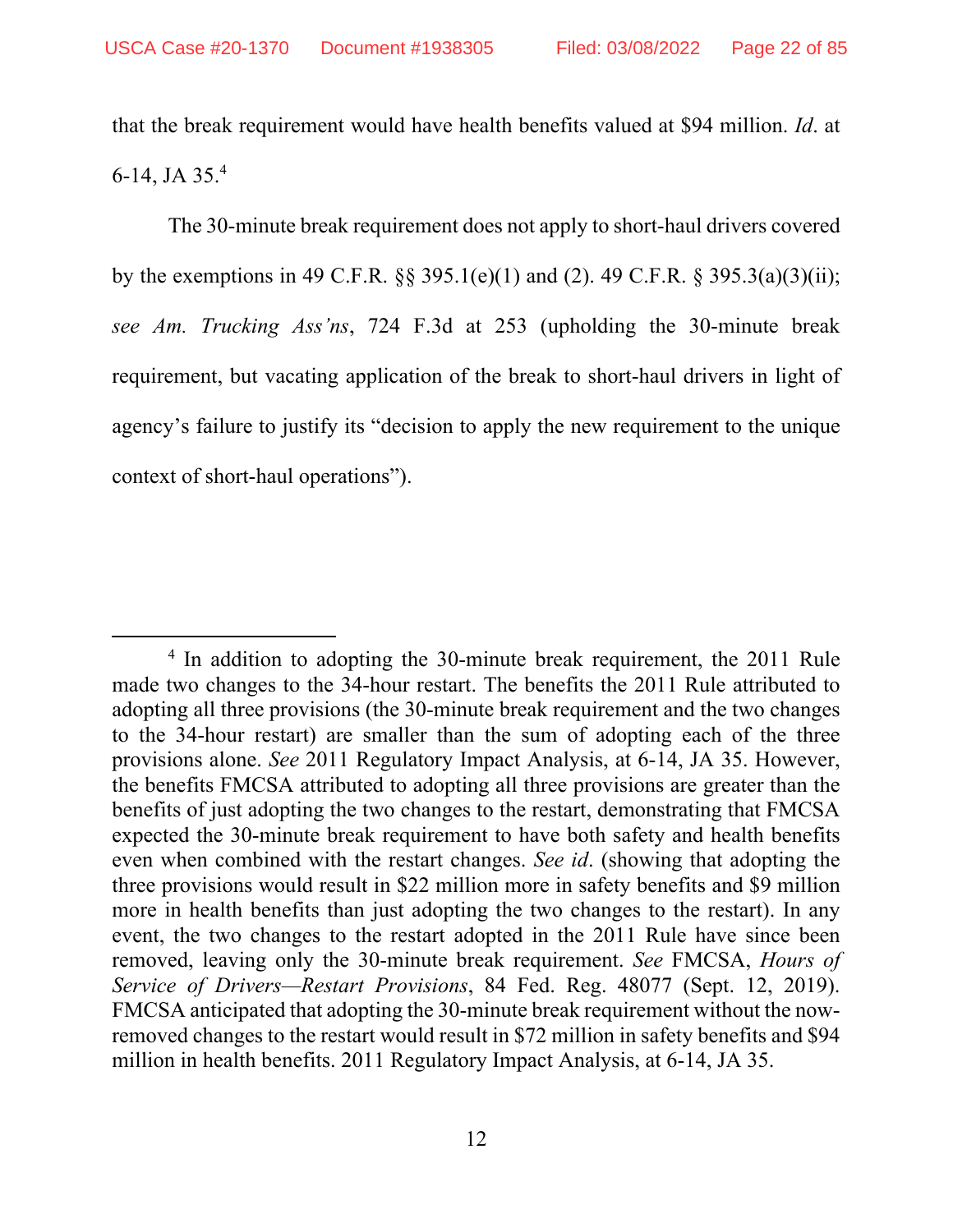that the break requirement would have health benefits valued at $94 million. *Id*. at 6-14, JA 35.[4]

The 30-minute break requirement does not apply to short-haul drivers covered by the exemptions in 49 C.F.R. §§ 395.1(e)(1) and (2). 49 C.F.R. § 395.3(a)(3)(ii); *see Am. Trucking Ass'ns*, 724 F.3d at 253 (upholding the 30-minute break requirement, but vacating application of the break to short-haul drivers in light of agency's failure to justify its "decision to apply the new requirement to the unique context of short-haul operations").

---

[4] In addition to adopting the 30-minute break requirement, the 2011 Rule made two changes to the 34-hour restart. The benefits the 2011 Rule attributed to adopting all three provisions (the 30-minute break requirement and the two changes to the 34-hour restart) are smaller than the sum of adopting each of the three provisions alone. *See* 2011 Regulatory Impact Analysis, at 6-14, JA 35. However, the benefits FMCSA attributed to adopting all three provisions are greater than the benefits of just adopting the two changes to the restart, demonstrating that FMCSA expected the 30-minute break requirement to have both safety and health benefits even when combined with the restart changes. *See id*. (showing that adopting the three provisions would result in $22 million more in safety benefits and $9 million more in health benefits than just adopting the two changes to the restart). In any event, the two changes to the restart adopted in the 2011 Rule have since been removed, leaving only the 30-minute break requirement. *See* FMCSA, *Hours of Service of Drivers—Restart Provisions*, 84 Fed. Reg. 48077 (Sept. 12, 2019). FMCSA anticipated that adopting the 30-minute break requirement without the now-removed changes to the restart would result in $72 million in safety benefits and $94 million in health benefits. 2011 Regulatory Impact Analysis, at 6-14, JA 35.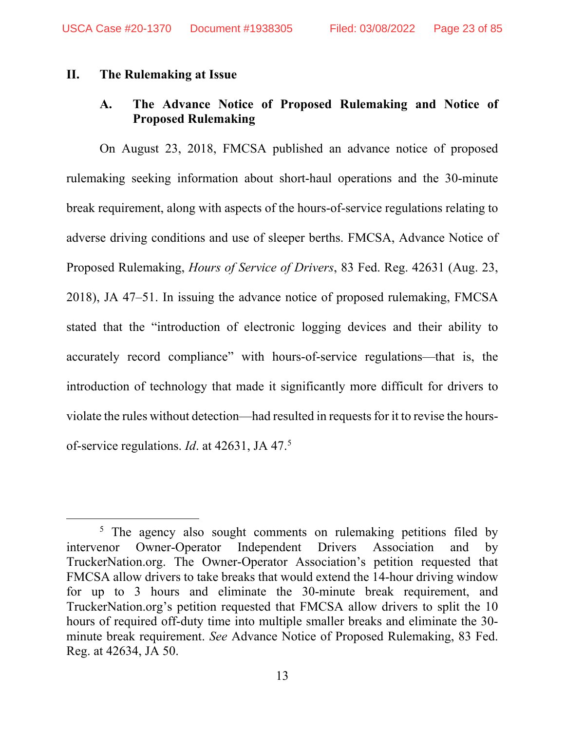## II. The Rulemaking at Issue

### A. The Advance Notice of Proposed Rulemaking and Notice of Proposed Rulemaking

On August 23, 2018, FMCSA published an advance notice of proposed rulemaking seeking information about short-haul operations and the 30-minute break requirement, along with aspects of the hours-of-service regulations relating to adverse driving conditions and use of sleeper berths. FMCSA, Advance Notice of Proposed Rulemaking, *Hours of Service of Drivers*, 83 Fed. Reg. 42631 (Aug. 23, 2018), JA 47–51. In issuing the advance notice of proposed rulemaking, FMCSA stated that the "introduction of electronic logging devices and their ability to accurately record compliance" with hours-of-service regulations—that is, the introduction of technology that made it significantly more difficult for drivers to violate the rules without detection—had resulted in requests for it to revise the hours-of-service regulations. *Id*. at 42631, JA 47.[5]

---

[5] The agency also sought comments on rulemaking petitions filed by intervenor Owner-Operator Independent Drivers Association and by TruckerNation.org. The Owner-Operator Association's petition requested that FMCSA allow drivers to take breaks that would extend the 14-hour driving window for up to 3 hours and eliminate the 30-minute break requirement, and TruckerNation.org's petition requested that FMCSA allow drivers to split the 10 hours of required off-duty time into multiple smaller breaks and eliminate the 30-minute break requirement. *See* Advance Notice of Proposed Rulemaking, 83 Fed. Reg. at 42634, JA 50.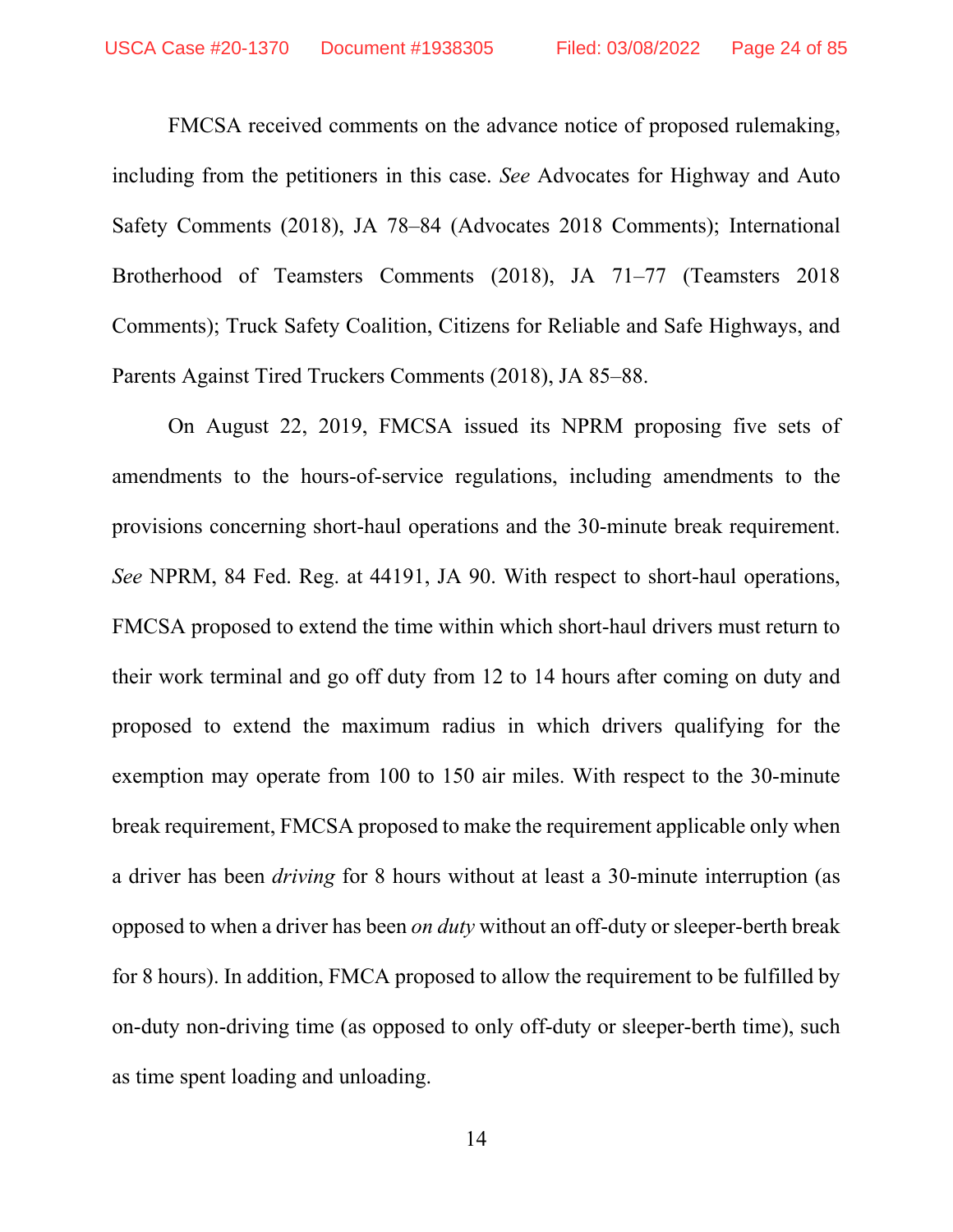FMCSA received comments on the advance notice of proposed rulemaking, including from the petitioners in this case. *See* Advocates for Highway and Auto Safety Comments (2018), JA 78–84 (Advocates 2018 Comments); International Brotherhood of Teamsters Comments (2018), JA 71–77 (Teamsters 2018 Comments); Truck Safety Coalition, Citizens for Reliable and Safe Highways, and Parents Against Tired Truckers Comments (2018), JA 85–88.

On August 22, 2019, FMCSA issued its NPRM proposing five sets of amendments to the hours-of-service regulations, including amendments to the provisions concerning short-haul operations and the 30-minute break requirement. *See* NPRM, 84 Fed. Reg. at 44191, JA 90. With respect to short-haul operations, FMCSA proposed to extend the time within which short-haul drivers must return to their work terminal and go off duty from 12 to 14 hours after coming on duty and proposed to extend the maximum radius in which drivers qualifying for the exemption may operate from 100 to 150 air miles. With respect to the 30-minute break requirement, FMCSA proposed to make the requirement applicable only when a driver has been *driving* for 8 hours without at least a 30-minute interruption (as opposed to when a driver has been *on duty* without an off-duty or sleeper-berth break for 8 hours). In addition, FMCA proposed to allow the requirement to be fulfilled by on-duty non-driving time (as opposed to only off-duty or sleeper-berth time), such as time spent loading and unloading.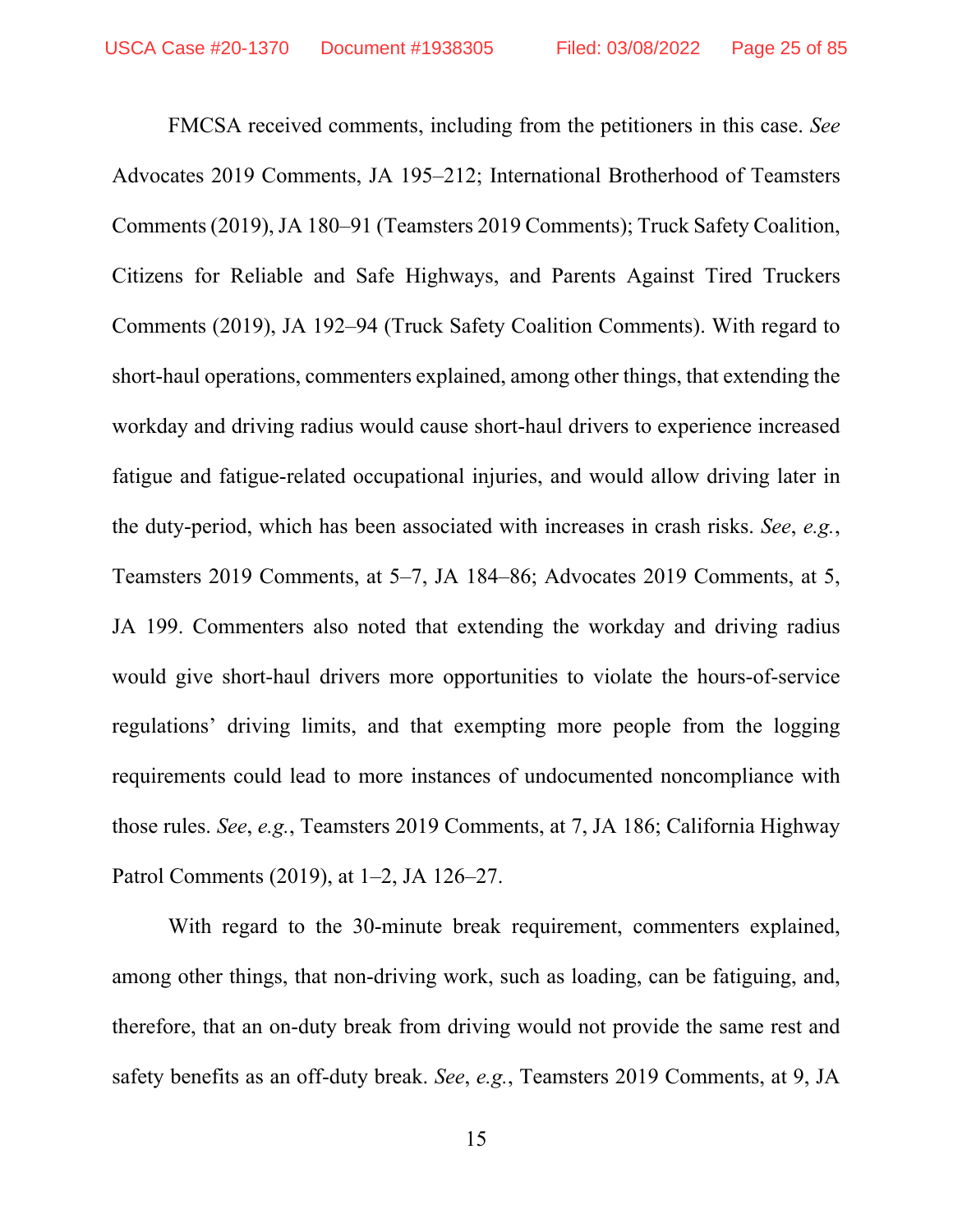FMCSA received comments, including from the petitioners in this case. *See* Advocates 2019 Comments, JA 195–212; International Brotherhood of Teamsters Comments (2019), JA 180–91 (Teamsters 2019 Comments); Truck Safety Coalition, Citizens for Reliable and Safe Highways, and Parents Against Tired Truckers Comments (2019), JA 192–94 (Truck Safety Coalition Comments). With regard to short-haul operations, commenters explained, among other things, that extending the workday and driving radius would cause short-haul drivers to experience increased fatigue and fatigue-related occupational injuries, and would allow driving later in the duty-period, which has been associated with increases in crash risks. *See*, *e.g.*, Teamsters 2019 Comments, at 5–7, JA 184–86; Advocates 2019 Comments, at 5, JA 199. Commenters also noted that extending the workday and driving radius would give short-haul drivers more opportunities to violate the hours-of-service regulations' driving limits, and that exempting more people from the logging requirements could lead to more instances of undocumented noncompliance with those rules. *See*, *e.g.*, Teamsters 2019 Comments, at 7, JA 186; California Highway Patrol Comments (2019), at 1–2, JA 126–27.

With regard to the 30-minute break requirement, commenters explained, among other things, that non-driving work, such as loading, can be fatiguing, and, therefore, that an on-duty break from driving would not provide the same rest and safety benefits as an off-duty break. *See*, *e.g.*, Teamsters 2019 Comments, at 9, JA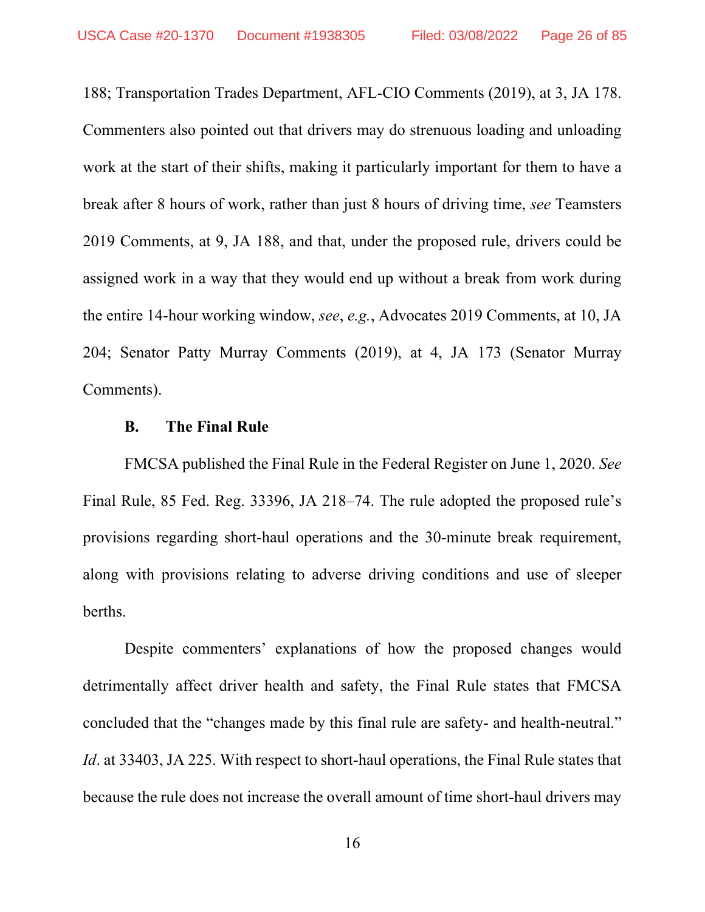188; Transportation Trades Department, AFL-CIO Comments (2019), at 3, JA 178. Commenters also pointed out that drivers may do strenuous loading and unloading work at the start of their shifts, making it particularly important for them to have a break after 8 hours of work, rather than just 8 hours of driving time, *see* Teamsters 2019 Comments, at 9, JA 188, and that, under the proposed rule, drivers could be assigned work in a way that they would end up without a break from work during the entire 14-hour working window, *see*, *e.g.*, Advocates 2019 Comments, at 10, JA 204; Senator Patty Murray Comments (2019), at 4, JA 173 (Senator Murray Comments).

### B. The Final Rule

FMCSA published the Final Rule in the Federal Register on June 1, 2020. *See* Final Rule, 85 Fed. Reg. 33396, JA 218–74. The rule adopted the proposed rule's provisions regarding short-haul operations and the 30-minute break requirement, along with provisions relating to adverse driving conditions and use of sleeper berths.

Despite commenters' explanations of how the proposed changes would detrimentally affect driver health and safety, the Final Rule states that FMCSA concluded that the "changes made by this final rule are safety- and health-neutral." *Id*. at 33403, JA 225. With respect to short-haul operations, the Final Rule states that because the rule does not increase the overall amount of time short-haul drivers may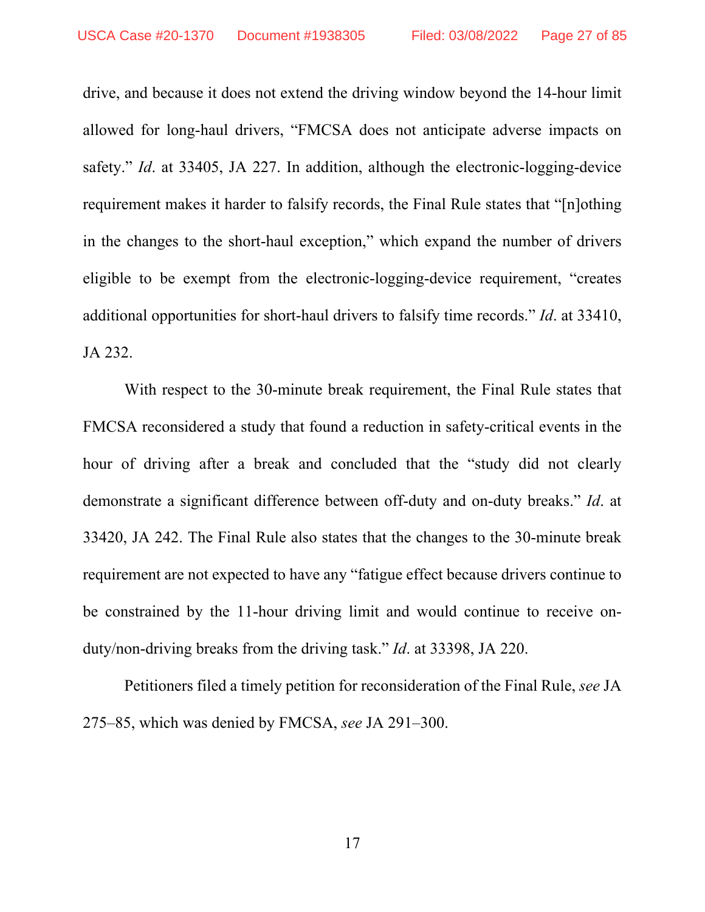drive, and because it does not extend the driving window beyond the 14-hour limit allowed for long-haul drivers, "FMCSA does not anticipate adverse impacts on safety." *Id*. at 33405, JA 227. In addition, although the electronic-logging-device requirement makes it harder to falsify records, the Final Rule states that "[n]othing in the changes to the short-haul exception," which expand the number of drivers eligible to be exempt from the electronic-logging-device requirement, "creates additional opportunities for short-haul drivers to falsify time records." *Id*. at 33410, JA 232.

With respect to the 30-minute break requirement, the Final Rule states that FMCSA reconsidered a study that found a reduction in safety-critical events in the hour of driving after a break and concluded that the "study did not clearly demonstrate a significant difference between off-duty and on-duty breaks." *Id*. at 33420, JA 242. The Final Rule also states that the changes to the 30-minute break requirement are not expected to have any "fatigue effect because drivers continue to be constrained by the 11-hour driving limit and would continue to receive on-duty/non-driving breaks from the driving task." *Id*. at 33398, JA 220.

Petitioners filed a timely petition for reconsideration of the Final Rule, *see* JA 275–85, which was denied by FMCSA, *see* JA 291–300.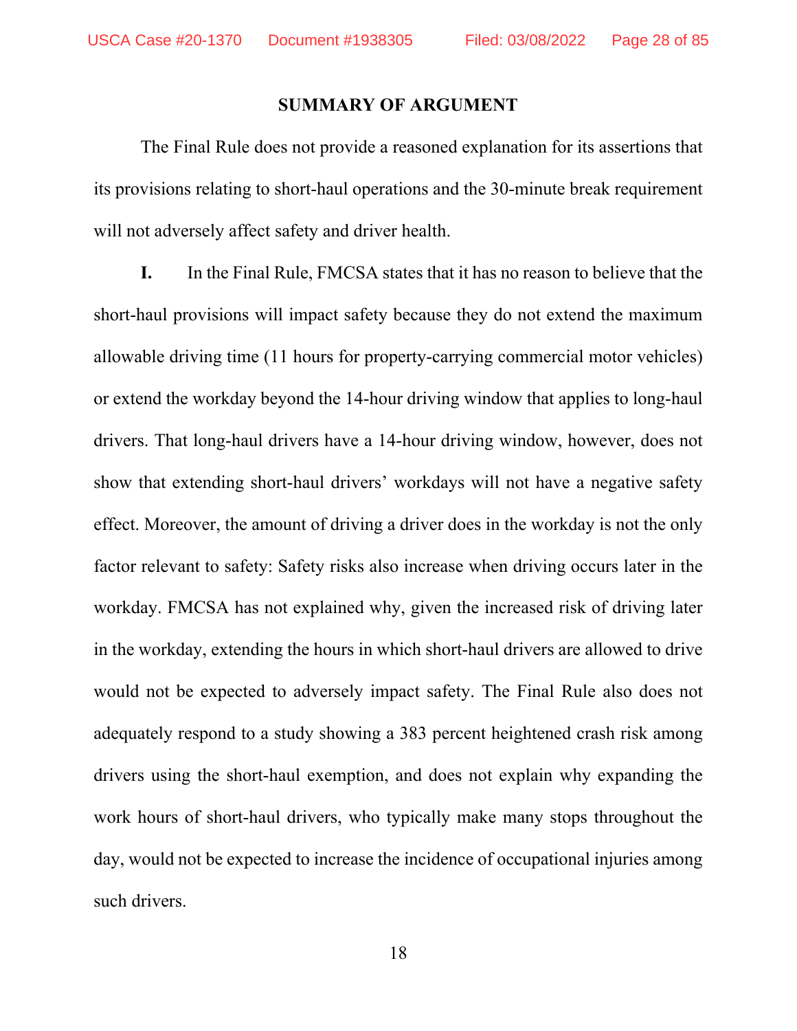## SUMMARY OF ARGUMENT

The Final Rule does not provide a reasoned explanation for its assertions that its provisions relating to short-haul operations and the 30-minute break requirement will not adversely affect safety and driver health.

**I.** In the Final Rule, FMCSA states that it has no reason to believe that the short-haul provisions will impact safety because they do not extend the maximum allowable driving time (11 hours for property-carrying commercial motor vehicles) or extend the workday beyond the 14-hour driving window that applies to long-haul drivers. That long-haul drivers have a 14-hour driving window, however, does not show that extending short-haul drivers' workdays will not have a negative safety effect. Moreover, the amount of driving a driver does in the workday is not the only factor relevant to safety: Safety risks also increase when driving occurs later in the workday. FMCSA has not explained why, given the increased risk of driving later in the workday, extending the hours in which short-haul drivers are allowed to drive would not be expected to adversely impact safety. The Final Rule also does not adequately respond to a study showing a 383 percent heightened crash risk among drivers using the short-haul exemption, and does not explain why expanding the work hours of short-haul drivers, who typically make many stops throughout the day, would not be expected to increase the incidence of occupational injuries among such drivers.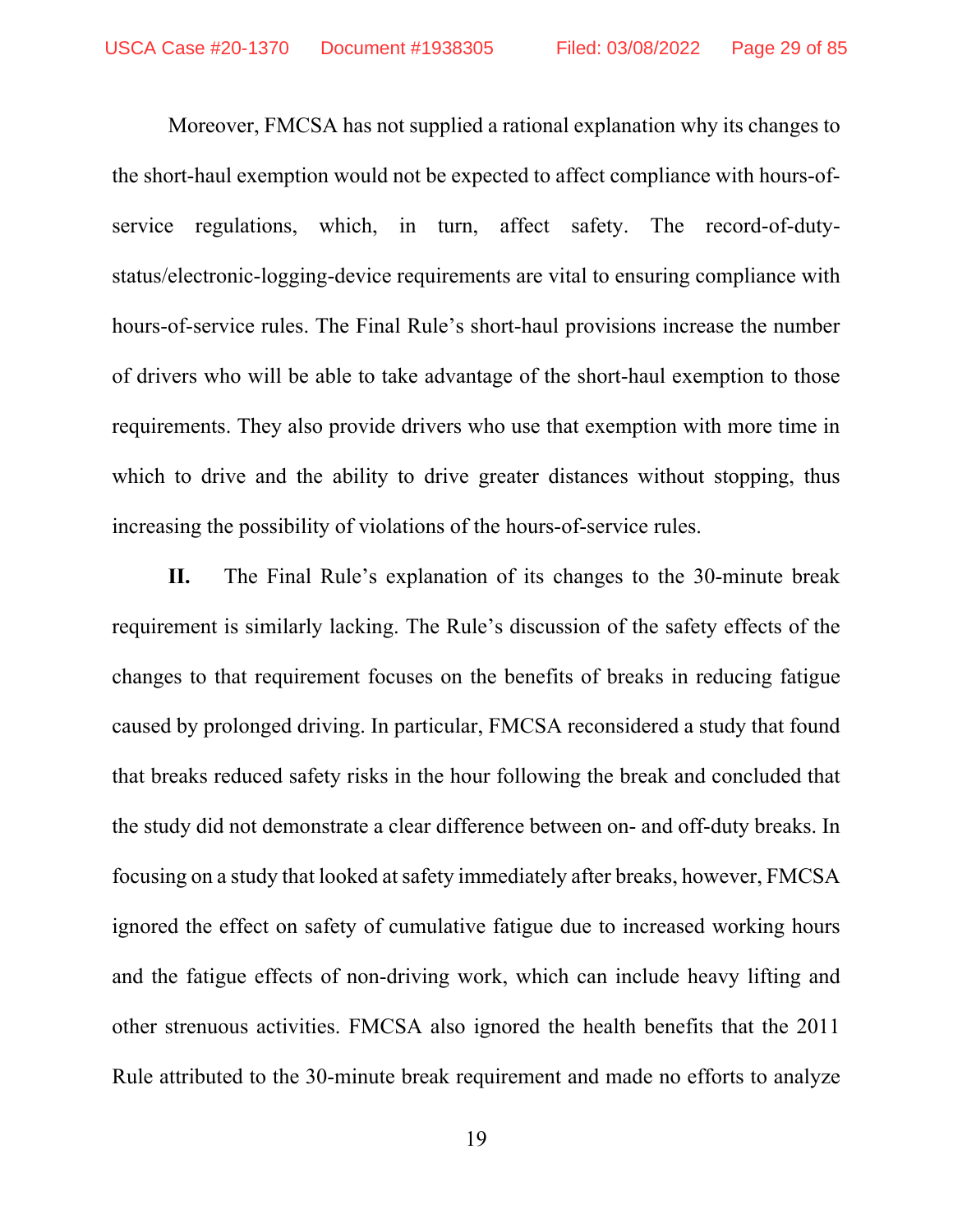Moreover, FMCSA has not supplied a rational explanation why its changes to the short-haul exemption would not be expected to affect compliance with hours-of-service regulations, which, in turn, affect safety. The record-of-duty-status/electronic-logging-device requirements are vital to ensuring compliance with hours-of-service rules. The Final Rule's short-haul provisions increase the number of drivers who will be able to take advantage of the short-haul exemption to those requirements. They also provide drivers who use that exemption with more time in which to drive and the ability to drive greater distances without stopping, thus increasing the possibility of violations of the hours-of-service rules.

**II.** The Final Rule's explanation of its changes to the 30-minute break requirement is similarly lacking. The Rule's discussion of the safety effects of the changes to that requirement focuses on the benefits of breaks in reducing fatigue caused by prolonged driving. In particular, FMCSA reconsidered a study that found that breaks reduced safety risks in the hour following the break and concluded that the study did not demonstrate a clear difference between on- and off-duty breaks. In focusing on a study that looked at safety immediately after breaks, however, FMCSA ignored the effect on safety of cumulative fatigue due to increased working hours and the fatigue effects of non-driving work, which can include heavy lifting and other strenuous activities. FMCSA also ignored the health benefits that the 2011 Rule attributed to the 30-minute break requirement and made no efforts to analyze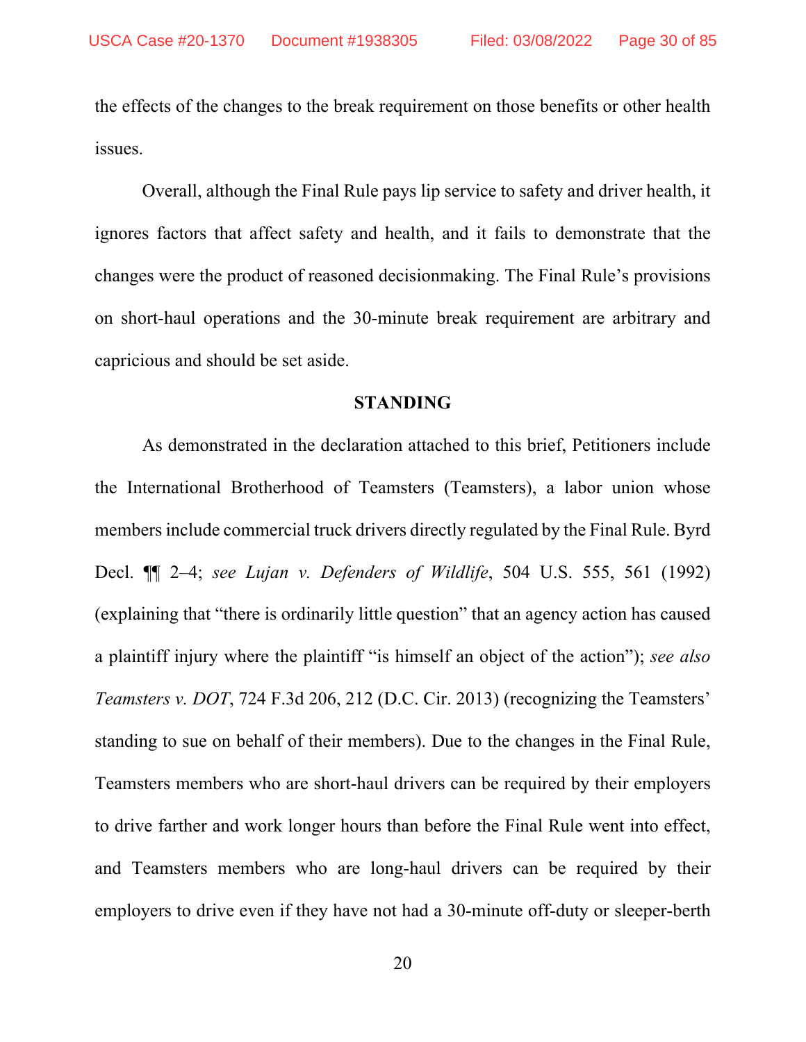the effects of the changes to the break requirement on those benefits or other health issues.

Overall, although the Final Rule pays lip service to safety and driver health, it ignores factors that affect safety and health, and it fails to demonstrate that the changes were the product of reasoned decisionmaking. The Final Rule's provisions on short-haul operations and the 30-minute break requirement are arbitrary and capricious and should be set aside.

## STANDING

As demonstrated in the declaration attached to this brief, Petitioners include the International Brotherhood of Teamsters (Teamsters), a labor union whose members include commercial truck drivers directly regulated by the Final Rule. Byrd Decl. ¶¶ 2–4; *see Lujan v. Defenders of Wildlife*, 504 U.S. 555, 561 (1992) (explaining that "there is ordinarily little question" that an agency action has caused a plaintiff injury where the plaintiff "is himself an object of the action"); *see also Teamsters v. DOT*, 724 F.3d 206, 212 (D.C. Cir. 2013) (recognizing the Teamsters' standing to sue on behalf of their members). Due to the changes in the Final Rule, Teamsters members who are short-haul drivers can be required by their employers to drive farther and work longer hours than before the Final Rule went into effect, and Teamsters members who are long-haul drivers can be required by their employers to drive even if they have not had a 30-minute off-duty or sleeper-berth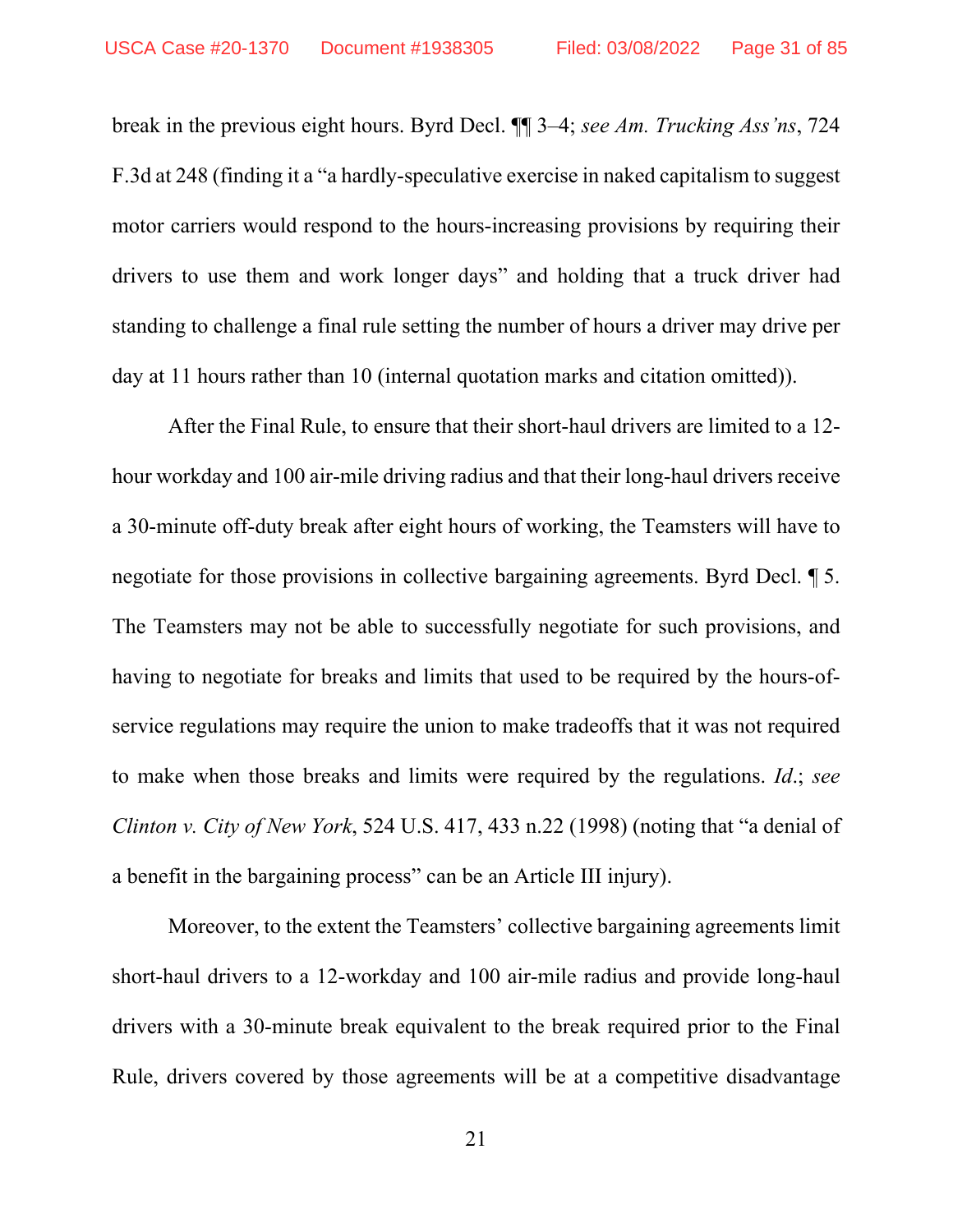break in the previous eight hours. Byrd Decl. ¶¶ 3–4; *see Am. Trucking Ass'ns*, 724 F.3d at 248 (finding it a "a hardly-speculative exercise in naked capitalism to suggest motor carriers would respond to the hours-increasing provisions by requiring their drivers to use them and work longer days" and holding that a truck driver had standing to challenge a final rule setting the number of hours a driver may drive per day at 11 hours rather than 10 (internal quotation marks and citation omitted)).

After the Final Rule, to ensure that their short-haul drivers are limited to a 12-hour workday and 100 air-mile driving radius and that their long-haul drivers receive a 30-minute off-duty break after eight hours of working, the Teamsters will have to negotiate for those provisions in collective bargaining agreements. Byrd Decl. ¶ 5. The Teamsters may not be able to successfully negotiate for such provisions, and having to negotiate for breaks and limits that used to be required by the hours-of-service regulations may require the union to make tradeoffs that it was not required to make when those breaks and limits were required by the regulations. *Id.*; *see Clinton v. City of New York*, 524 U.S. 417, 433 n.22 (1998) (noting that "a denial of a benefit in the bargaining process" can be an Article III injury).

Moreover, to the extent the Teamsters' collective bargaining agreements limit short-haul drivers to a 12-workday and 100 air-mile radius and provide long-haul drivers with a 30-minute break equivalent to the break required prior to the Final Rule, drivers covered by those agreements will be at a competitive disadvantage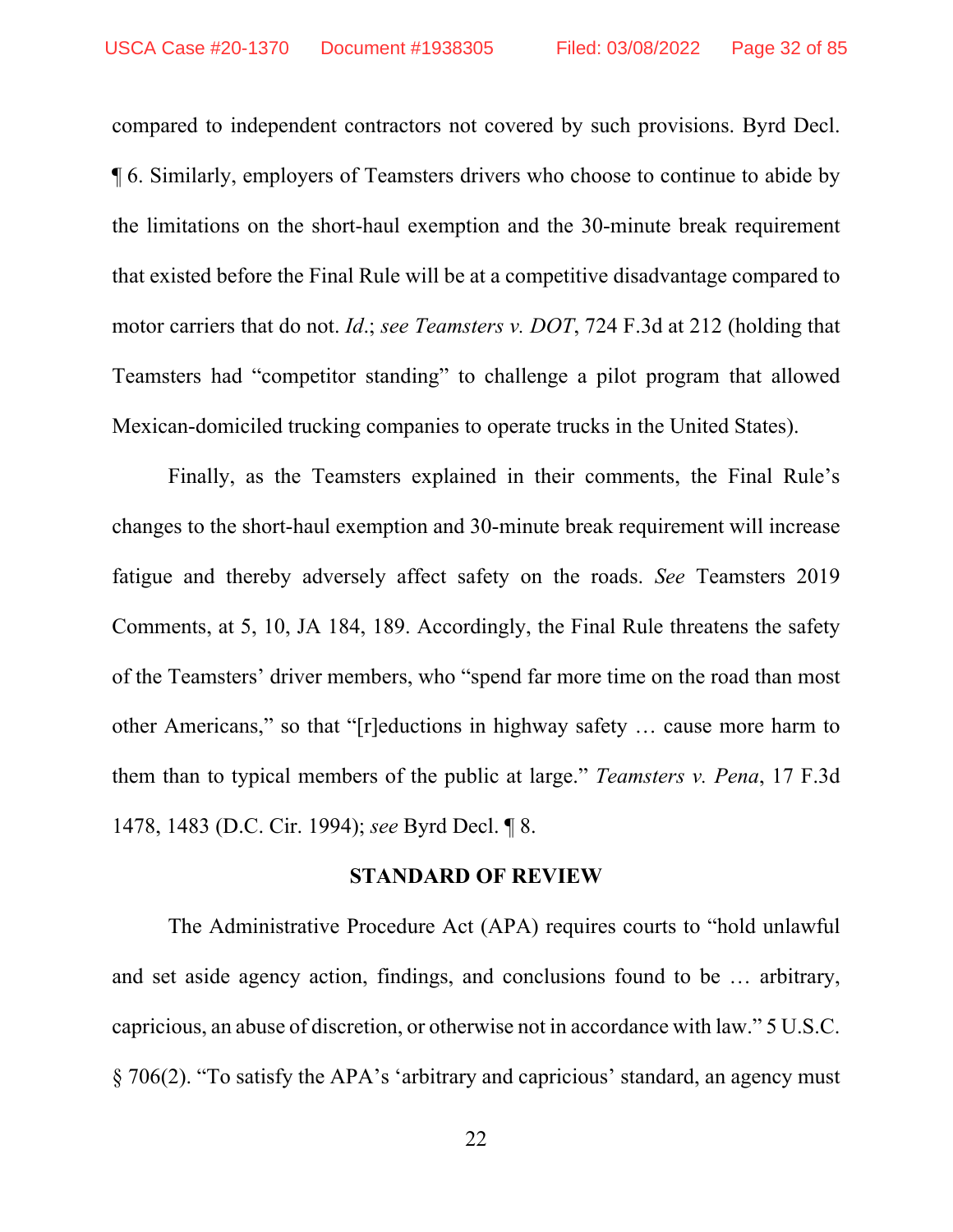compared to independent contractors not covered by such provisions. Byrd Decl. ¶ 6. Similarly, employers of Teamsters drivers who choose to continue to abide by the limitations on the short-haul exemption and the 30-minute break requirement that existed before the Final Rule will be at a competitive disadvantage compared to motor carriers that do not. *Id*.; *see Teamsters v. DOT*, 724 F.3d at 212 (holding that Teamsters had "competitor standing" to challenge a pilot program that allowed Mexican-domiciled trucking companies to operate trucks in the United States).

Finally, as the Teamsters explained in their comments, the Final Rule's changes to the short-haul exemption and 30-minute break requirement will increase fatigue and thereby adversely affect safety on the roads. *See* Teamsters 2019 Comments, at 5, 10, JA 184, 189. Accordingly, the Final Rule threatens the safety of the Teamsters' driver members, who "spend far more time on the road than most other Americans," so that "[r]eductions in highway safety … cause more harm to them than to typical members of the public at large." *Teamsters v. Pena*, 17 F.3d 1478, 1483 (D.C. Cir. 1994); *see* Byrd Decl. ¶ 8.

## STANDARD OF REVIEW

The Administrative Procedure Act (APA) requires courts to "hold unlawful and set aside agency action, findings, and conclusions found to be … arbitrary, capricious, an abuse of discretion, or otherwise not in accordance with law." 5 U.S.C. § 706(2). "To satisfy the APA's 'arbitrary and capricious' standard, an agency must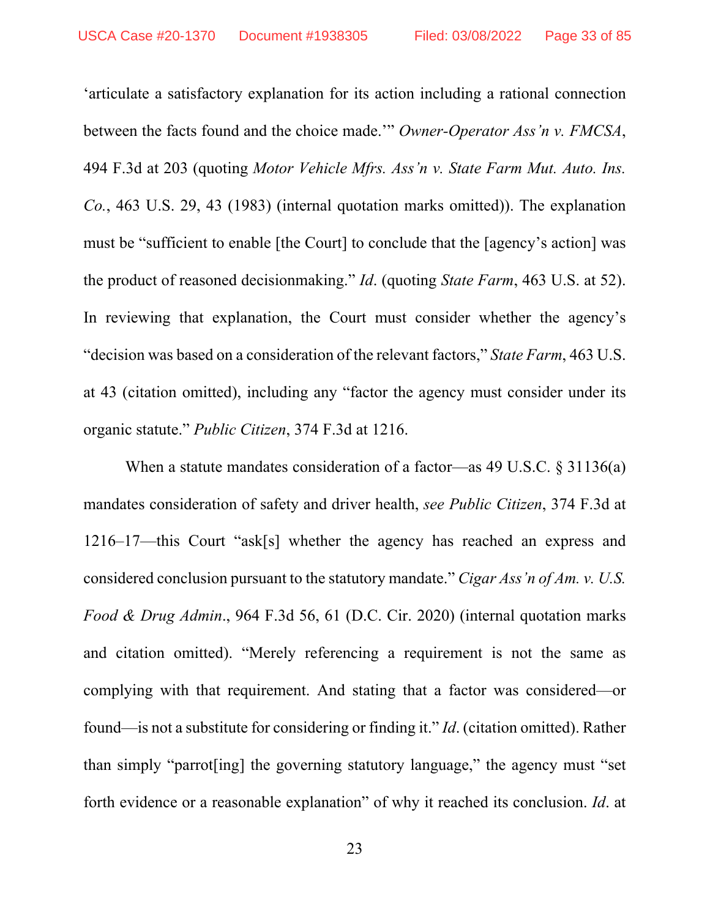'articulate a satisfactory explanation for its action including a rational connection between the facts found and the choice made.'" *Owner-Operator Ass'n v. FMCSA*, 494 F.3d at 203 (quoting *Motor Vehicle Mfrs. Ass'n v. State Farm Mut. Auto. Ins. Co.*, 463 U.S. 29, 43 (1983) (internal quotation marks omitted)). The explanation must be "sufficient to enable [the Court] to conclude that the [agency's action] was the product of reasoned decisionmaking." *Id*. (quoting *State Farm*, 463 U.S. at 52). In reviewing that explanation, the Court must consider whether the agency's "decision was based on a consideration of the relevant factors," *State Farm*, 463 U.S. at 43 (citation omitted), including any "factor the agency must consider under its organic statute." *Public Citizen*, 374 F.3d at 1216.

When a statute mandates consideration of a factor—as 49 U.S.C. § 31136(a) mandates consideration of safety and driver health, *see Public Citizen*, 374 F.3d at 1216–17—this Court "ask[s] whether the agency has reached an express and considered conclusion pursuant to the statutory mandate." *Cigar Ass'n of Am. v. U.S. Food & Drug Admin*., 964 F.3d 56, 61 (D.C. Cir. 2020) (internal quotation marks and citation omitted). "Merely referencing a requirement is not the same as complying with that requirement. And stating that a factor was considered—or found—is not a substitute for considering or finding it." *Id*. (citation omitted). Rather than simply "parrot[ing] the governing statutory language," the agency must "set forth evidence or a reasonable explanation" of why it reached its conclusion. *Id*. at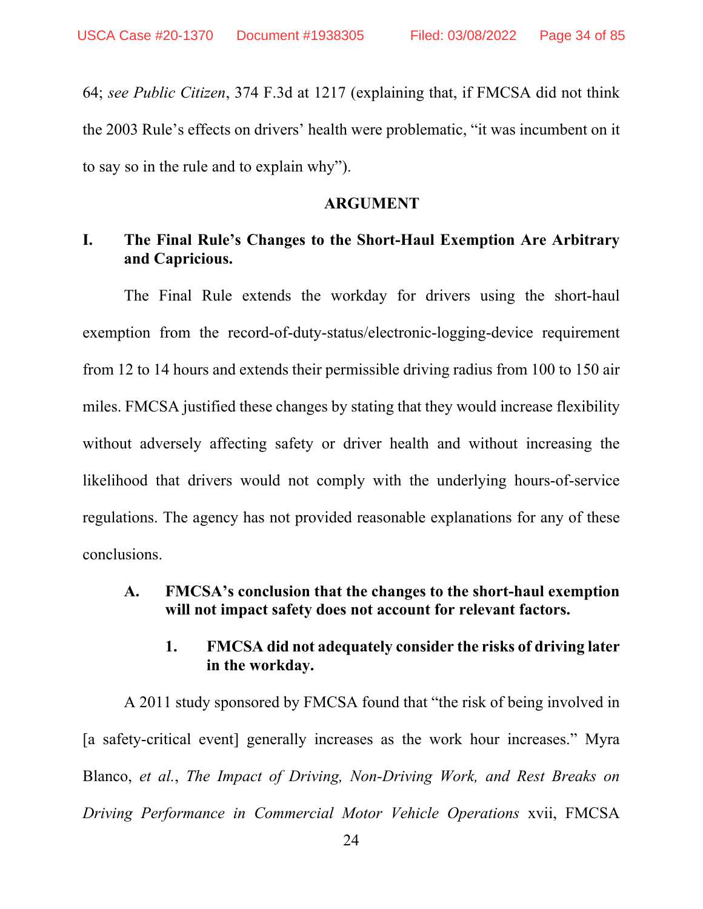64; *see Public Citizen*, 374 F.3d at 1217 (explaining that, if FMCSA did not think the 2003 Rule's effects on drivers' health were problematic, "it was incumbent on it to say so in the rule and to explain why").

## ARGUMENT

### I. The Final Rule's Changes to the Short-Haul Exemption Are Arbitrary and Capricious.

The Final Rule extends the workday for drivers using the short-haul exemption from the record-of-duty-status/electronic-logging-device requirement from 12 to 14 hours and extends their permissible driving radius from 100 to 150 air miles. FMCSA justified these changes by stating that they would increase flexibility without adversely affecting safety or driver health and without increasing the likelihood that drivers would not comply with the underlying hours-of-service regulations. The agency has not provided reasonable explanations for any of these conclusions.

#### A. FMCSA's conclusion that the changes to the short-haul exemption will not impact safety does not account for relevant factors.

##### 1. FMCSA did not adequately consider the risks of driving later in the workday.

A 2011 study sponsored by FMCSA found that "the risk of being involved in [a safety-critical event] generally increases as the work hour increases." Myra Blanco, *et al.*, *The Impact of Driving, Non-Driving Work, and Rest Breaks on Driving Performance in Commercial Motor Vehicle Operations* xvii, FMCSA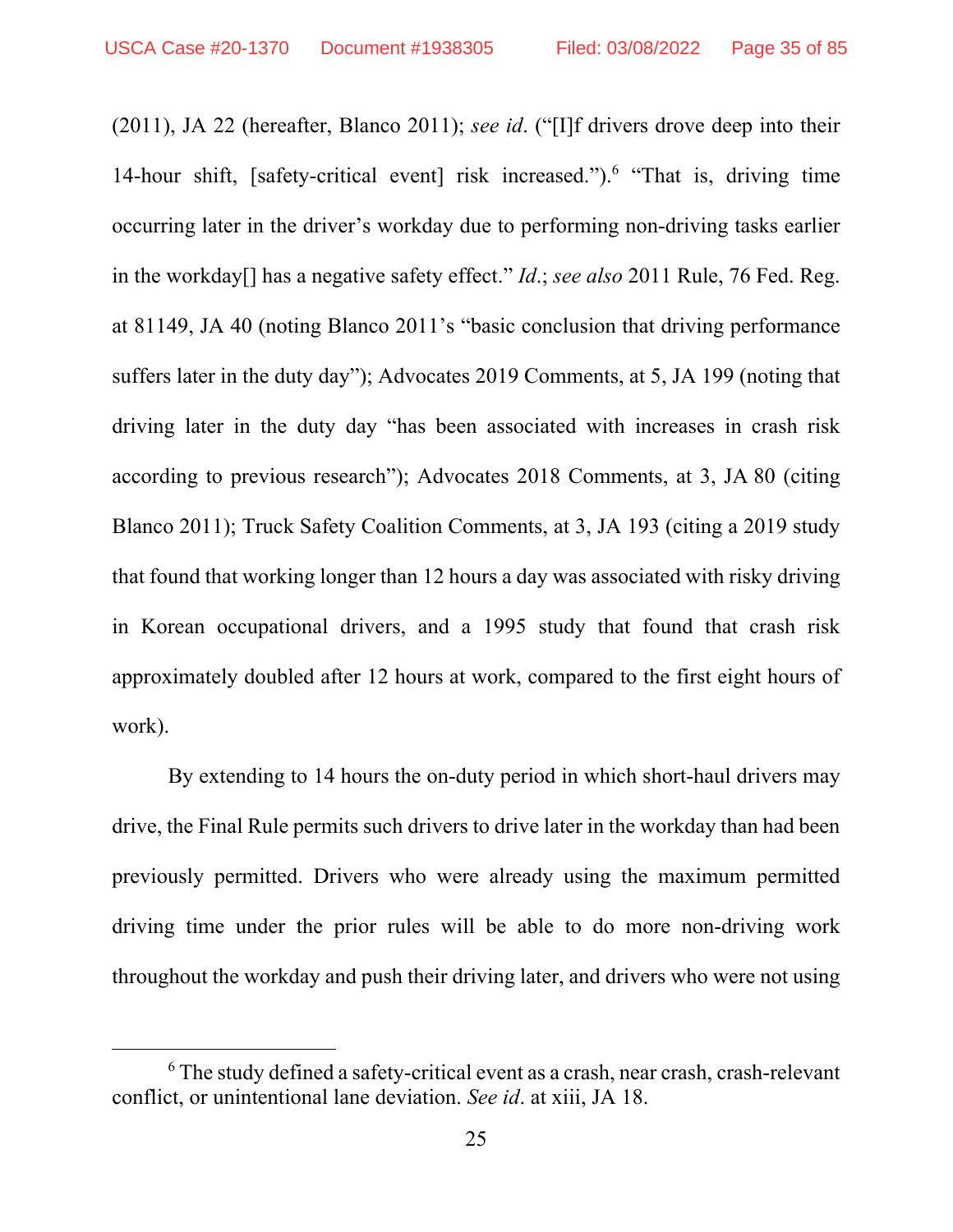(2011), JA 22 (hereafter, Blanco 2011); *see id*. ("[I]f drivers drove deep into their 14-hour shift, [safety-critical event] risk increased.").[6] "That is, driving time occurring later in the driver's workday due to performing non-driving tasks earlier in the workday[] has a negative safety effect." *Id*.; *see also* 2011 Rule, 76 Fed. Reg. at 81149, JA 40 (noting Blanco 2011's "basic conclusion that driving performance suffers later in the duty day"); Advocates 2019 Comments, at 5, JA 199 (noting that driving later in the duty day "has been associated with increases in crash risk according to previous research"); Advocates 2018 Comments, at 3, JA 80 (citing Blanco 2011); Truck Safety Coalition Comments, at 3, JA 193 (citing a 2019 study that found that working longer than 12 hours a day was associated with risky driving in Korean occupational drivers, and a 1995 study that found that crash risk approximately doubled after 12 hours at work, compared to the first eight hours of work).

By extending to 14 hours the on-duty period in which short-haul drivers may drive, the Final Rule permits such drivers to drive later in the workday than had been previously permitted. Drivers who were already using the maximum permitted driving time under the prior rules will be able to do more non-driving work throughout the workday and push their driving later, and drivers who were not using

---

[6] The study defined a safety-critical event as a crash, near crash, crash-relevant conflict, or unintentional lane deviation. *See id*. at xiii, JA 18.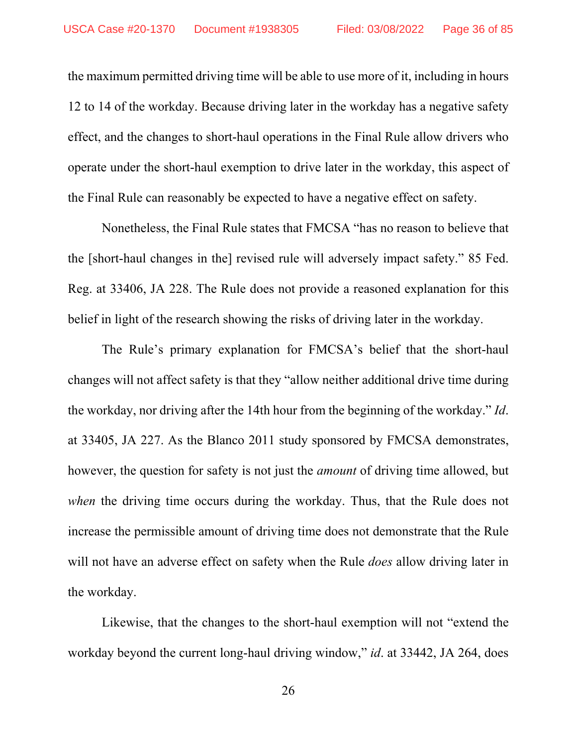the maximum permitted driving time will be able to use more of it, including in hours 12 to 14 of the workday. Because driving later in the workday has a negative safety effect, and the changes to short-haul operations in the Final Rule allow drivers who operate under the short-haul exemption to drive later in the workday, this aspect of the Final Rule can reasonably be expected to have a negative effect on safety.

Nonetheless, the Final Rule states that FMCSA "has no reason to believe that the [short-haul changes in the] revised rule will adversely impact safety." 85 Fed. Reg. at 33406, JA 228. The Rule does not provide a reasoned explanation for this belief in light of the research showing the risks of driving later in the workday.

The Rule's primary explanation for FMCSA's belief that the short-haul changes will not affect safety is that they "allow neither additional drive time during the workday, nor driving after the 14th hour from the beginning of the workday." *Id*. at 33405, JA 227. As the Blanco 2011 study sponsored by FMCSA demonstrates, however, the question for safety is not just the *amount* of driving time allowed, but *when* the driving time occurs during the workday. Thus, that the Rule does not increase the permissible amount of driving time does not demonstrate that the Rule will not have an adverse effect on safety when the Rule *does* allow driving later in the workday.

Likewise, that the changes to the short-haul exemption will not "extend the workday beyond the current long-haul driving window," *id*. at 33442, JA 264, does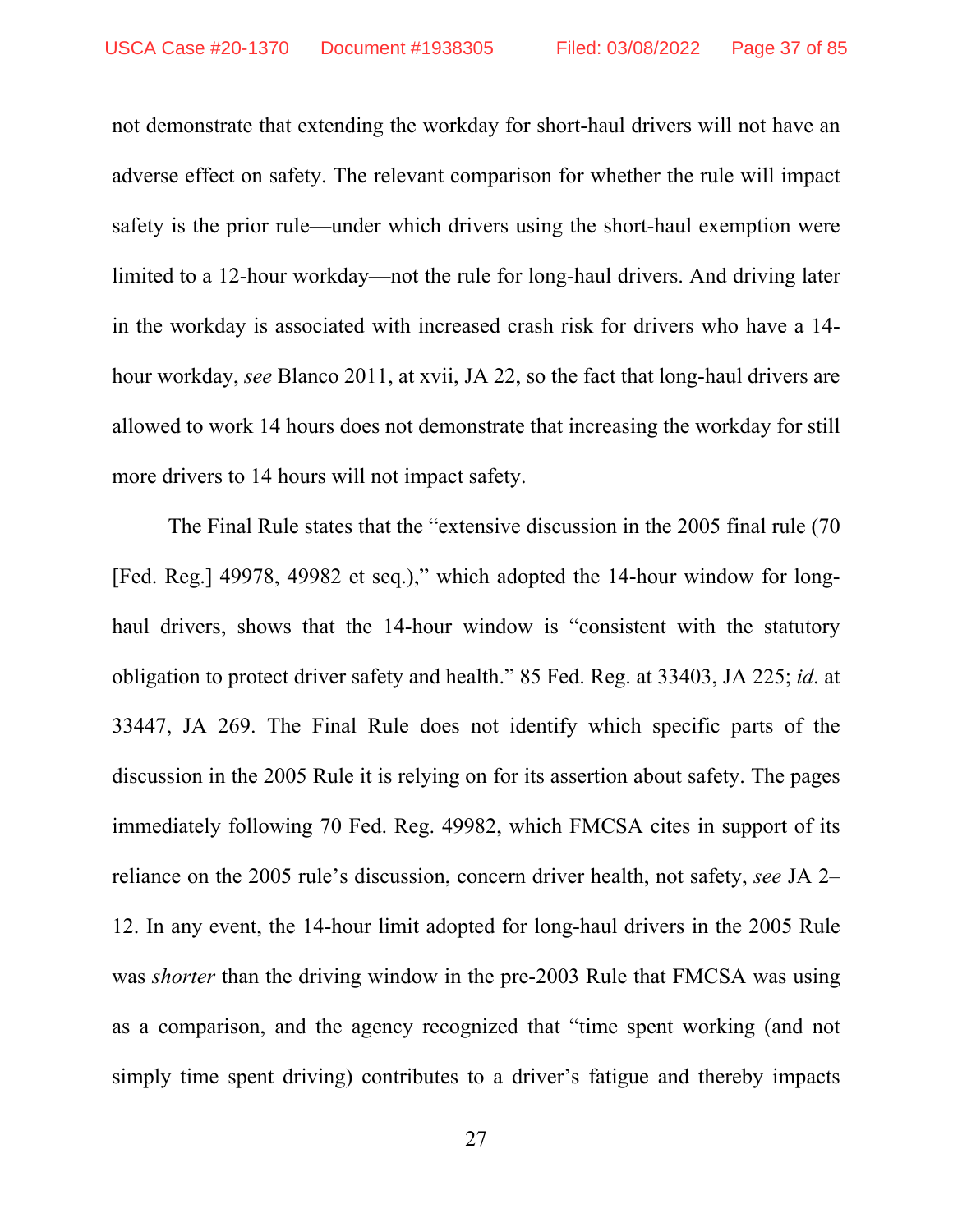not demonstrate that extending the workday for short-haul drivers will not have an adverse effect on safety. The relevant comparison for whether the rule will impact safety is the prior rule—under which drivers using the short-haul exemption were limited to a 12-hour workday—not the rule for long-haul drivers. And driving later in the workday is associated with increased crash risk for drivers who have a 14-hour workday, *see* Blanco 2011, at xvii, JA 22, so the fact that long-haul drivers are allowed to work 14 hours does not demonstrate that increasing the workday for still more drivers to 14 hours will not impact safety.

The Final Rule states that the "extensive discussion in the 2005 final rule (70 [Fed. Reg.] 49978, 49982 et seq.)," which adopted the 14-hour window for long-haul drivers, shows that the 14-hour window is "consistent with the statutory obligation to protect driver safety and health." 85 Fed. Reg. at 33403, JA 225; *id*. at 33447, JA 269. The Final Rule does not identify which specific parts of the discussion in the 2005 Rule it is relying on for its assertion about safety. The pages immediately following 70 Fed. Reg. 49982, which FMCSA cites in support of its reliance on the 2005 rule's discussion, concern driver health, not safety, *see* JA 2–12. In any event, the 14-hour limit adopted for long-haul drivers in the 2005 Rule was *shorter* than the driving window in the pre-2003 Rule that FMCSA was using as a comparison, and the agency recognized that "time spent working (and not simply time spent driving) contributes to a driver's fatigue and thereby impacts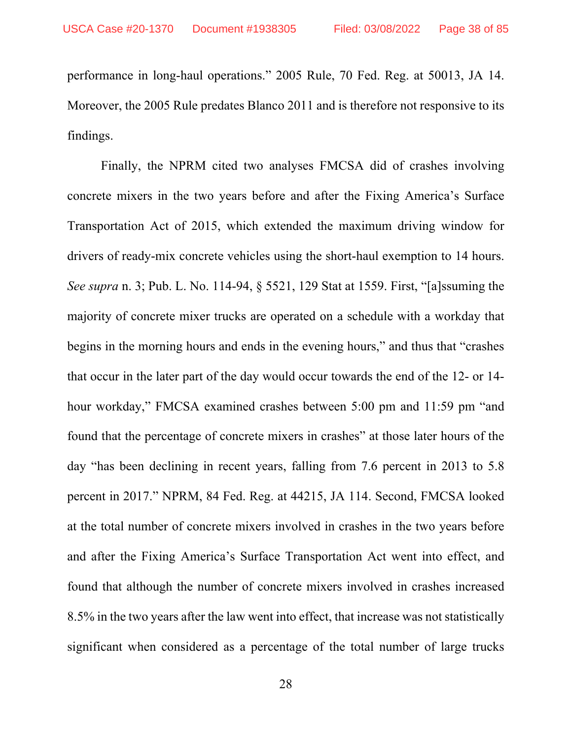performance in long-haul operations." 2005 Rule, 70 Fed. Reg. at 50013, JA 14. Moreover, the 2005 Rule predates Blanco 2011 and is therefore not responsive to its findings.

Finally, the NPRM cited two analyses FMCSA did of crashes involving concrete mixers in the two years before and after the Fixing America's Surface Transportation Act of 2015, which extended the maximum driving window for drivers of ready-mix concrete vehicles using the short-haul exemption to 14 hours. *See supra* n. 3; Pub. L. No. 114-94, § 5521, 129 Stat at 1559. First, "[a]ssuming the majority of concrete mixer trucks are operated on a schedule with a workday that begins in the morning hours and ends in the evening hours," and thus that "crashes that occur in the later part of the day would occur towards the end of the 12- or 14-hour workday," FMCSA examined crashes between 5:00 pm and 11:59 pm "and found that the percentage of concrete mixers in crashes" at those later hours of the day "has been declining in recent years, falling from 7.6 percent in 2013 to 5.8 percent in 2017." NPRM, 84 Fed. Reg. at 44215, JA 114. Second, FMCSA looked at the total number of concrete mixers involved in crashes in the two years before and after the Fixing America's Surface Transportation Act went into effect, and found that although the number of concrete mixers involved in crashes increased 8.5% in the two years after the law went into effect, that increase was not statistically significant when considered as a percentage of the total number of large trucks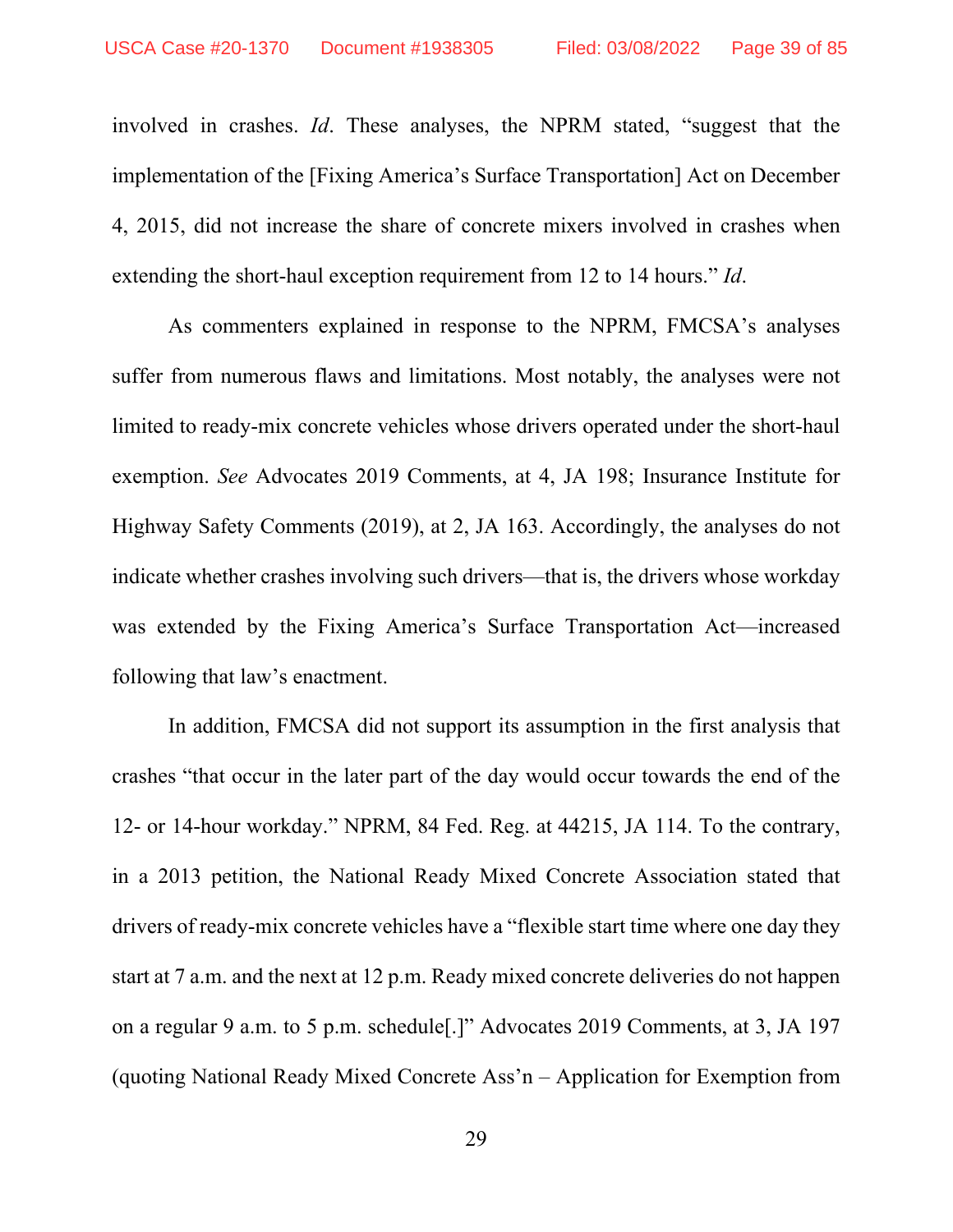involved in crashes. *Id*. These analyses, the NPRM stated, "suggest that the implementation of the [Fixing America's Surface Transportation] Act on December 4, 2015, did not increase the share of concrete mixers involved in crashes when extending the short-haul exception requirement from 12 to 14 hours." *Id*.

As commenters explained in response to the NPRM, FMCSA's analyses suffer from numerous flaws and limitations. Most notably, the analyses were not limited to ready-mix concrete vehicles whose drivers operated under the short-haul exemption. *See* Advocates 2019 Comments, at 4, JA 198; Insurance Institute for Highway Safety Comments (2019), at 2, JA 163. Accordingly, the analyses do not indicate whether crashes involving such drivers—that is, the drivers whose workday was extended by the Fixing America's Surface Transportation Act—increased following that law's enactment.

In addition, FMCSA did not support its assumption in the first analysis that crashes "that occur in the later part of the day would occur towards the end of the 12- or 14-hour workday." NPRM, 84 Fed. Reg. at 44215, JA 114. To the contrary, in a 2013 petition, the National Ready Mixed Concrete Association stated that drivers of ready-mix concrete vehicles have a "flexible start time where one day they start at 7 a.m. and the next at 12 p.m. Ready mixed concrete deliveries do not happen on a regular 9 a.m. to 5 p.m. schedule[.]" Advocates 2019 Comments, at 3, JA 197 (quoting National Ready Mixed Concrete Ass'n – Application for Exemption from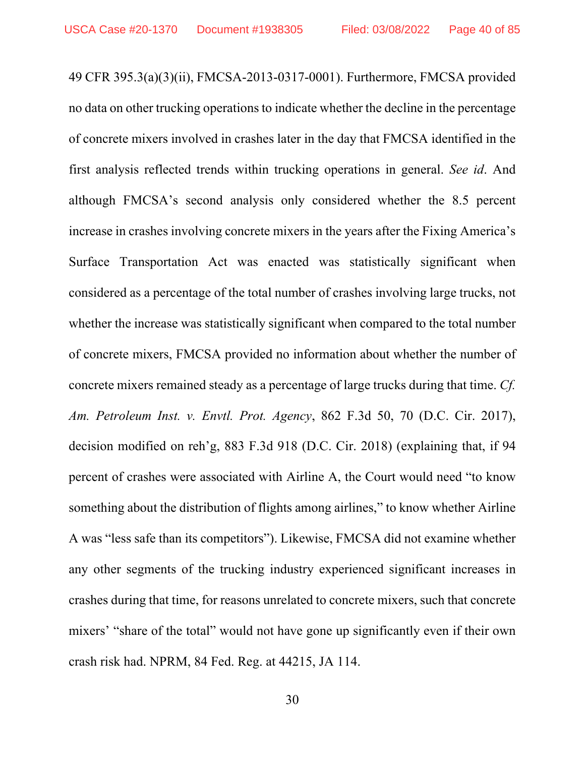49 CFR 395.3(a)(3)(ii), FMCSA-2013-0317-0001). Furthermore, FMCSA provided no data on other trucking operations to indicate whether the decline in the percentage of concrete mixers involved in crashes later in the day that FMCSA identified in the first analysis reflected trends within trucking operations in general. *See id*. And although FMCSA's second analysis only considered whether the 8.5 percent increase in crashes involving concrete mixers in the years after the Fixing America's Surface Transportation Act was enacted was statistically significant when considered as a percentage of the total number of crashes involving large trucks, not whether the increase was statistically significant when compared to the total number of concrete mixers, FMCSA provided no information about whether the number of concrete mixers remained steady as a percentage of large trucks during that time. *Cf. Am. Petroleum Inst. v. Envtl. Prot. Agency*, 862 F.3d 50, 70 (D.C. Cir. 2017), decision modified on reh'g, 883 F.3d 918 (D.C. Cir. 2018) (explaining that, if 94 percent of crashes were associated with Airline A, the Court would need "to know something about the distribution of flights among airlines," to know whether Airline A was "less safe than its competitors"). Likewise, FMCSA did not examine whether any other segments of the trucking industry experienced significant increases in crashes during that time, for reasons unrelated to concrete mixers, such that concrete mixers' "share of the total" would not have gone up significantly even if their own crash risk had. NPRM, 84 Fed. Reg. at 44215, JA 114.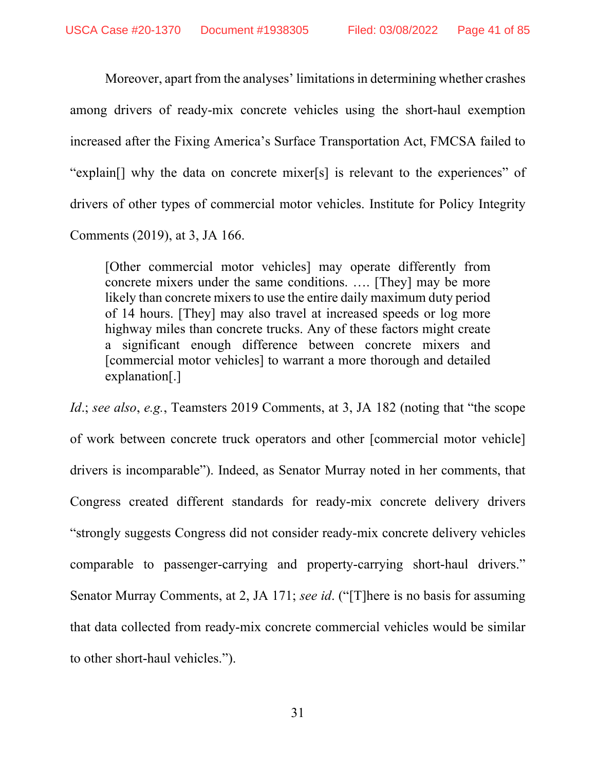Moreover, apart from the analyses' limitations in determining whether crashes among drivers of ready-mix concrete vehicles using the short-haul exemption increased after the Fixing America's Surface Transportation Act, FMCSA failed to "explain[] why the data on concrete mixer[s] is relevant to the experiences" of drivers of other types of commercial motor vehicles. Institute for Policy Integrity Comments (2019), at 3, JA 166.

> [Other commercial motor vehicles] may operate differently from concrete mixers under the same conditions. …. [They] may be more likely than concrete mixers to use the entire daily maximum duty period of 14 hours. [They] may also travel at increased speeds or log more highway miles than concrete trucks. Any of these factors might create a significant enough difference between concrete mixers and [commercial motor vehicles] to warrant a more thorough and detailed explanation[.]

*Id*.; *see also*, *e.g.*, Teamsters 2019 Comments, at 3, JA 182 (noting that "the scope of work between concrete truck operators and other [commercial motor vehicle] drivers is incomparable"). Indeed, as Senator Murray noted in her comments, that Congress created different standards for ready-mix concrete delivery drivers "strongly suggests Congress did not consider ready-mix concrete delivery vehicles comparable to passenger-carrying and property-carrying short-haul drivers." Senator Murray Comments, at 2, JA 171; *see id*. ("[T]here is no basis for assuming that data collected from ready-mix concrete commercial vehicles would be similar to other short-haul vehicles.").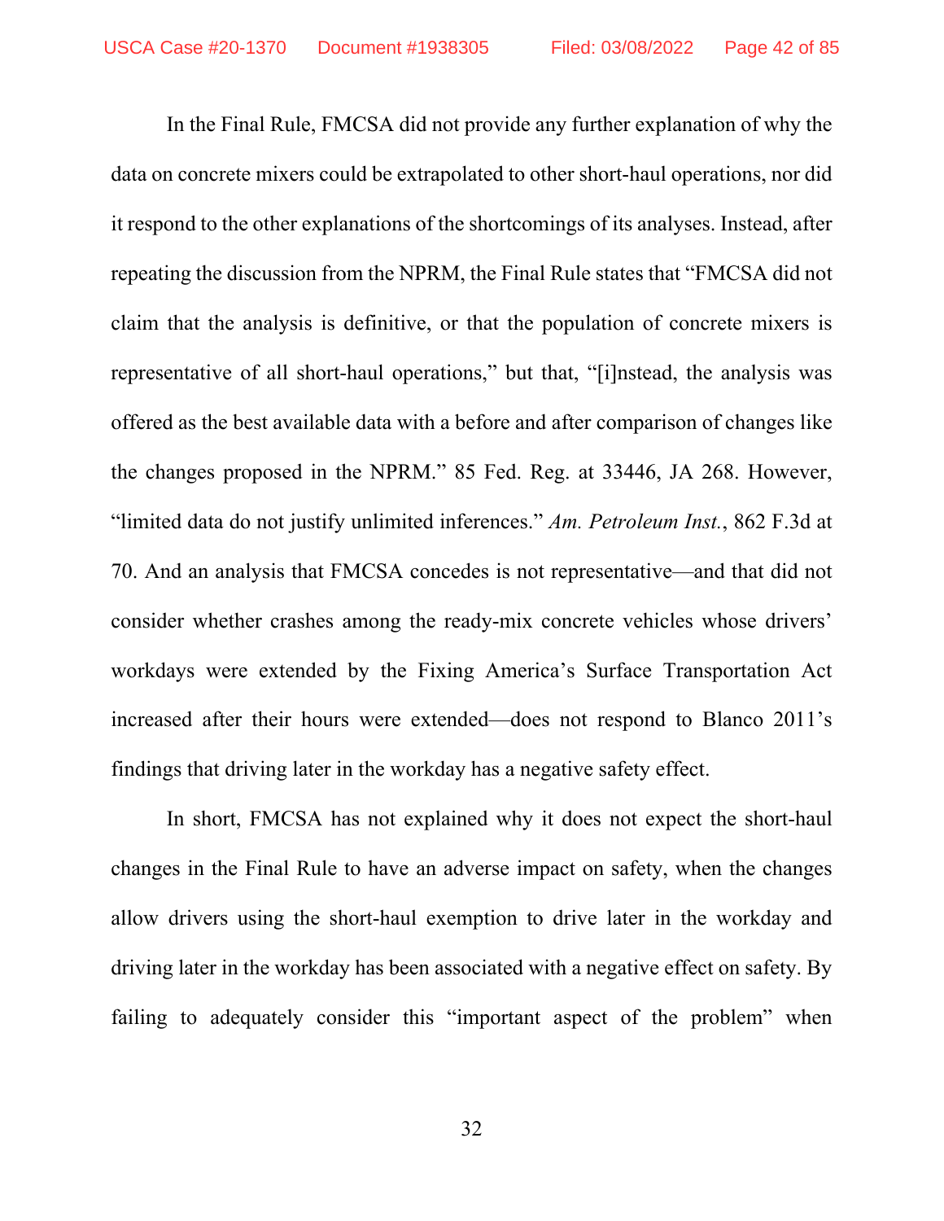In the Final Rule, FMCSA did not provide any further explanation of why the data on concrete mixers could be extrapolated to other short-haul operations, nor did it respond to the other explanations of the shortcomings of its analyses. Instead, after repeating the discussion from the NPRM, the Final Rule states that "FMCSA did not claim that the analysis is definitive, or that the population of concrete mixers is representative of all short-haul operations," but that, "[i]nstead, the analysis was offered as the best available data with a before and after comparison of changes like the changes proposed in the NPRM." 85 Fed. Reg. at 33446, JA 268. However, "limited data do not justify unlimited inferences." *Am. Petroleum Inst.*, 862 F.3d at 70. And an analysis that FMCSA concedes is not representative—and that did not consider whether crashes among the ready-mix concrete vehicles whose drivers' workdays were extended by the Fixing America's Surface Transportation Act increased after their hours were extended—does not respond to Blanco 2011's findings that driving later in the workday has a negative safety effect.

In short, FMCSA has not explained why it does not expect the short-haul changes in the Final Rule to have an adverse impact on safety, when the changes allow drivers using the short-haul exemption to drive later in the workday and driving later in the workday has been associated with a negative effect on safety. By failing to adequately consider this "important aspect of the problem" when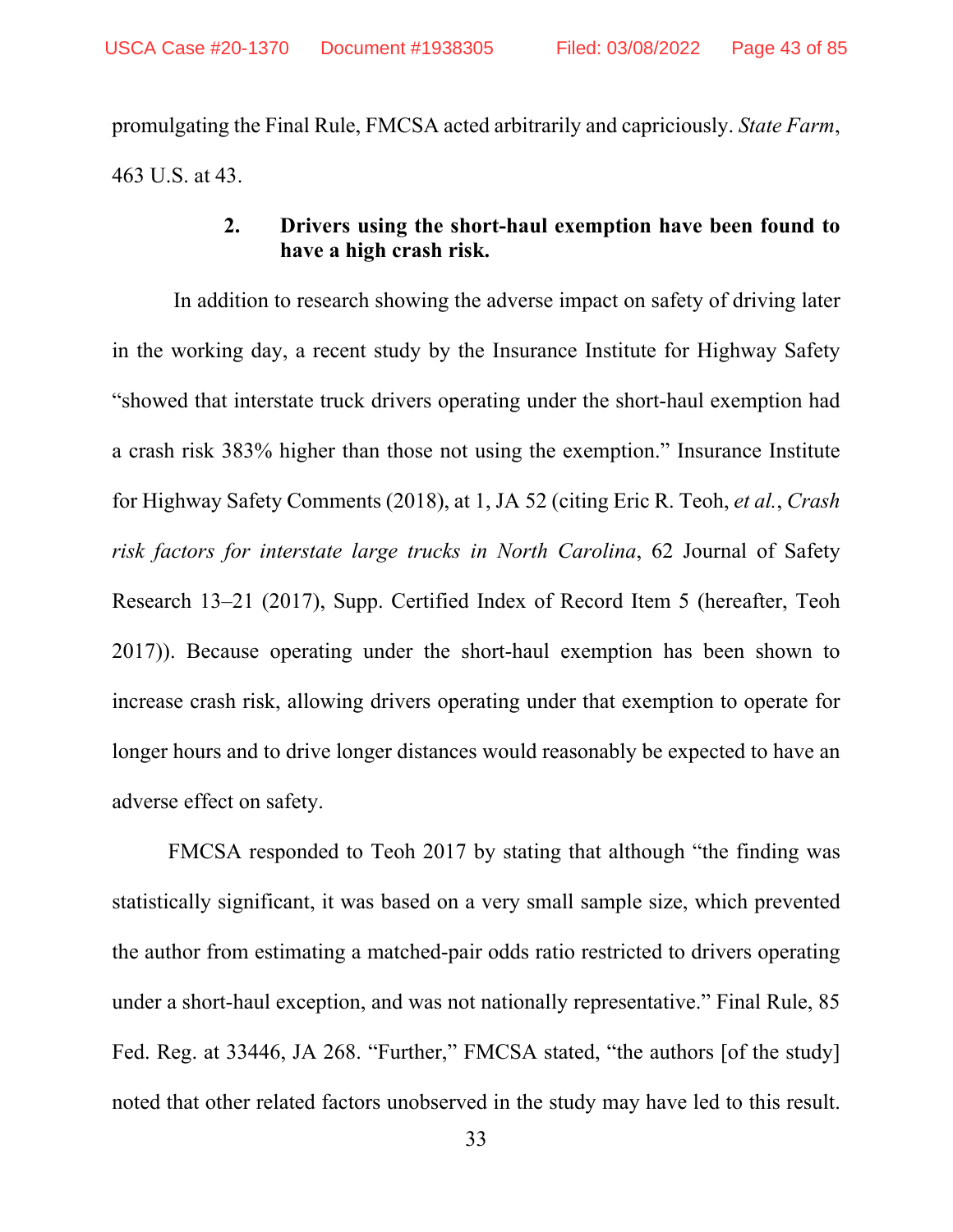promulgating the Final Rule, FMCSA acted arbitrarily and capriciously. *State Farm*, 463 U.S. at 43.

#### 2. Drivers using the short-haul exemption have been found to have a high crash risk.

In addition to research showing the adverse impact on safety of driving later in the working day, a recent study by the Insurance Institute for Highway Safety "showed that interstate truck drivers operating under the short-haul exemption had a crash risk 383% higher than those not using the exemption." Insurance Institute for Highway Safety Comments (2018), at 1, JA 52 (citing Eric R. Teoh, *et al.*, *Crash risk factors for interstate large trucks in North Carolina*, 62 Journal of Safety Research 13–21 (2017), Supp. Certified Index of Record Item 5 (hereafter, Teoh 2017)). Because operating under the short-haul exemption has been shown to increase crash risk, allowing drivers operating under that exemption to operate for longer hours and to drive longer distances would reasonably be expected to have an adverse effect on safety.

FMCSA responded to Teoh 2017 by stating that although "the finding was statistically significant, it was based on a very small sample size, which prevented the author from estimating a matched-pair odds ratio restricted to drivers operating under a short-haul exception, and was not nationally representative." Final Rule, 85 Fed. Reg. at 33446, JA 268. "Further," FMCSA stated, "the authors [of the study] noted that other related factors unobserved in the study may have led to this result.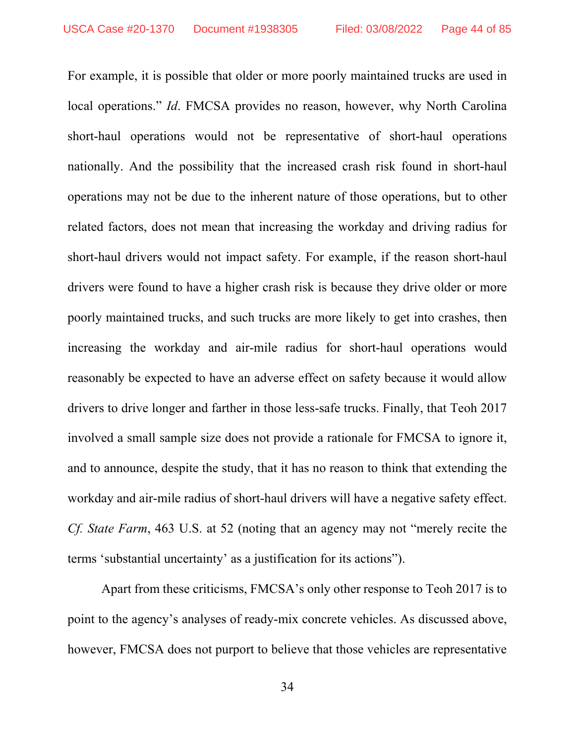For example, it is possible that older or more poorly maintained trucks are used in local operations." *Id*. FMCSA provides no reason, however, why North Carolina short-haul operations would not be representative of short-haul operations nationally. And the possibility that the increased crash risk found in short-haul operations may not be due to the inherent nature of those operations, but to other related factors, does not mean that increasing the workday and driving radius for short-haul drivers would not impact safety. For example, if the reason short-haul drivers were found to have a higher crash risk is because they drive older or more poorly maintained trucks, and such trucks are more likely to get into crashes, then increasing the workday and air-mile radius for short-haul operations would reasonably be expected to have an adverse effect on safety because it would allow drivers to drive longer and farther in those less-safe trucks. Finally, that Teoh 2017 involved a small sample size does not provide a rationale for FMCSA to ignore it, and to announce, despite the study, that it has no reason to think that extending the workday and air-mile radius of short-haul drivers will have a negative safety effect. *Cf. State Farm*, 463 U.S. at 52 (noting that an agency may not "merely recite the terms 'substantial uncertainty' as a justification for its actions").

Apart from these criticisms, FMCSA's only other response to Teoh 2017 is to point to the agency's analyses of ready-mix concrete vehicles. As discussed above, however, FMCSA does not purport to believe that those vehicles are representative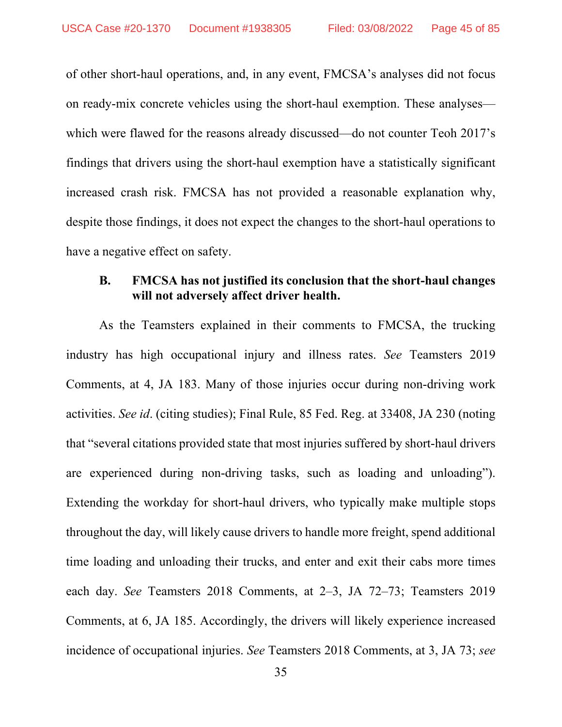of other short-haul operations, and, in any event, FMCSA's analyses did not focus on ready-mix concrete vehicles using the short-haul exemption. These analyses—which were flawed for the reasons already discussed—do not counter Teoh 2017's findings that drivers using the short-haul exemption have a statistically significant increased crash risk. FMCSA has not provided a reasonable explanation why, despite those findings, it does not expect the changes to the short-haul operations to have a negative effect on safety.

### B. FMCSA has not justified its conclusion that the short-haul changes will not adversely affect driver health.

As the Teamsters explained in their comments to FMCSA, the trucking industry has high occupational injury and illness rates. *See* Teamsters 2019 Comments, at 4, JA 183. Many of those injuries occur during non-driving work activities. *See id*. (citing studies); Final Rule, 85 Fed. Reg. at 33408, JA 230 (noting that "several citations provided state that most injuries suffered by short-haul drivers are experienced during non-driving tasks, such as loading and unloading"). Extending the workday for short-haul drivers, who typically make multiple stops throughout the day, will likely cause drivers to handle more freight, spend additional time loading and unloading their trucks, and enter and exit their cabs more times each day. *See* Teamsters 2018 Comments, at 2–3, JA 72–73; Teamsters 2019 Comments, at 6, JA 185. Accordingly, the drivers will likely experience increased incidence of occupational injuries. *See* Teamsters 2018 Comments, at 3, JA 73; *see*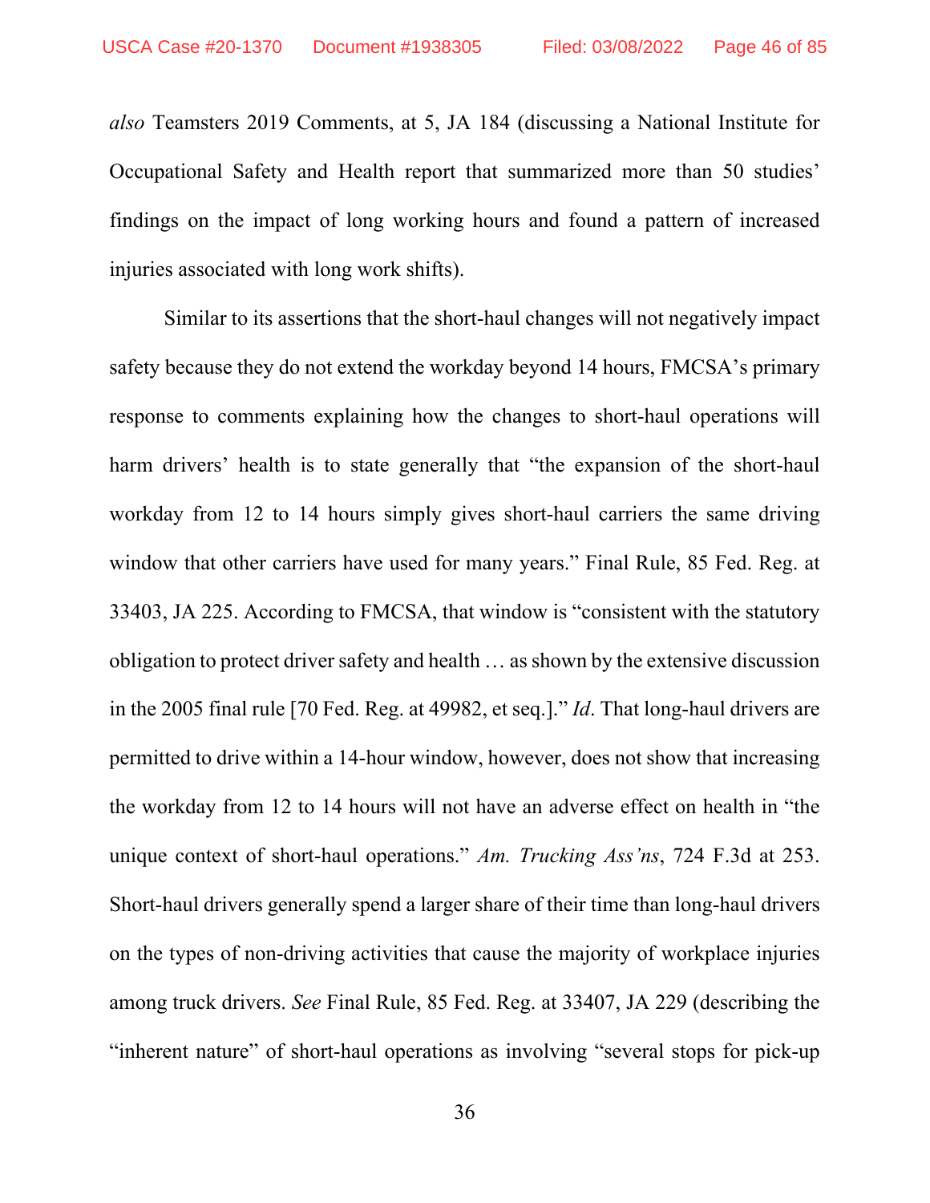*also* Teamsters 2019 Comments, at 5, JA 184 (discussing a National Institute for Occupational Safety and Health report that summarized more than 50 studies' findings on the impact of long working hours and found a pattern of increased injuries associated with long work shifts).

Similar to its assertions that the short-haul changes will not negatively impact safety because they do not extend the workday beyond 14 hours, FMCSA's primary response to comments explaining how the changes to short-haul operations will harm drivers' health is to state generally that "the expansion of the short-haul workday from 12 to 14 hours simply gives short-haul carriers the same driving window that other carriers have used for many years." Final Rule, 85 Fed. Reg. at 33403, JA 225. According to FMCSA, that window is "consistent with the statutory obligation to protect driver safety and health … as shown by the extensive discussion in the 2005 final rule [70 Fed. Reg. at 49982, et seq.]." *Id*. That long-haul drivers are permitted to drive within a 14-hour window, however, does not show that increasing the workday from 12 to 14 hours will not have an adverse effect on health in "the unique context of short-haul operations." *Am. Trucking Ass'ns*, 724 F.3d at 253. Short-haul drivers generally spend a larger share of their time than long-haul drivers on the types of non-driving activities that cause the majority of workplace injuries among truck drivers. *See* Final Rule, 85 Fed. Reg. at 33407, JA 229 (describing the "inherent nature" of short-haul operations as involving "several stops for pick-up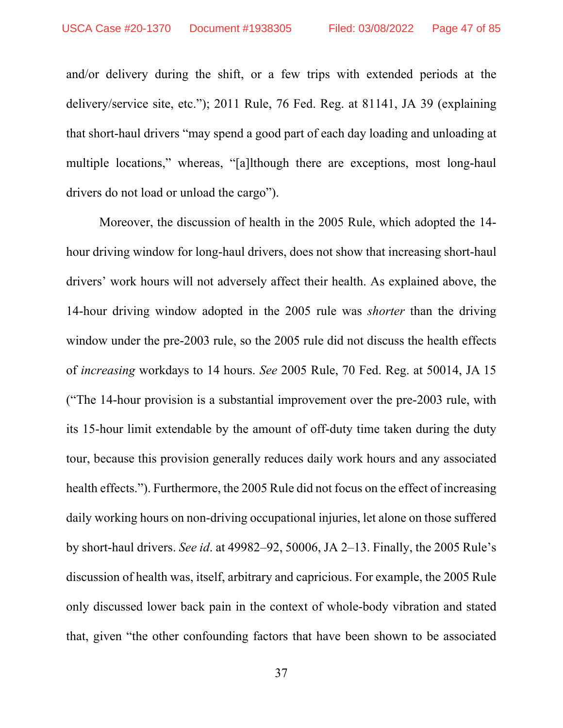and/or delivery during the shift, or a few trips with extended periods at the delivery/service site, etc."); 2011 Rule, 76 Fed. Reg. at 81141, JA 39 (explaining that short-haul drivers "may spend a good part of each day loading and unloading at multiple locations," whereas, "[a]lthough there are exceptions, most long-haul drivers do not load or unload the cargo").

Moreover, the discussion of health in the 2005 Rule, which adopted the 14-hour driving window for long-haul drivers, does not show that increasing short-haul drivers' work hours will not adversely affect their health. As explained above, the 14-hour driving window adopted in the 2005 rule was *shorter* than the driving window under the pre-2003 rule, so the 2005 rule did not discuss the health effects of *increasing* workdays to 14 hours. *See* 2005 Rule, 70 Fed. Reg. at 50014, JA 15 ("The 14-hour provision is a substantial improvement over the pre-2003 rule, with its 15-hour limit extendable by the amount of off-duty time taken during the duty tour, because this provision generally reduces daily work hours and any associated health effects."). Furthermore, the 2005 Rule did not focus on the effect of increasing daily working hours on non-driving occupational injuries, let alone on those suffered by short-haul drivers. *See id*. at 49982–92, 50006, JA 2–13. Finally, the 2005 Rule's discussion of health was, itself, arbitrary and capricious. For example, the 2005 Rule only discussed lower back pain in the context of whole-body vibration and stated that, given "the other confounding factors that have been shown to be associated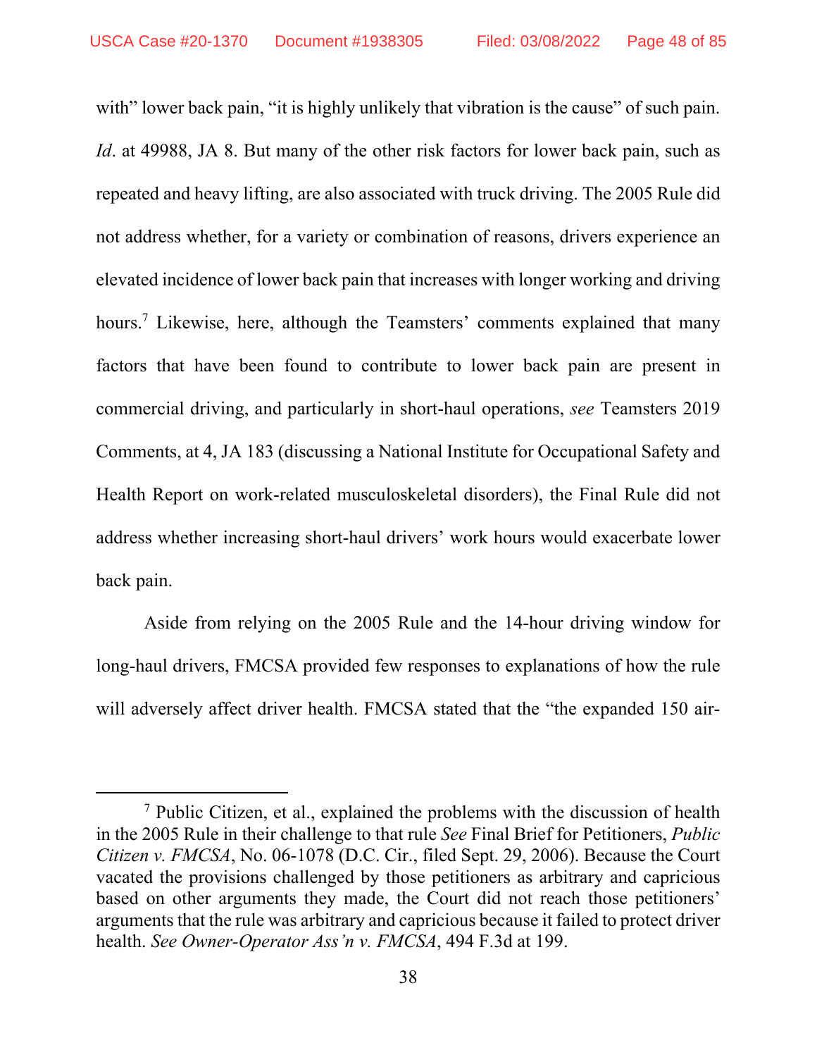with" lower back pain, "it is highly unlikely that vibration is the cause" of such pain. *Id*. at 49988, JA 8. But many of the other risk factors for lower back pain, such as repeated and heavy lifting, are also associated with truck driving. The 2005 Rule did not address whether, for a variety or combination of reasons, drivers experience an elevated incidence of lower back pain that increases with longer working and driving hours.[7] Likewise, here, although the Teamsters' comments explained that many factors that have been found to contribute to lower back pain are present in commercial driving, and particularly in short-haul operations, *see* Teamsters 2019 Comments, at 4, JA 183 (discussing a National Institute for Occupational Safety and Health Report on work-related musculoskeletal disorders), the Final Rule did not address whether increasing short-haul drivers' work hours would exacerbate lower back pain.

Aside from relying on the 2005 Rule and the 14-hour driving window for long-haul drivers, FMCSA provided few responses to explanations of how the rule will adversely affect driver health. FMCSA stated that the "the expanded 150 air-

---

[7] Public Citizen, et al., explained the problems with the discussion of health in the 2005 Rule in their challenge to that rule *See* Final Brief for Petitioners, *Public Citizen v. FMCSA*, No. 06-1078 (D.C. Cir., filed Sept. 29, 2006). Because the Court vacated the provisions challenged by those petitioners as arbitrary and capricious based on other arguments they made, the Court did not reach those petitioners' arguments that the rule was arbitrary and capricious because it failed to protect driver health. *See Owner-Operator Ass'n v. FMCSA*, 494 F.3d at 199.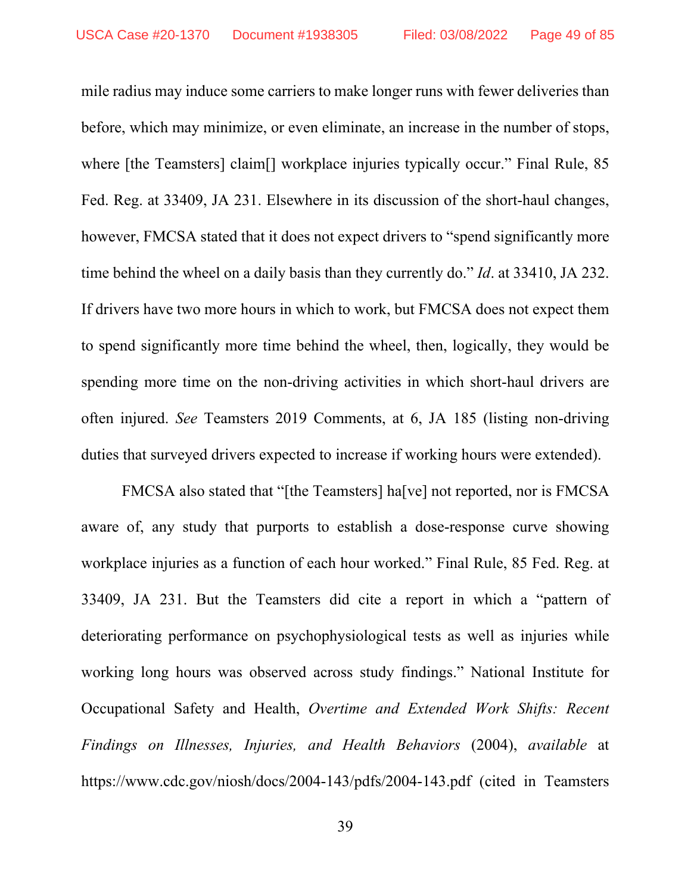mile radius may induce some carriers to make longer runs with fewer deliveries than before, which may minimize, or even eliminate, an increase in the number of stops, where [the Teamsters] claim[] workplace injuries typically occur." Final Rule, 85 Fed. Reg. at 33409, JA 231. Elsewhere in its discussion of the short-haul changes, however, FMCSA stated that it does not expect drivers to "spend significantly more time behind the wheel on a daily basis than they currently do." *Id*. at 33410, JA 232. If drivers have two more hours in which to work, but FMCSA does not expect them to spend significantly more time behind the wheel, then, logically, they would be spending more time on the non-driving activities in which short-haul drivers are often injured. *See* Teamsters 2019 Comments, at 6, JA 185 (listing non-driving duties that surveyed drivers expected to increase if working hours were extended).

FMCSA also stated that "[the Teamsters] ha[ve] not reported, nor is FMCSA aware of, any study that purports to establish a dose-response curve showing workplace injuries as a function of each hour worked." Final Rule, 85 Fed. Reg. at 33409, JA 231. But the Teamsters did cite a report in which a "pattern of deteriorating performance on psychophysiological tests as well as injuries while working long hours was observed across study findings." National Institute for Occupational Safety and Health, *Overtime and Extended Work Shifts: Recent Findings on Illnesses, Injuries, and Health Behaviors* (2004), *available* at https://www.cdc.gov/niosh/docs/2004-143/pdfs/2004-143.pdf (cited in Teamsters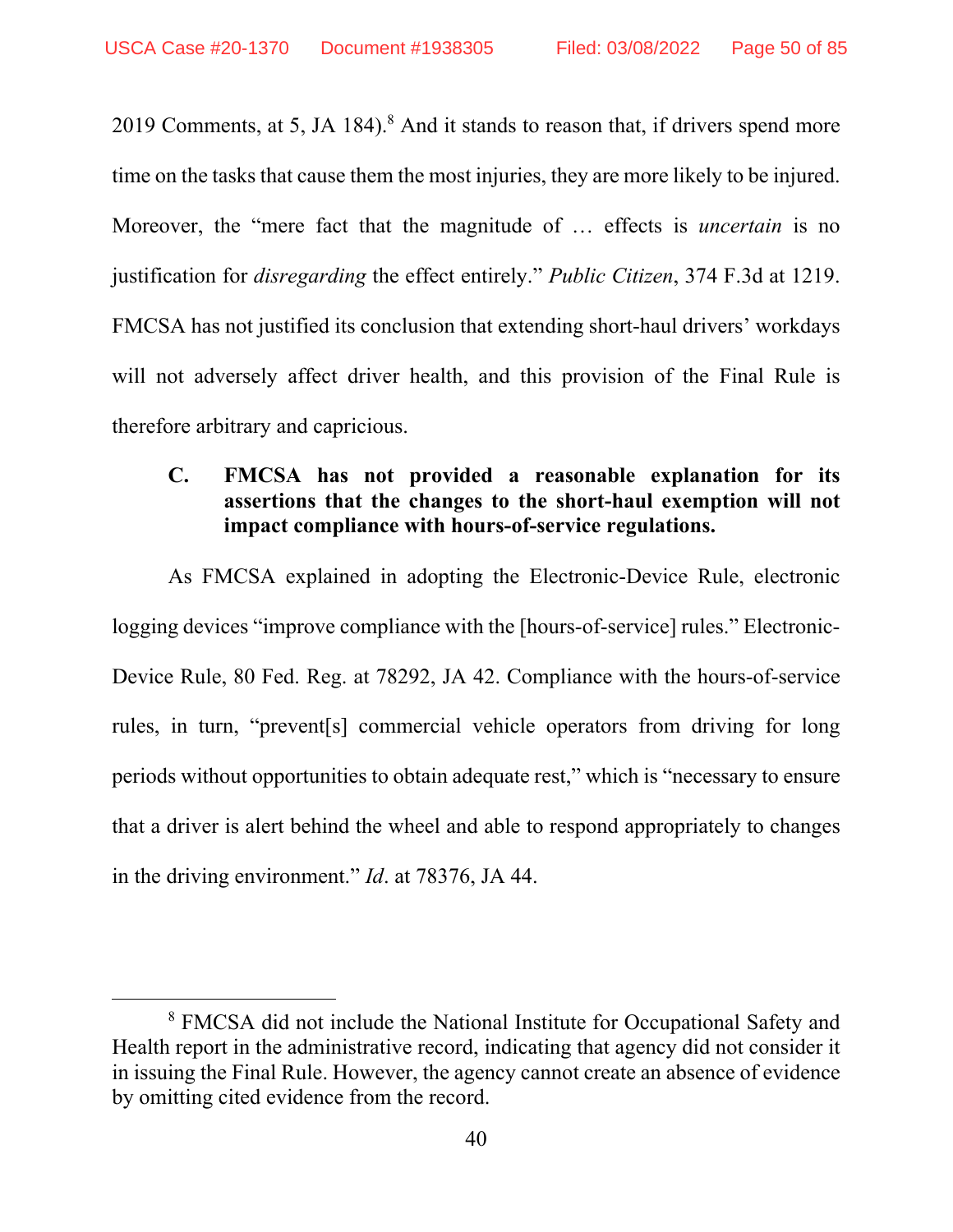2019 Comments, at 5, JA 184).[8] And it stands to reason that, if drivers spend more time on the tasks that cause them the most injuries, they are more likely to be injured. Moreover, the "mere fact that the magnitude of … effects is *uncertain* is no justification for *disregarding* the effect entirely." *Public Citizen*, 374 F.3d at 1219. FMCSA has not justified its conclusion that extending short-haul drivers' workdays will not adversely affect driver health, and this provision of the Final Rule is therefore arbitrary and capricious.

### C. FMCSA has not provided a reasonable explanation for its assertions that the changes to the short-haul exemption will not impact compliance with hours-of-service regulations.

As FMCSA explained in adopting the Electronic-Device Rule, electronic logging devices "improve compliance with the [hours-of-service] rules." Electronic-Device Rule, 80 Fed. Reg. at 78292, JA 42. Compliance with the hours-of-service rules, in turn, "prevent[s] commercial vehicle operators from driving for long periods without opportunities to obtain adequate rest," which is "necessary to ensure that a driver is alert behind the wheel and able to respond appropriately to changes in the driving environment." *Id*. at 78376, JA 44.

---

[8] FMCSA did not include the National Institute for Occupational Safety and Health report in the administrative record, indicating that agency did not consider it in issuing the Final Rule. However, the agency cannot create an absence of evidence by omitting cited evidence from the record.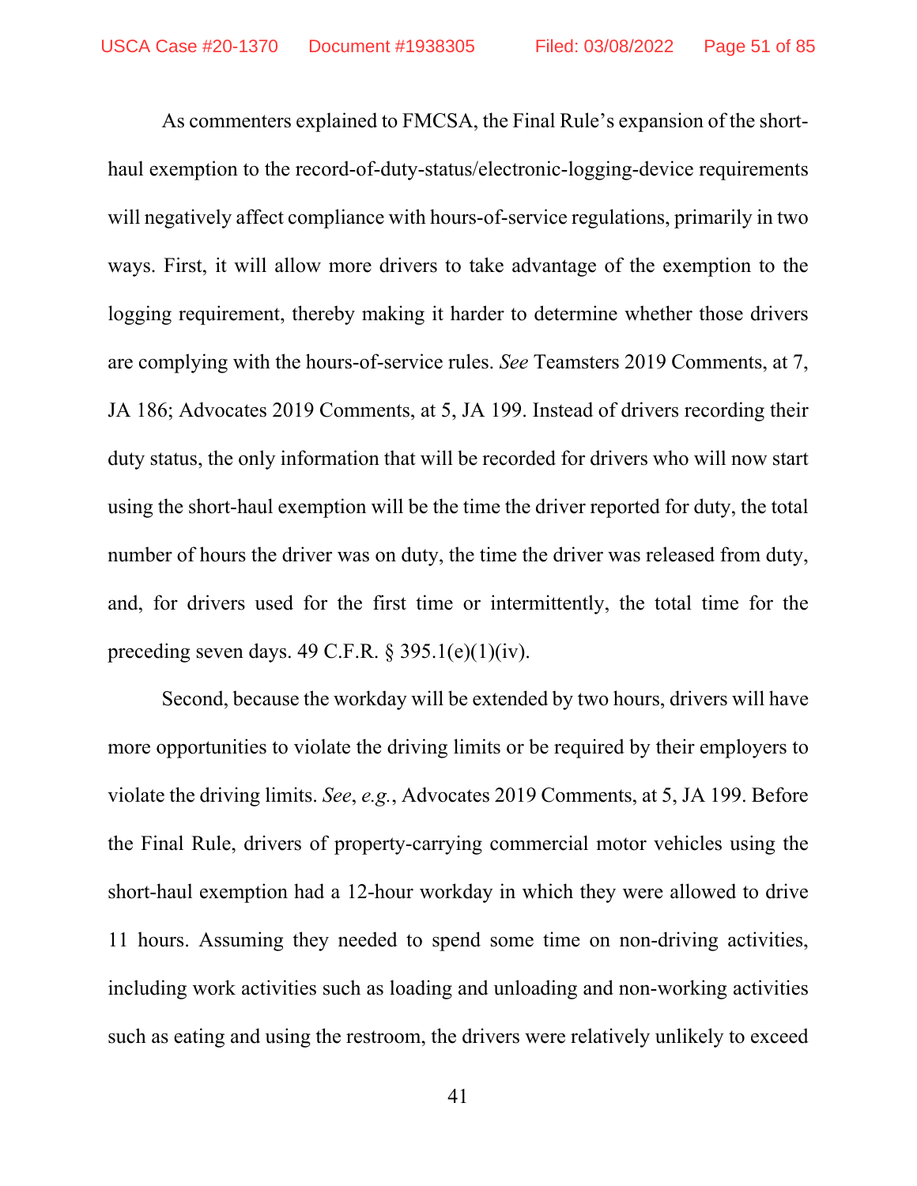As commenters explained to FMCSA, the Final Rule's expansion of the short-haul exemption to the record-of-duty-status/electronic-logging-device requirements will negatively affect compliance with hours-of-service regulations, primarily in two ways. First, it will allow more drivers to take advantage of the exemption to the logging requirement, thereby making it harder to determine whether those drivers are complying with the hours-of-service rules. *See* Teamsters 2019 Comments, at 7, JA 186; Advocates 2019 Comments, at 5, JA 199. Instead of drivers recording their duty status, the only information that will be recorded for drivers who will now start using the short-haul exemption will be the time the driver reported for duty, the total number of hours the driver was on duty, the time the driver was released from duty, and, for drivers used for the first time or intermittently, the total time for the preceding seven days. 49 C.F.R. § 395.1(e)(1)(iv).

Second, because the workday will be extended by two hours, drivers will have more opportunities to violate the driving limits or be required by their employers to violate the driving limits. *See*, *e.g.*, Advocates 2019 Comments, at 5, JA 199. Before the Final Rule, drivers of property-carrying commercial motor vehicles using the short-haul exemption had a 12-hour workday in which they were allowed to drive 11 hours. Assuming they needed to spend some time on non-driving activities, including work activities such as loading and unloading and non-working activities such as eating and using the restroom, the drivers were relatively unlikely to exceed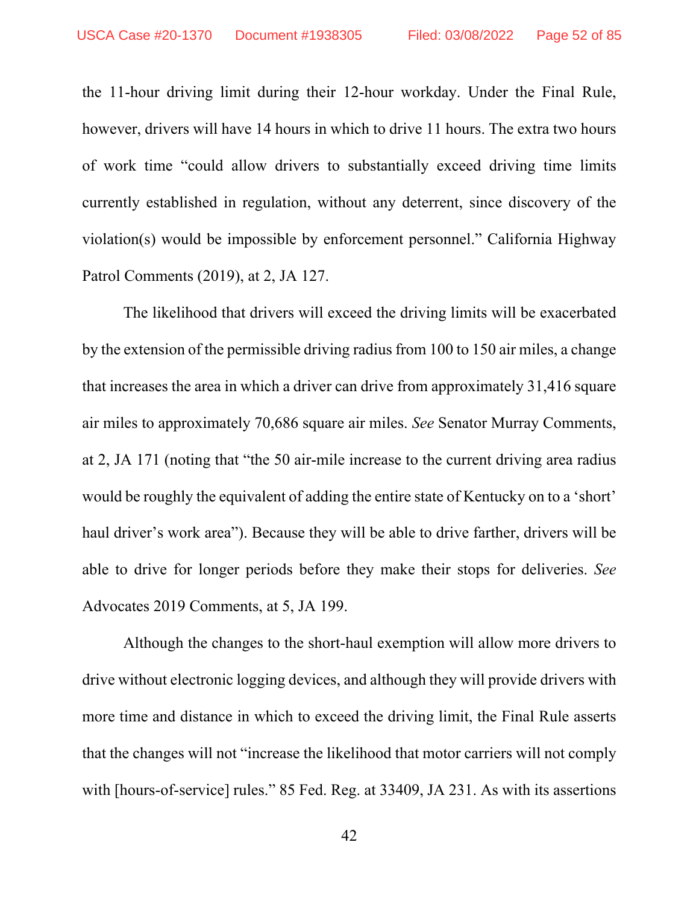the 11-hour driving limit during their 12-hour workday. Under the Final Rule, however, drivers will have 14 hours in which to drive 11 hours. The extra two hours of work time "could allow drivers to substantially exceed driving time limits currently established in regulation, without any deterrent, since discovery of the violation(s) would be impossible by enforcement personnel." California Highway Patrol Comments (2019), at 2, JA 127.

The likelihood that drivers will exceed the driving limits will be exacerbated by the extension of the permissible driving radius from 100 to 150 air miles, a change that increases the area in which a driver can drive from approximately 31,416 square air miles to approximately 70,686 square air miles. *See* Senator Murray Comments, at 2, JA 171 (noting that "the 50 air-mile increase to the current driving area radius would be roughly the equivalent of adding the entire state of Kentucky on to a 'short' haul driver's work area"). Because they will be able to drive farther, drivers will be able to drive for longer periods before they make their stops for deliveries. *See* Advocates 2019 Comments, at 5, JA 199.

Although the changes to the short-haul exemption will allow more drivers to drive without electronic logging devices, and although they will provide drivers with more time and distance in which to exceed the driving limit, the Final Rule asserts that the changes will not "increase the likelihood that motor carriers will not comply with [hours-of-service] rules." 85 Fed. Reg. at 33409, JA 231. As with its assertions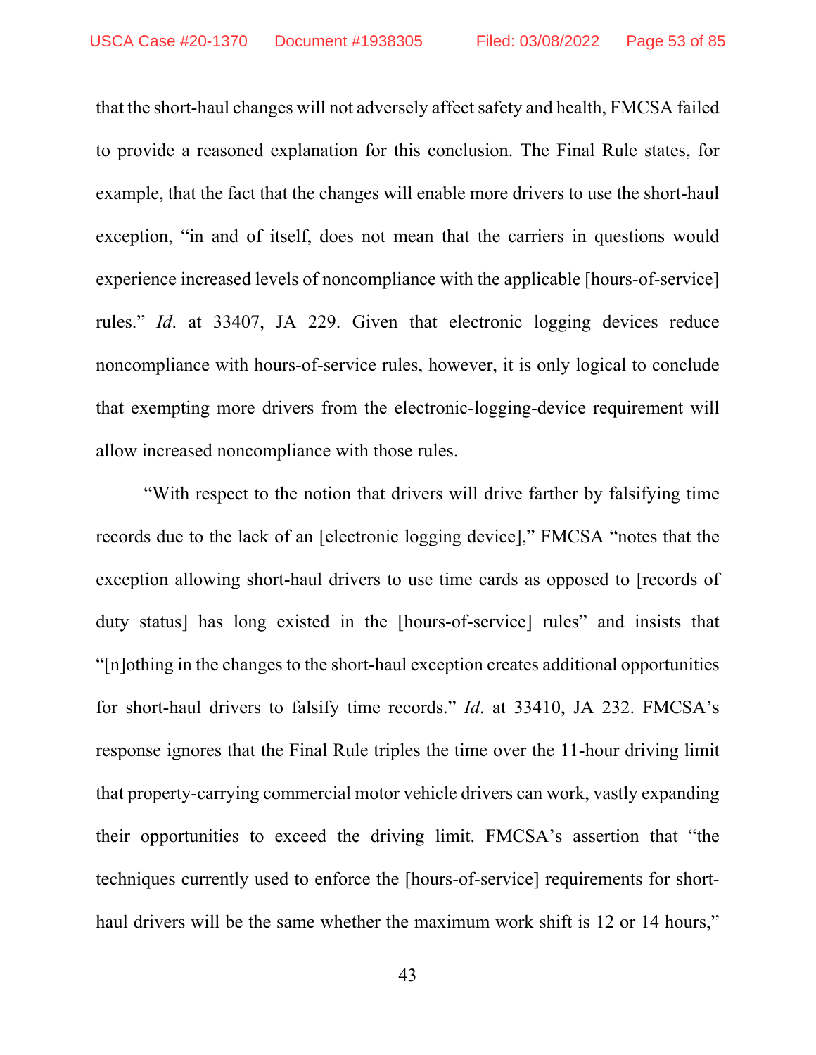that the short-haul changes will not adversely affect safety and health, FMCSA failed to provide a reasoned explanation for this conclusion. The Final Rule states, for example, that the fact that the changes will enable more drivers to use the short-haul exception, "in and of itself, does not mean that the carriers in questions would experience increased levels of noncompliance with the applicable [hours-of-service] rules." *Id*. at 33407, JA 229. Given that electronic logging devices reduce noncompliance with hours-of-service rules, however, it is only logical to conclude that exempting more drivers from the electronic-logging-device requirement will allow increased noncompliance with those rules.

"With respect to the notion that drivers will drive farther by falsifying time records due to the lack of an [electronic logging device]," FMCSA "notes that the exception allowing short-haul drivers to use time cards as opposed to [records of duty status] has long existed in the [hours-of-service] rules" and insists that "[n]othing in the changes to the short-haul exception creates additional opportunities for short-haul drivers to falsify time records." *Id*. at 33410, JA 232. FMCSA's response ignores that the Final Rule triples the time over the 11-hour driving limit that property-carrying commercial motor vehicle drivers can work, vastly expanding their opportunities to exceed the driving limit. FMCSA's assertion that "the techniques currently used to enforce the [hours-of-service] requirements for short-haul drivers will be the same whether the maximum work shift is 12 or 14 hours,"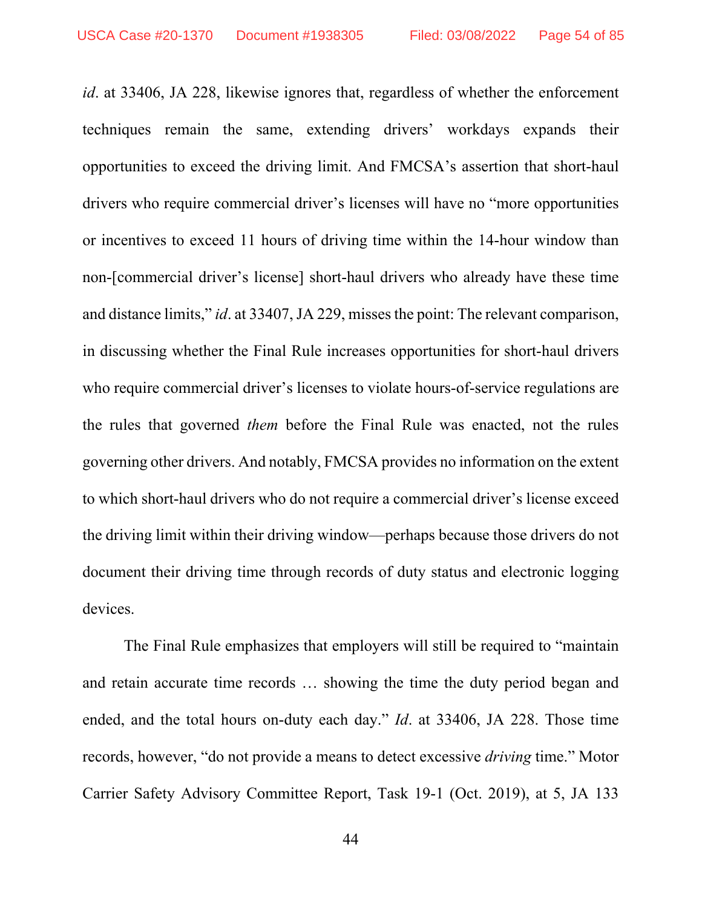*id*. at 33406, JA 228, likewise ignores that, regardless of whether the enforcement techniques remain the same, extending drivers' workdays expands their opportunities to exceed the driving limit. And FMCSA's assertion that short-haul drivers who require commercial driver's licenses will have no "more opportunities or incentives to exceed 11 hours of driving time within the 14-hour window than non-[commercial driver's license] short-haul drivers who already have these time and distance limits," *id*. at 33407, JA 229, misses the point: The relevant comparison, in discussing whether the Final Rule increases opportunities for short-haul drivers who require commercial driver's licenses to violate hours-of-service regulations are the rules that governed *them* before the Final Rule was enacted, not the rules governing other drivers. And notably, FMCSA provides no information on the extent to which short-haul drivers who do not require a commercial driver's license exceed the driving limit within their driving window—perhaps because those drivers do not document their driving time through records of duty status and electronic logging devices.

The Final Rule emphasizes that employers will still be required to "maintain and retain accurate time records … showing the time the duty period began and ended, and the total hours on-duty each day." *Id*. at 33406, JA 228. Those time records, however, "do not provide a means to detect excessive *driving* time." Motor Carrier Safety Advisory Committee Report, Task 19-1 (Oct. 2019), at 5, JA 133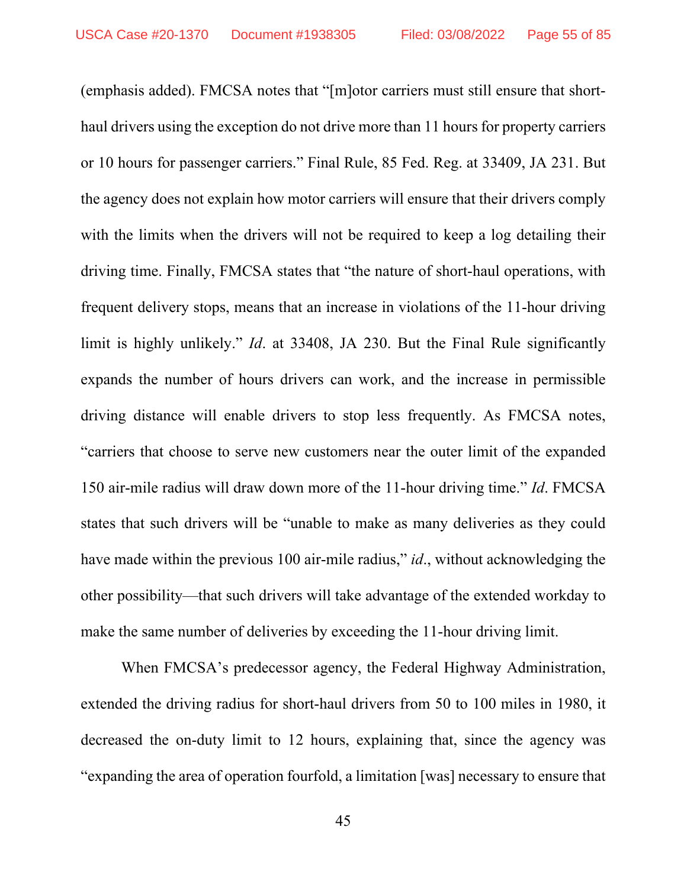(emphasis added). FMCSA notes that "[m]otor carriers must still ensure that short-haul drivers using the exception do not drive more than 11 hours for property carriers or 10 hours for passenger carriers." Final Rule, 85 Fed. Reg. at 33409, JA 231. But the agency does not explain how motor carriers will ensure that their drivers comply with the limits when the drivers will not be required to keep a log detailing their driving time. Finally, FMCSA states that "the nature of short-haul operations, with frequent delivery stops, means that an increase in violations of the 11-hour driving limit is highly unlikely." *Id*. at 33408, JA 230. But the Final Rule significantly expands the number of hours drivers can work, and the increase in permissible driving distance will enable drivers to stop less frequently. As FMCSA notes, "carriers that choose to serve new customers near the outer limit of the expanded 150 air-mile radius will draw down more of the 11-hour driving time." *Id*. FMCSA states that such drivers will be "unable to make as many deliveries as they could have made within the previous 100 air-mile radius," *id*., without acknowledging the other possibility—that such drivers will take advantage of the extended workday to make the same number of deliveries by exceeding the 11-hour driving limit.

When FMCSA's predecessor agency, the Federal Highway Administration, extended the driving radius for short-haul drivers from 50 to 100 miles in 1980, it decreased the on-duty limit to 12 hours, explaining that, since the agency was "expanding the area of operation fourfold, a limitation [was] necessary to ensure that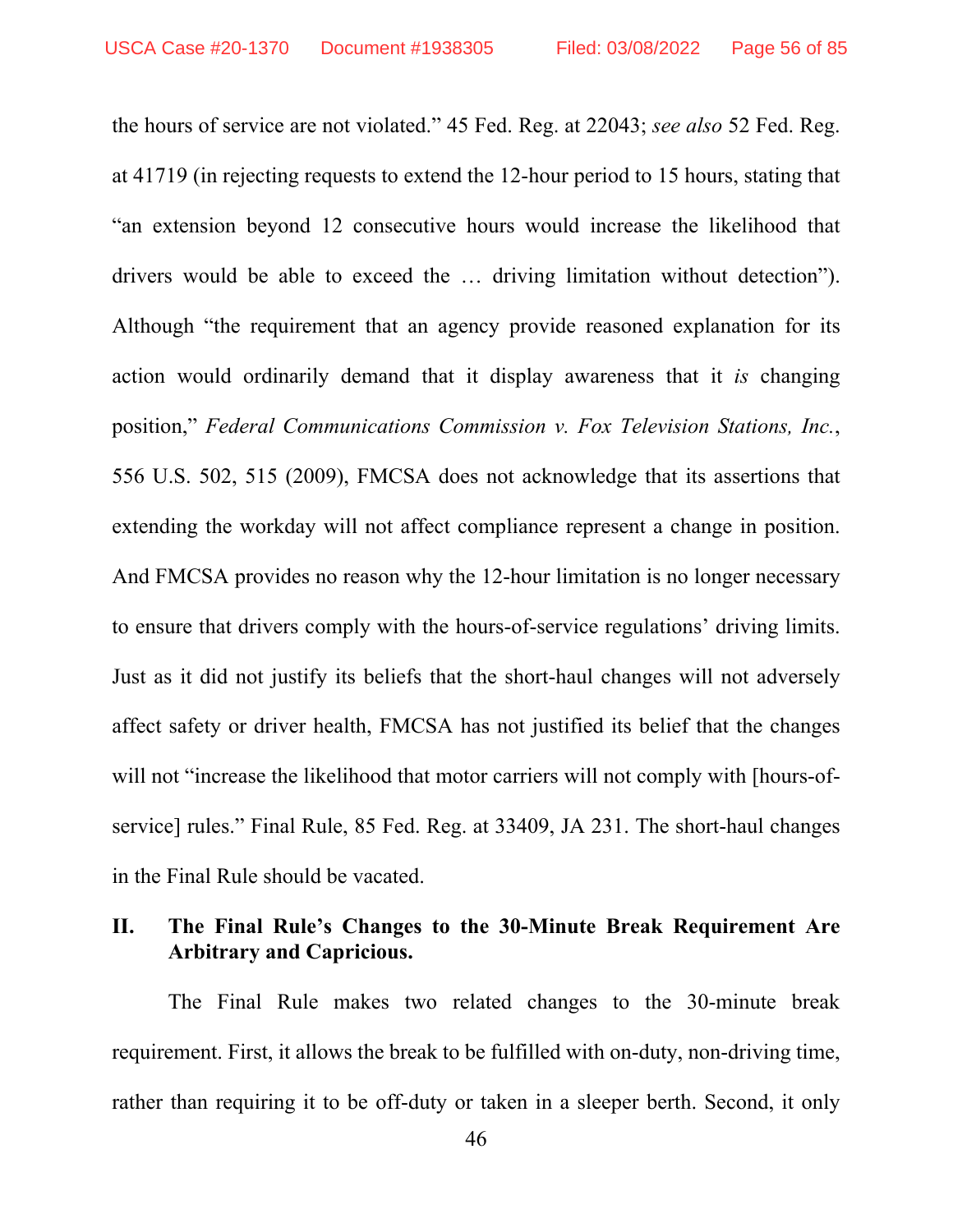the hours of service are not violated." 45 Fed. Reg. at 22043; *see also* 52 Fed. Reg. at 41719 (in rejecting requests to extend the 12-hour period to 15 hours, stating that "an extension beyond 12 consecutive hours would increase the likelihood that drivers would be able to exceed the … driving limitation without detection"). Although "the requirement that an agency provide reasoned explanation for its action would ordinarily demand that it display awareness that it *is* changing position," *Federal Communications Commission v. Fox Television Stations, Inc.*, 556 U.S. 502, 515 (2009), FMCSA does not acknowledge that its assertions that extending the workday will not affect compliance represent a change in position. And FMCSA provides no reason why the 12-hour limitation is no longer necessary to ensure that drivers comply with the hours-of-service regulations' driving limits. Just as it did not justify its beliefs that the short-haul changes will not adversely affect safety or driver health, FMCSA has not justified its belief that the changes will not "increase the likelihood that motor carriers will not comply with [hours-of-service] rules." Final Rule, 85 Fed. Reg. at 33409, JA 231. The short-haul changes in the Final Rule should be vacated.

## II. The Final Rule's Changes to the 30-Minute Break Requirement Are Arbitrary and Capricious.

The Final Rule makes two related changes to the 30-minute break requirement. First, it allows the break to be fulfilled with on-duty, non-driving time, rather than requiring it to be off-duty or taken in a sleeper berth. Second, it only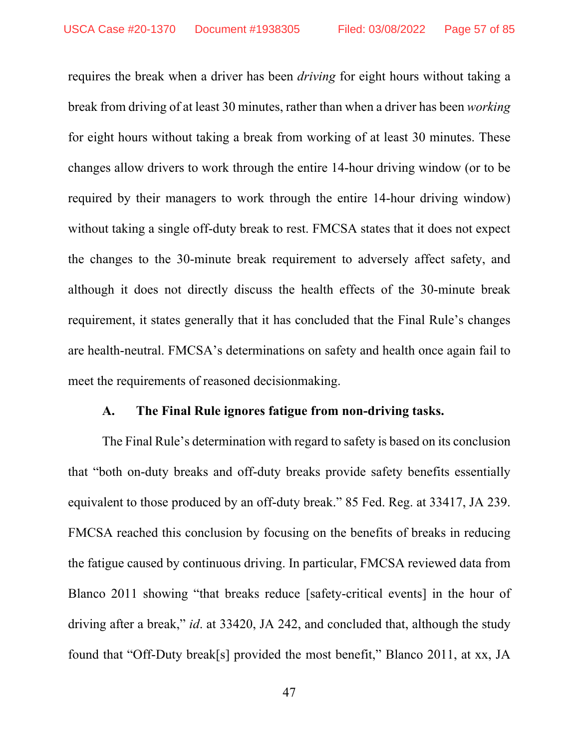requires the break when a driver has been *driving* for eight hours without taking a break from driving of at least 30 minutes, rather than when a driver has been *working* for eight hours without taking a break from working of at least 30 minutes. These changes allow drivers to work through the entire 14-hour driving window (or to be required by their managers to work through the entire 14-hour driving window) without taking a single off-duty break to rest. FMCSA states that it does not expect the changes to the 30-minute break requirement to adversely affect safety, and although it does not directly discuss the health effects of the 30-minute break requirement, it states generally that it has concluded that the Final Rule's changes are health-neutral. FMCSA's determinations on safety and health once again fail to meet the requirements of reasoned decisionmaking.

### A. The Final Rule ignores fatigue from non-driving tasks.

The Final Rule's determination with regard to safety is based on its conclusion that "both on-duty breaks and off-duty breaks provide safety benefits essentially equivalent to those produced by an off-duty break." 85 Fed. Reg. at 33417, JA 239. FMCSA reached this conclusion by focusing on the benefits of breaks in reducing the fatigue caused by continuous driving. In particular, FMCSA reviewed data from Blanco 2011 showing "that breaks reduce [safety-critical events] in the hour of driving after a break," *id*. at 33420, JA 242, and concluded that, although the study found that "Off-Duty break[s] provided the most benefit," Blanco 2011, at xx, JA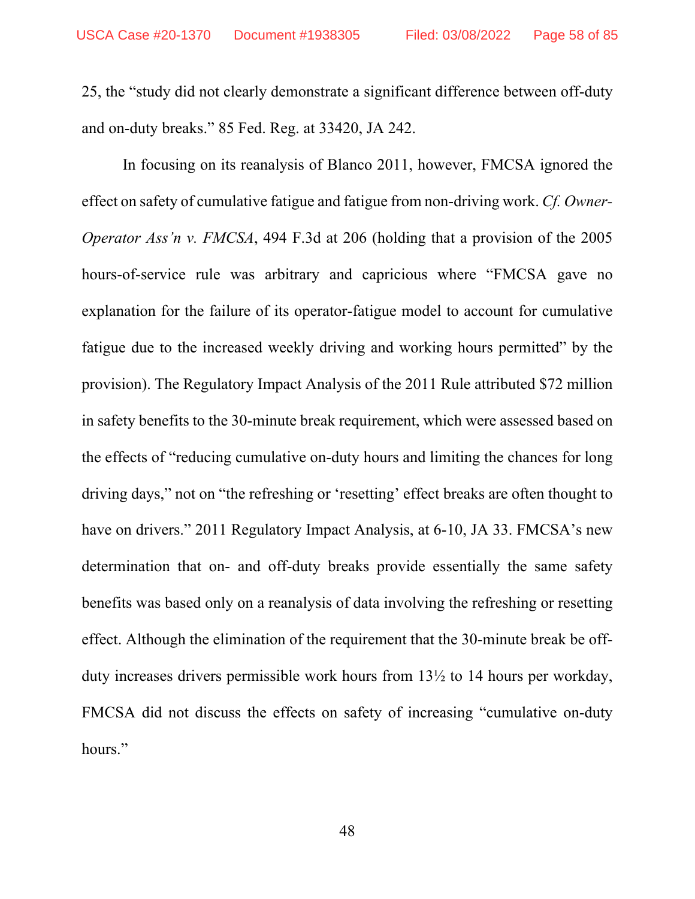25, the "study did not clearly demonstrate a significant difference between off-duty and on-duty breaks." 85 Fed. Reg. at 33420, JA 242.

In focusing on its reanalysis of Blanco 2011, however, FMCSA ignored the effect on safety of cumulative fatigue and fatigue from non-driving work. *Cf. Owner-Operator Ass'n v. FMCSA*, 494 F.3d at 206 (holding that a provision of the 2005 hours-of-service rule was arbitrary and capricious where "FMCSA gave no explanation for the failure of its operator-fatigue model to account for cumulative fatigue due to the increased weekly driving and working hours permitted" by the provision). The Regulatory Impact Analysis of the 2011 Rule attributed $72 million in safety benefits to the 30-minute break requirement, which were assessed based on the effects of "reducing cumulative on-duty hours and limiting the chances for long driving days," not on "the refreshing or 'resetting' effect breaks are often thought to have on drivers." 2011 Regulatory Impact Analysis, at 6-10, JA 33. FMCSA's new determination that on- and off-duty breaks provide essentially the same safety benefits was based only on a reanalysis of data involving the refreshing or resetting effect. Although the elimination of the requirement that the 30-minute break be off-duty increases drivers permissible work hours from 13½ to 14 hours per workday, FMCSA did not discuss the effects on safety of increasing "cumulative on-duty hours."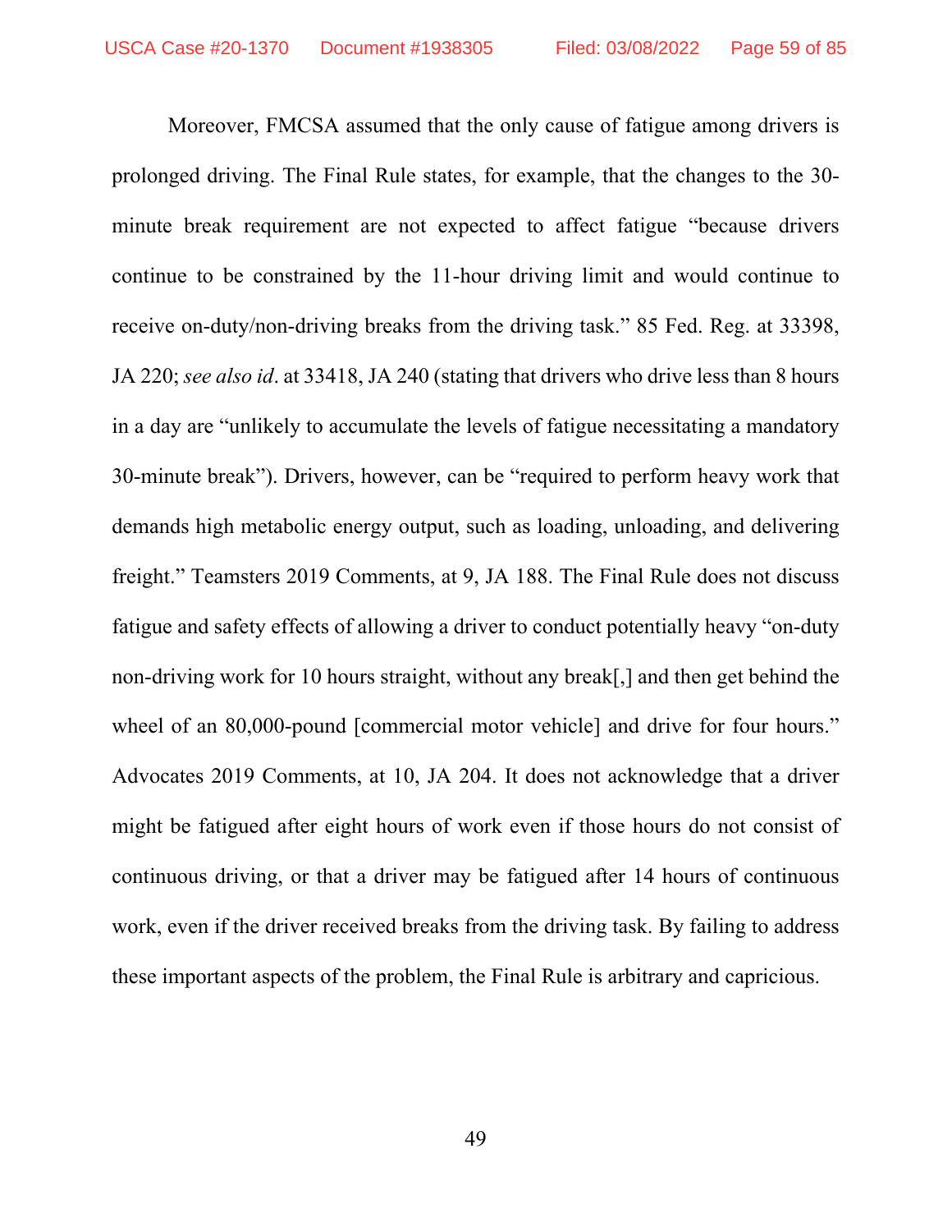Moreover, FMCSA assumed that the only cause of fatigue among drivers is prolonged driving. The Final Rule states, for example, that the changes to the 30-minute break requirement are not expected to affect fatigue "because drivers continue to be constrained by the 11-hour driving limit and would continue to receive on-duty/non-driving breaks from the driving task." 85 Fed. Reg. at 33398, JA 220; *see also id*. at 33418, JA 240 (stating that drivers who drive less than 8 hours in a day are "unlikely to accumulate the levels of fatigue necessitating a mandatory 30-minute break"). Drivers, however, can be "required to perform heavy work that demands high metabolic energy output, such as loading, unloading, and delivering freight." Teamsters 2019 Comments, at 9, JA 188. The Final Rule does not discuss fatigue and safety effects of allowing a driver to conduct potentially heavy "on-duty non-driving work for 10 hours straight, without any break[,] and then get behind the wheel of an 80,000-pound [commercial motor vehicle] and drive for four hours." Advocates 2019 Comments, at 10, JA 204. It does not acknowledge that a driver might be fatigued after eight hours of work even if those hours do not consist of continuous driving, or that a driver may be fatigued after 14 hours of continuous work, even if the driver received breaks from the driving task. By failing to address these important aspects of the problem, the Final Rule is arbitrary and capricious.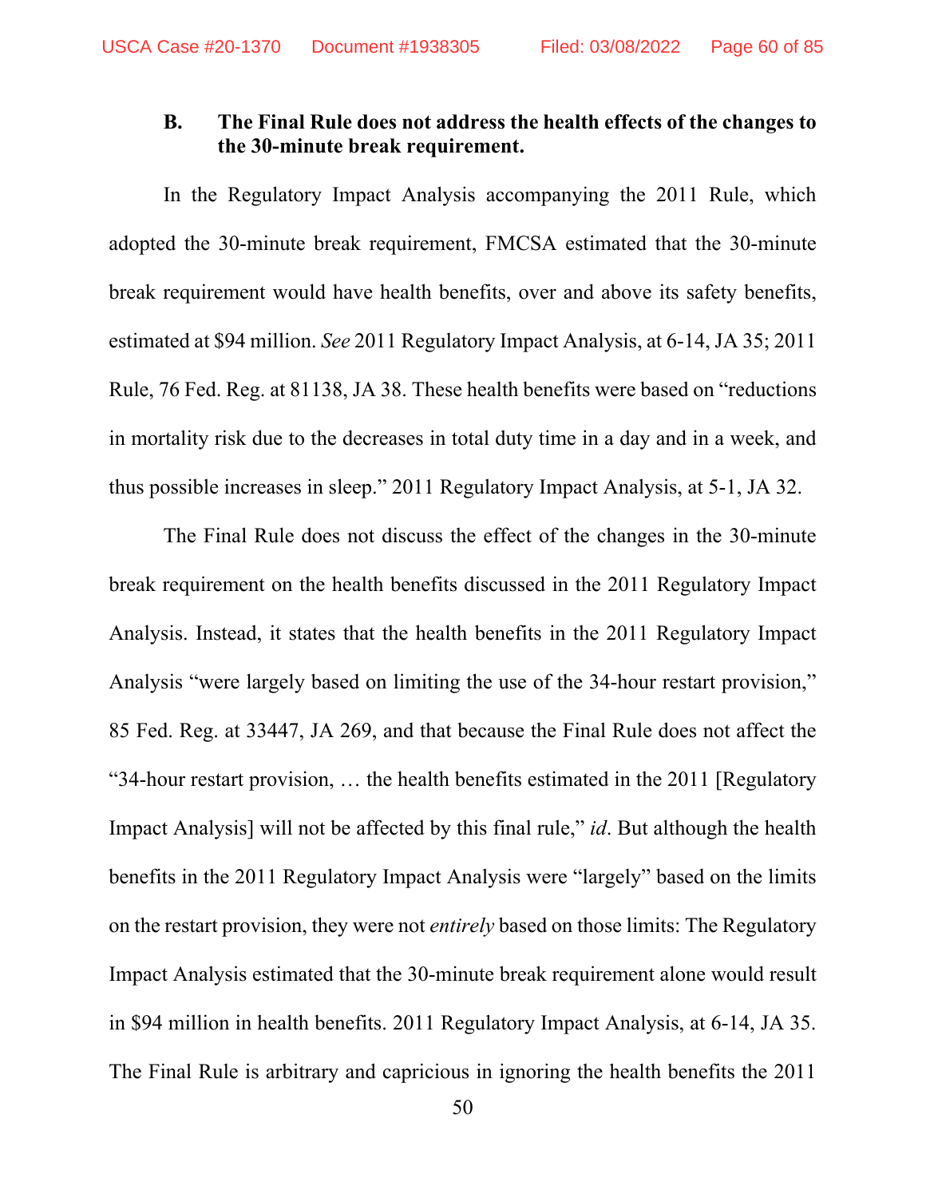### B. The Final Rule does not address the health effects of the changes to the 30-minute break requirement.

In the Regulatory Impact Analysis accompanying the 2011 Rule, which adopted the 30-minute break requirement, FMCSA estimated that the 30-minute break requirement would have health benefits, over and above its safety benefits, estimated at $94 million. *See* 2011 Regulatory Impact Analysis, at 6-14, JA 35; 2011 Rule, 76 Fed. Reg. at 81138, JA 38. These health benefits were based on "reductions in mortality risk due to the decreases in total duty time in a day and in a week, and thus possible increases in sleep." 2011 Regulatory Impact Analysis, at 5-1, JA 32.

The Final Rule does not discuss the effect of the changes in the 30-minute break requirement on the health benefits discussed in the 2011 Regulatory Impact Analysis. Instead, it states that the health benefits in the 2011 Regulatory Impact Analysis "were largely based on limiting the use of the 34-hour restart provision," 85 Fed. Reg. at 33447, JA 269, and that because the Final Rule does not affect the "34-hour restart provision, … the health benefits estimated in the 2011 [Regulatory Impact Analysis] will not be affected by this final rule," *id*. But although the health benefits in the 2011 Regulatory Impact Analysis were "largely" based on the limits on the restart provision, they were not *entirely* based on those limits: The Regulatory Impact Analysis estimated that the 30-minute break requirement alone would result in $94 million in health benefits. 2011 Regulatory Impact Analysis, at 6-14, JA 35. The Final Rule is arbitrary and capricious in ignoring the health benefits the 2011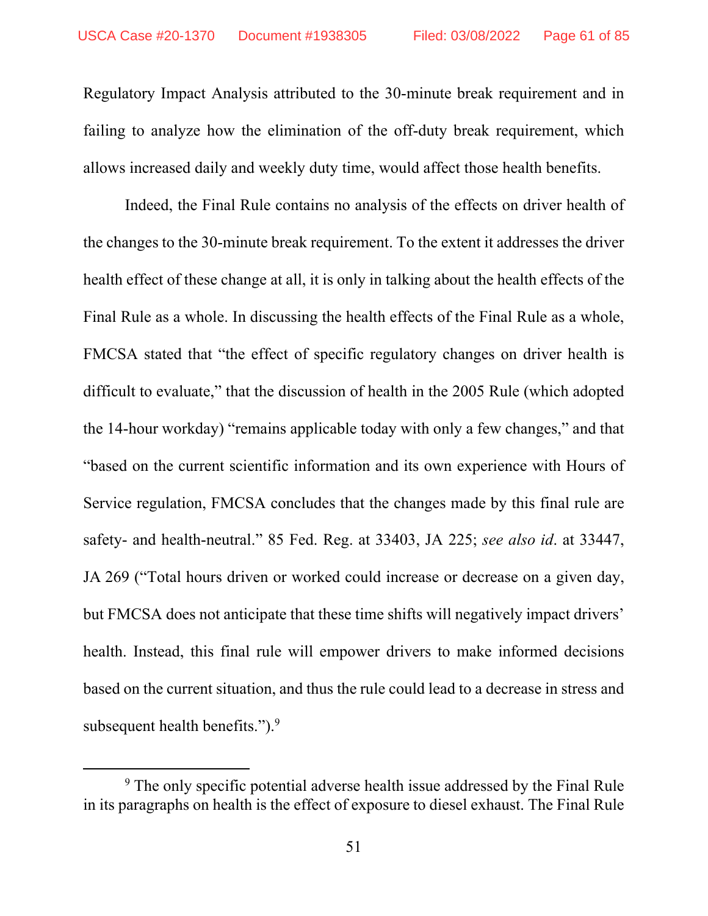Regulatory Impact Analysis attributed to the 30-minute break requirement and in failing to analyze how the elimination of the off-duty break requirement, which allows increased daily and weekly duty time, would affect those health benefits.

Indeed, the Final Rule contains no analysis of the effects on driver health of the changes to the 30-minute break requirement. To the extent it addresses the driver health effect of these change at all, it is only in talking about the health effects of the Final Rule as a whole. In discussing the health effects of the Final Rule as a whole, FMCSA stated that "the effect of specific regulatory changes on driver health is difficult to evaluate," that the discussion of health in the 2005 Rule (which adopted the 14-hour workday) "remains applicable today with only a few changes," and that "based on the current scientific information and its own experience with Hours of Service regulation, FMCSA concludes that the changes made by this final rule are safety- and health-neutral." 85 Fed. Reg. at 33403, JA 225; *see also id*. at 33447, JA 269 ("Total hours driven or worked could increase or decrease on a given day, but FMCSA does not anticipate that these time shifts will negatively impact drivers' health. Instead, this final rule will empower drivers to make informed decisions based on the current situation, and thus the rule could lead to a decrease in stress and subsequent health benefits.").[9]

---

[9] The only specific potential adverse health issue addressed by the Final Rule in its paragraphs on health is the effect of exposure to diesel exhaust. The Final Rule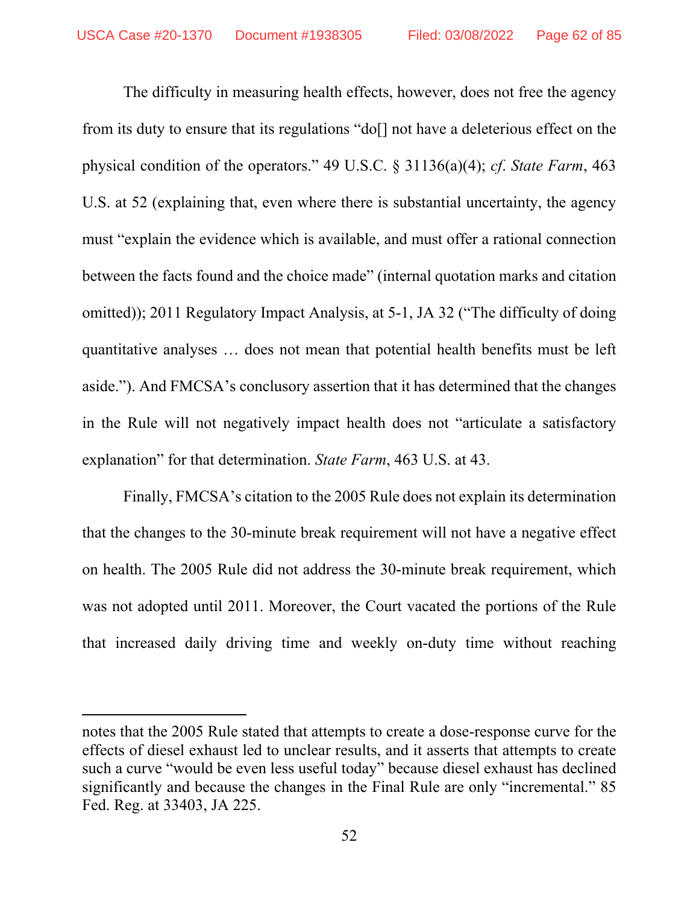The difficulty in measuring health effects, however, does not free the agency from its duty to ensure that its regulations "do[] not have a deleterious effect on the physical condition of the operators." 49 U.S.C. § 31136(a)(4); *cf*. *State Farm*, 463 U.S. at 52 (explaining that, even where there is substantial uncertainty, the agency must "explain the evidence which is available, and must offer a rational connection between the facts found and the choice made" (internal quotation marks and citation omitted)); 2011 Regulatory Impact Analysis, at 5-1, JA 32 ("The difficulty of doing quantitative analyses … does not mean that potential health benefits must be left aside."). And FMCSA's conclusory assertion that it has determined that the changes in the Rule will not negatively impact health does not "articulate a satisfactory explanation" for that determination. *State Farm*, 463 U.S. at 43.

Finally, FMCSA's citation to the 2005 Rule does not explain its determination that the changes to the 30-minute break requirement will not have a negative effect on health. The 2005 Rule did not address the 30-minute break requirement, which was not adopted until 2011. Moreover, the Court vacated the portions of the Rule that increased daily driving time and weekly on-duty time without reaching

---

notes that the 2005 Rule stated that attempts to create a dose-response curve for the effects of diesel exhaust led to unclear results, and it asserts that attempts to create such a curve "would be even less useful today" because diesel exhaust has declined significantly and because the changes in the Final Rule are only "incremental." 85 Fed. Reg. at 33403, JA 225.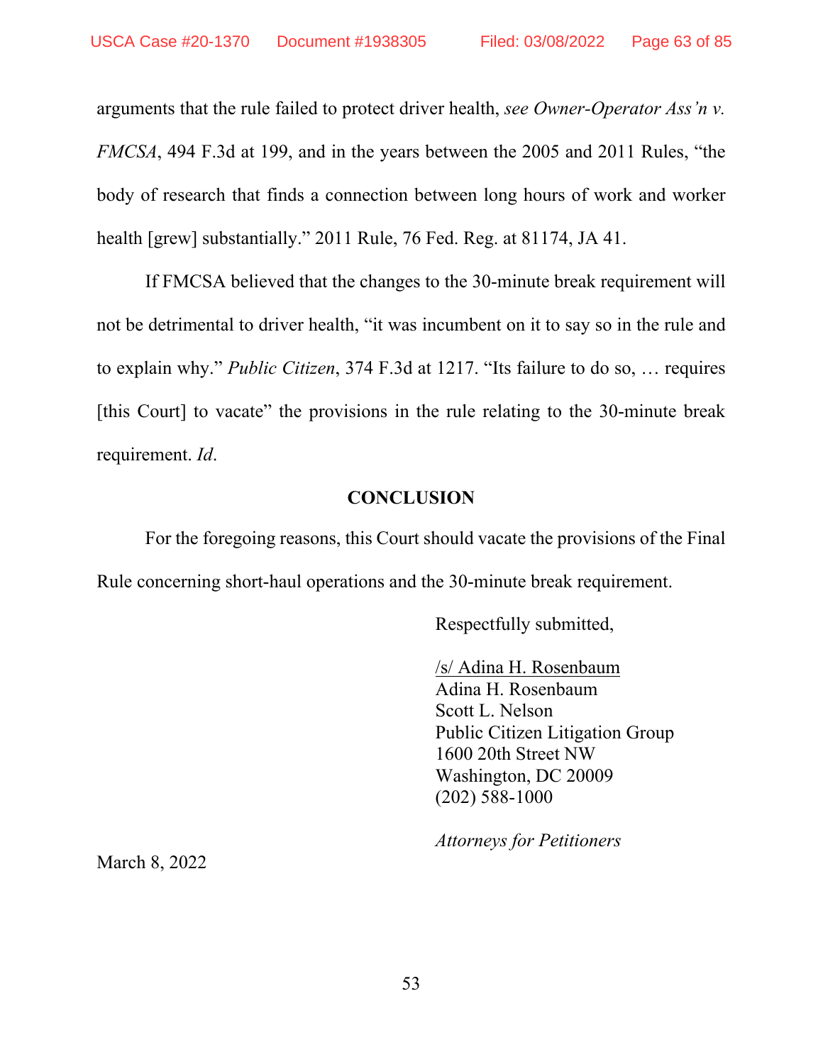arguments that the rule failed to protect driver health, *see Owner-Operator Ass'n v. FMCSA*, 494 F.3d at 199, and in the years between the 2005 and 2011 Rules, "the body of research that finds a connection between long hours of work and worker health [grew] substantially." 2011 Rule, 76 Fed. Reg. at 81174, JA 41.

If FMCSA believed that the changes to the 30-minute break requirement will not be detrimental to driver health, "it was incumbent on it to say so in the rule and to explain why." *Public Citizen*, 374 F.3d at 1217. "Its failure to do so, … requires [this Court] to vacate" the provisions in the rule relating to the 30-minute break requirement. *Id*.

## CONCLUSION

For the foregoing reasons, this Court should vacate the provisions of the Final Rule concerning short-haul operations and the 30-minute break requirement.

Respectfully submitted,

/s/ Adina H. Rosenbaum
Adina H. Rosenbaum
Scott L. Nelson
Public Citizen Litigation Group
1600 20th Street NW
Washington, DC 20009
(202) 588-1000

*Attorneys for Petitioners*

March 8, 2022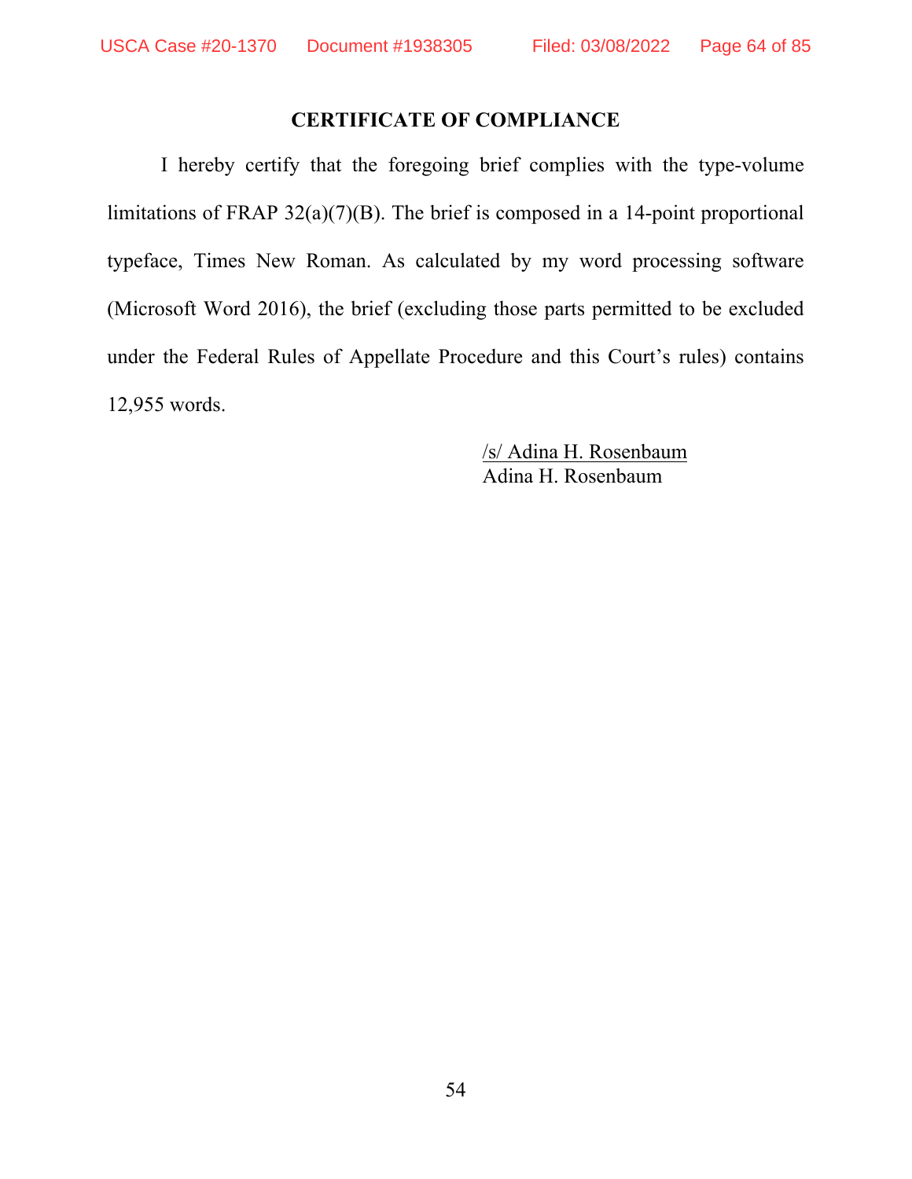# CERTIFICATE OF COMPLIANCE

I hereby certify that the foregoing brief complies with the type-volume limitations of FRAP 32(a)(7)(B). The brief is composed in a 14-point proportional typeface, Times New Roman. As calculated by my word processing software (Microsoft Word 2016), the brief (excluding those parts permitted to be excluded under the Federal Rules of Appellate Procedure and this Court's rules) contains 12,955 words.

/s/ Adina H. Rosenbaum
Adina H. Rosenbaum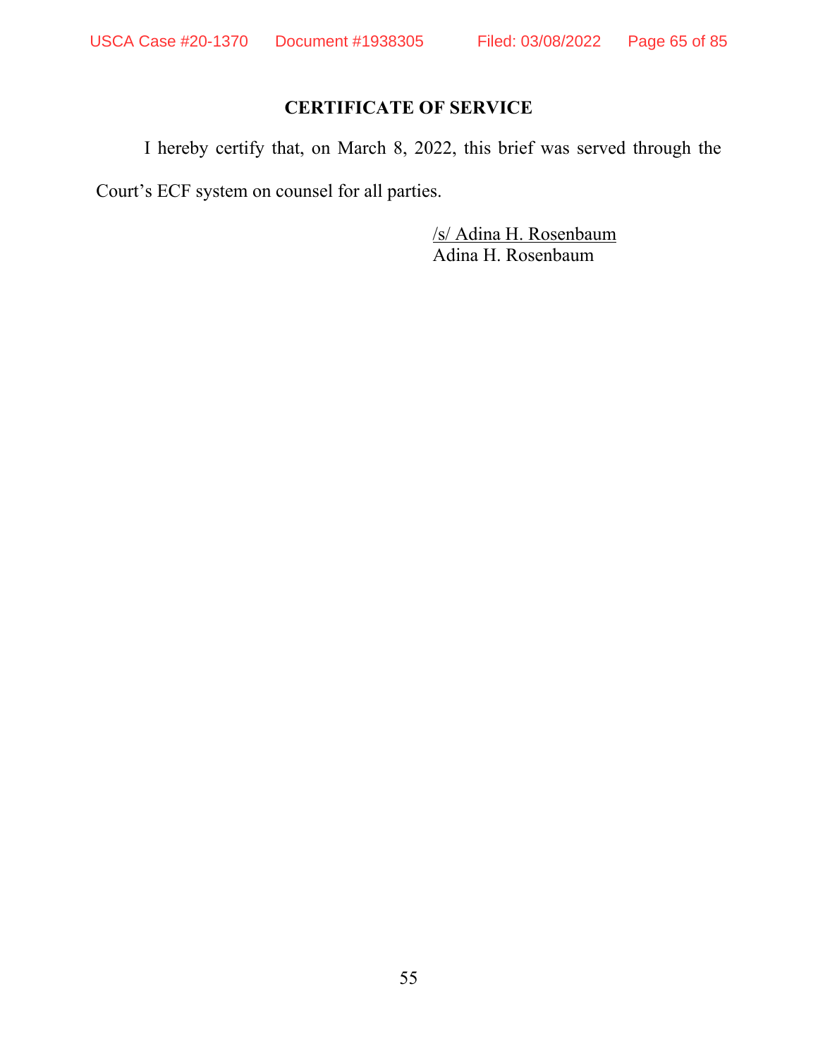## CERTIFICATE OF SERVICE

I hereby certify that, on March 8, 2022, this brief was served through the Court's ECF system on counsel for all parties.

/s/ Adina H. Rosenbaum
Adina H. Rosenbaum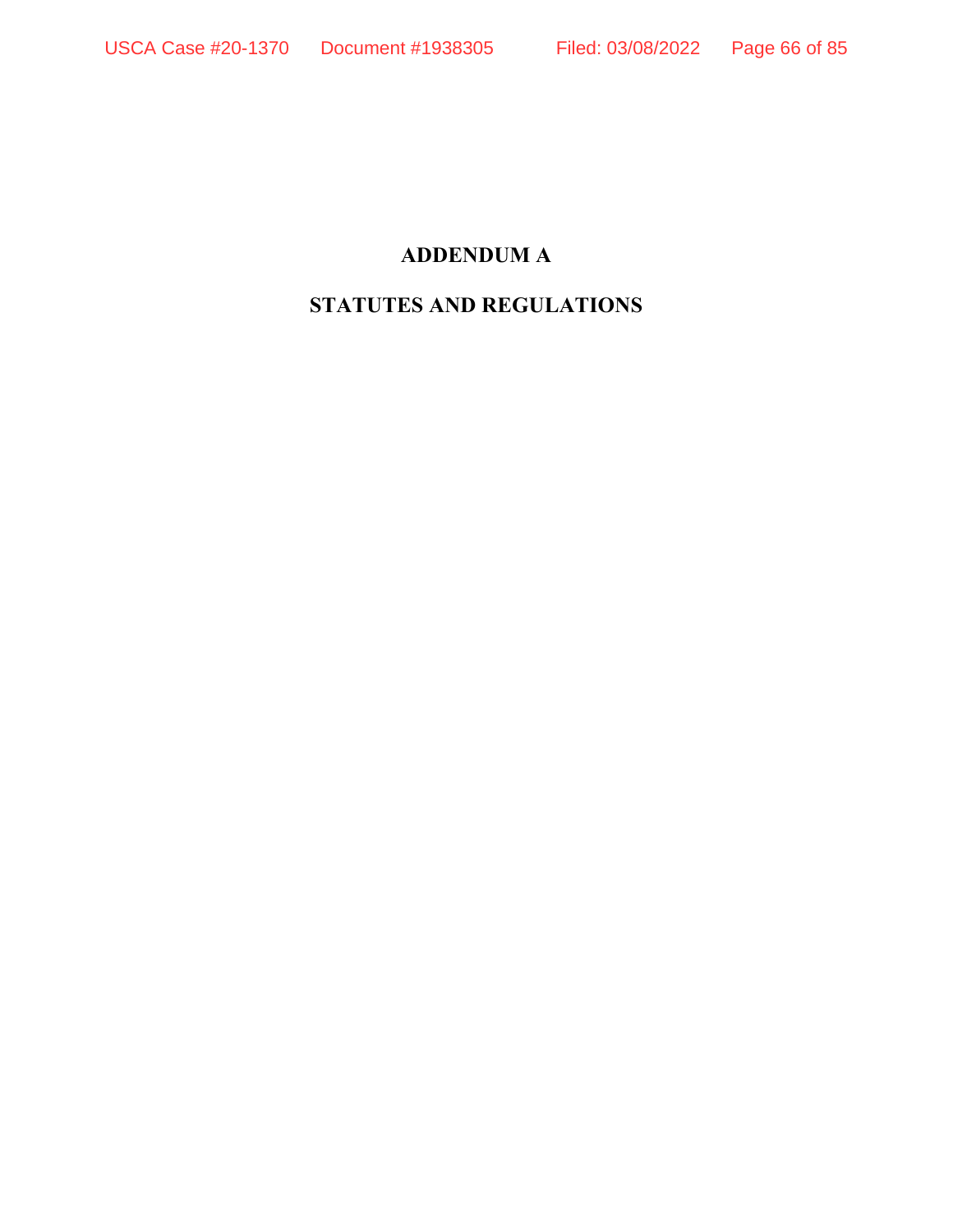# ADDENDUM A

# STATUTES AND REGULATIONS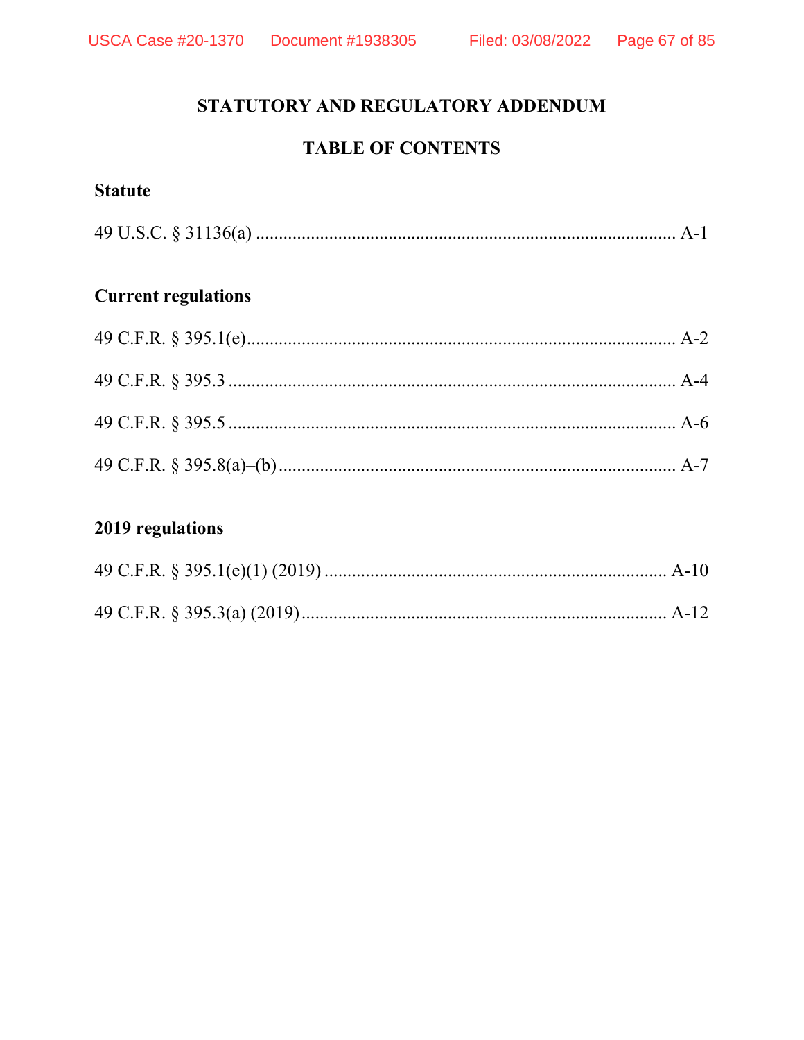# STATUTORY AND REGULATORY ADDENDUM

## TABLE OF CONTENTS

**Statute**

49 U.S.C. § 31136(a) .......................................................................................... A-1

**Current regulations**

49 C.F.R. § 395.1(e)............................................................................................. A-2

49 C.F.R. § 395.3 ................................................................................................. A-4

49 C.F.R. § 395.5 ................................................................................................. A-6

49 C.F.R. § 395.8(a)–(b) ...................................................................................... A-7

**2019 regulations**

49 C.F.R. § 395.1(e)(1) (2019) .......................................................................... A-10

49 C.F.R. § 395.3(a) (2019) ................................................................................ A-12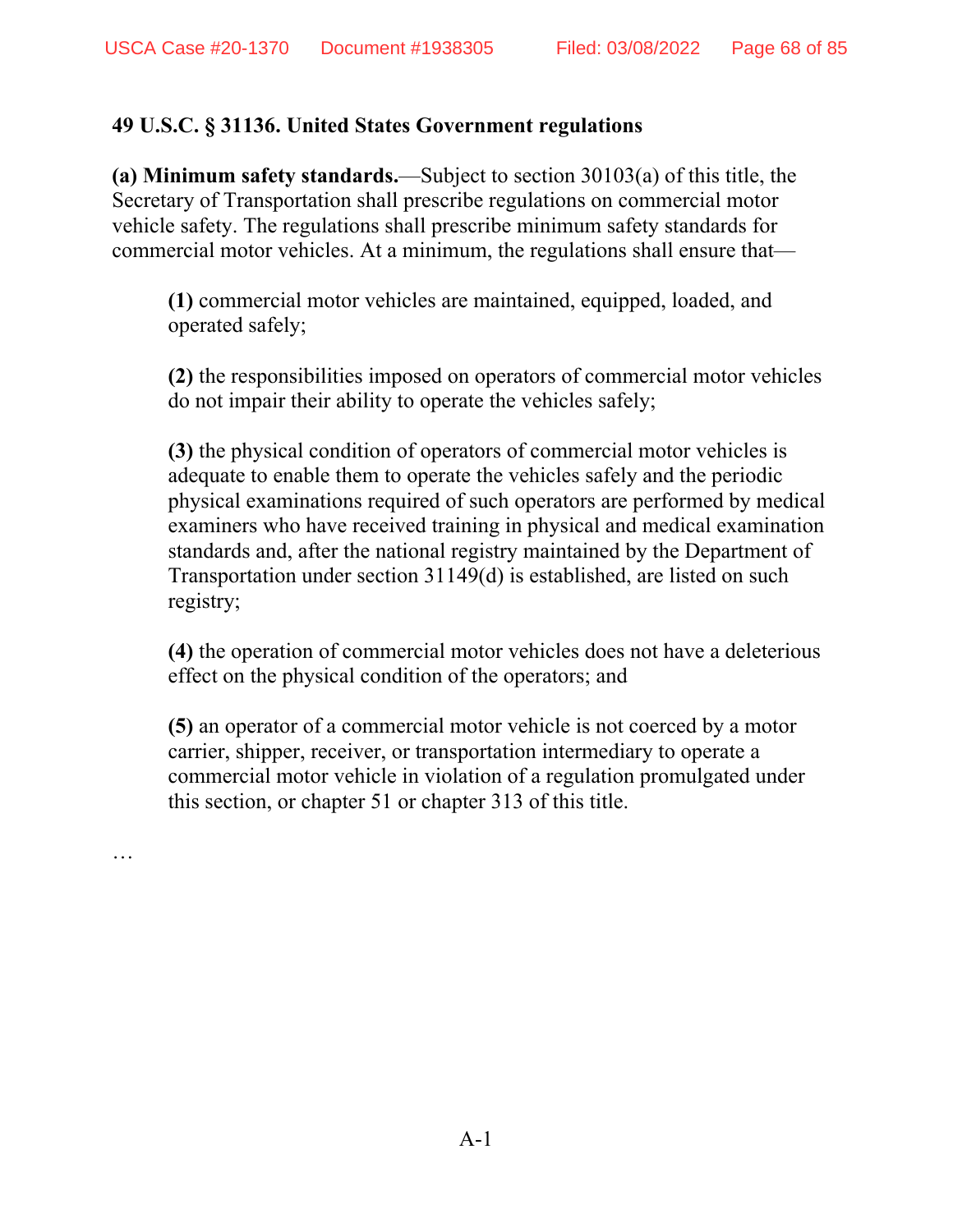**49 U.S.C. § 31136. United States Government regulations**

**(a) Minimum safety standards.**—Subject to section 30103(a) of this title, the Secretary of Transportation shall prescribe regulations on commercial motor vehicle safety. The regulations shall prescribe minimum safety standards for commercial motor vehicles. At a minimum, the regulations shall ensure that—

> **(1)** commercial motor vehicles are maintained, equipped, loaded, and operated safely;
>
> **(2)** the responsibilities imposed on operators of commercial motor vehicles do not impair their ability to operate the vehicles safely;
>
> **(3)** the physical condition of operators of commercial motor vehicles is adequate to enable them to operate the vehicles safely and the periodic physical examinations required of such operators are performed by medical examiners who have received training in physical and medical examination standards and, after the national registry maintained by the Department of Transportation under section 31149(d) is established, are listed on such registry;
>
> **(4)** the operation of commercial motor vehicles does not have a deleterious effect on the physical condition of the operators; and
>
> **(5)** an operator of a commercial motor vehicle is not coerced by a motor carrier, shipper, receiver, or transportation intermediary to operate a commercial motor vehicle in violation of a regulation promulgated under this section, or chapter 51 or chapter 313 of this title.

…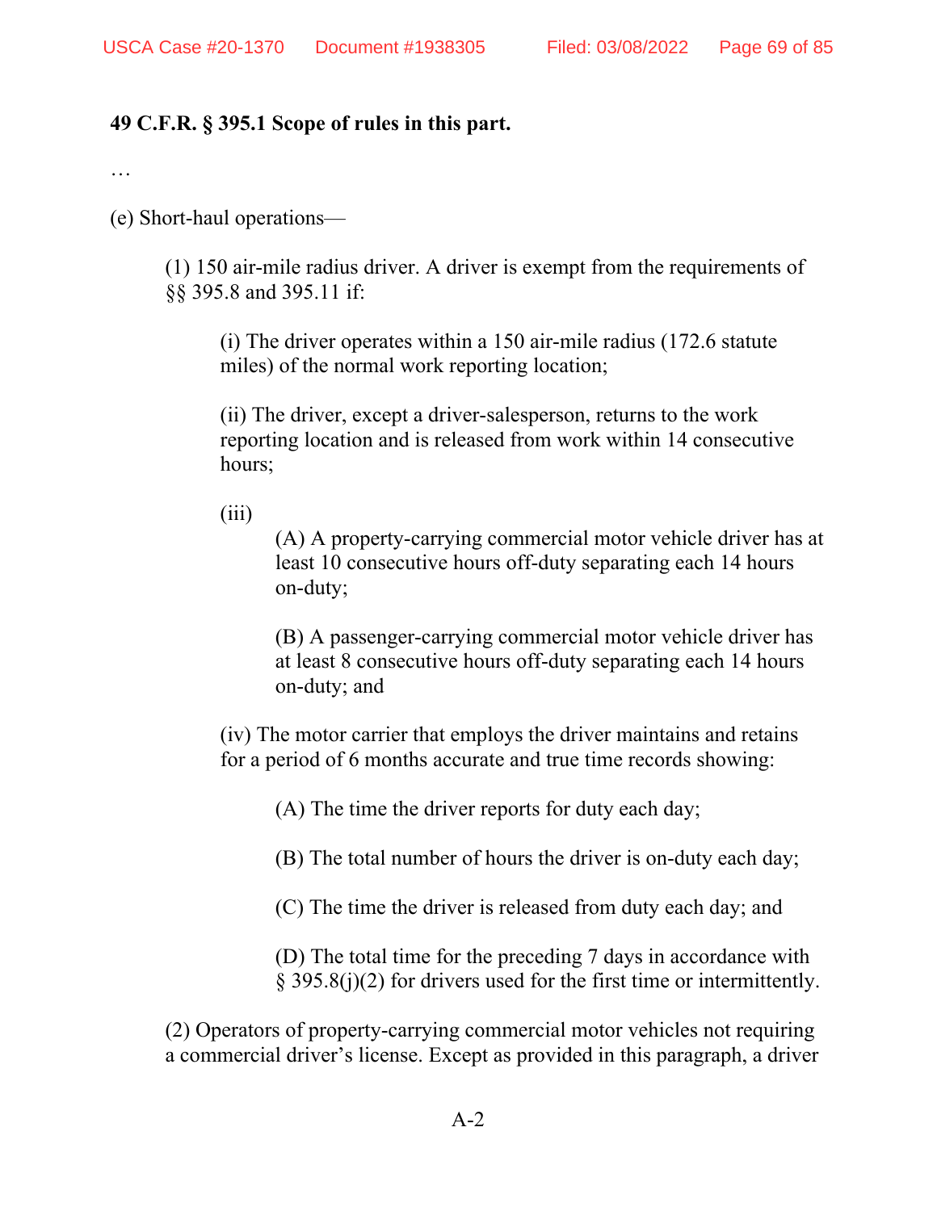**49 C.F.R. § 395.1 Scope of rules in this part.**

…

(e) Short-haul operations—

> (1) 150 air-mile radius driver. A driver is exempt from the requirements of §§ 395.8 and 395.11 if:
>
> > (i) The driver operates within a 150 air-mile radius (172.6 statute miles) of the normal work reporting location;
> >
> > (ii) The driver, except a driver-salesperson, returns to the work reporting location and is released from work within 14 consecutive hours;
> >
> > (iii)
> >
> > > (A) A property-carrying commercial motor vehicle driver has at least 10 consecutive hours off-duty separating each 14 hours on-duty;
> > >
> > > (B) A passenger-carrying commercial motor vehicle driver has at least 8 consecutive hours off-duty separating each 14 hours on-duty; and
> >
> > (iv) The motor carrier that employs the driver maintains and retains for a period of 6 months accurate and true time records showing:
> >
> > > (A) The time the driver reports for duty each day;
> > >
> > > (B) The total number of hours the driver is on-duty each day;
> > >
> > > (C) The time the driver is released from duty each day; and
> > >
> > > (D) The total time for the preceding 7 days in accordance with § 395.8(j)(2) for drivers used for the first time or intermittently.
>
> (2) Operators of property-carrying commercial motor vehicles not requiring a commercial driver's license. Except as provided in this paragraph, a driver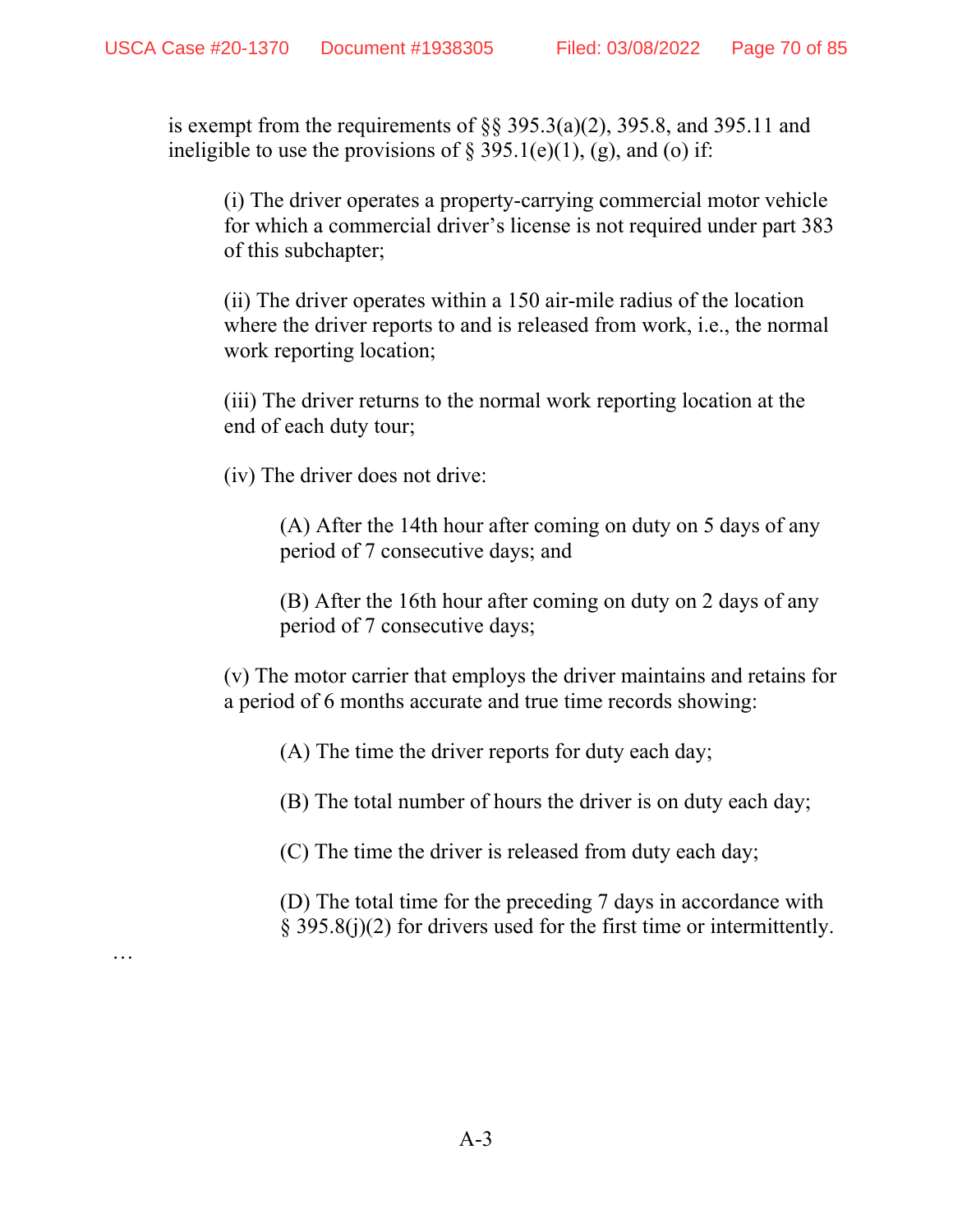is exempt from the requirements of §§ 395.3(a)(2), 395.8, and 395.11 and ineligible to use the provisions of § 395.1(e)(1), (g), and (o) if:

> (i) The driver operates a property-carrying commercial motor vehicle for which a commercial driver's license is not required under part 383 of this subchapter;
>
> (ii) The driver operates within a 150 air-mile radius of the location where the driver reports to and is released from work, i.e., the normal work reporting location;
>
> (iii) The driver returns to the normal work reporting location at the end of each duty tour;
>
> (iv) The driver does not drive:
>
> > (A) After the 14th hour after coming on duty on 5 days of any period of 7 consecutive days; and
> >
> > (B) After the 16th hour after coming on duty on 2 days of any period of 7 consecutive days;
>
> (v) The motor carrier that employs the driver maintains and retains for a period of 6 months accurate and true time records showing:
>
> > (A) The time the driver reports for duty each day;
> >
> > (B) The total number of hours the driver is on duty each day;
> >
> > (C) The time the driver is released from duty each day;
> >
> > (D) The total time for the preceding 7 days in accordance with § 395.8(j)(2) for drivers used for the first time or intermittently.

…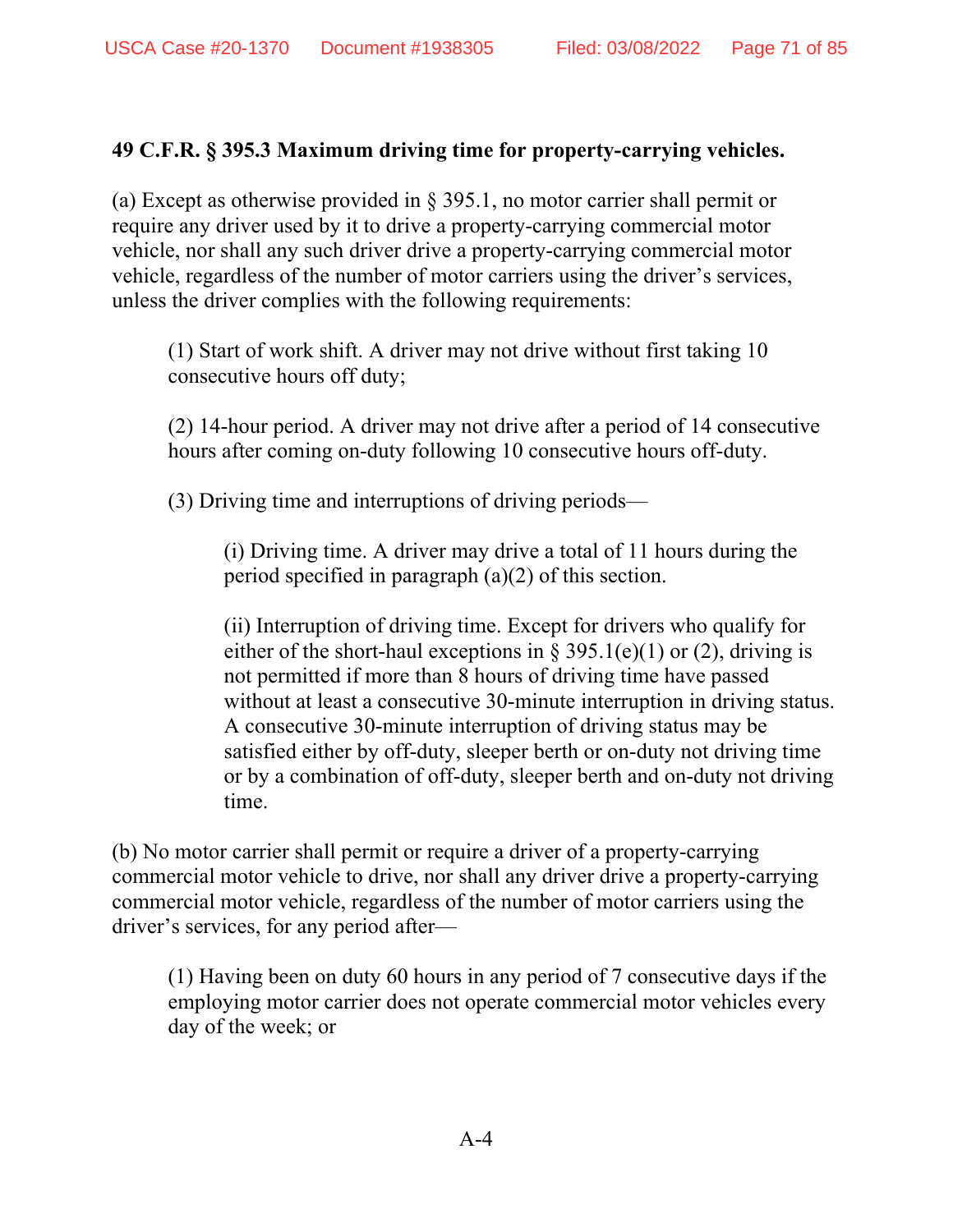**49 C.F.R. § 395.3 Maximum driving time for property-carrying vehicles.**

(a) Except as otherwise provided in § 395.1, no motor carrier shall permit or require any driver used by it to drive a property-carrying commercial motor vehicle, nor shall any such driver drive a property-carrying commercial motor vehicle, regardless of the number of motor carriers using the driver's services, unless the driver complies with the following requirements:

> (1) Start of work shift. A driver may not drive without first taking 10 consecutive hours off duty;
>
> (2) 14-hour period. A driver may not drive after a period of 14 consecutive hours after coming on-duty following 10 consecutive hours off-duty.
>
> (3) Driving time and interruptions of driving periods—
>
>> (i) Driving time. A driver may drive a total of 11 hours during the period specified in paragraph (a)(2) of this section.
>>
>> (ii) Interruption of driving time. Except for drivers who qualify for either of the short-haul exceptions in § 395.1(e)(1) or (2), driving is not permitted if more than 8 hours of driving time have passed without at least a consecutive 30-minute interruption in driving status. A consecutive 30-minute interruption of driving status may be satisfied either by off-duty, sleeper berth or on-duty not driving time or by a combination of off-duty, sleeper berth and on-duty not driving time.

(b) No motor carrier shall permit or require a driver of a property-carrying commercial motor vehicle to drive, nor shall any driver drive a property-carrying commercial motor vehicle, regardless of the number of motor carriers using the driver's services, for any period after—

> (1) Having been on duty 60 hours in any period of 7 consecutive days if the employing motor carrier does not operate commercial motor vehicles every day of the week; or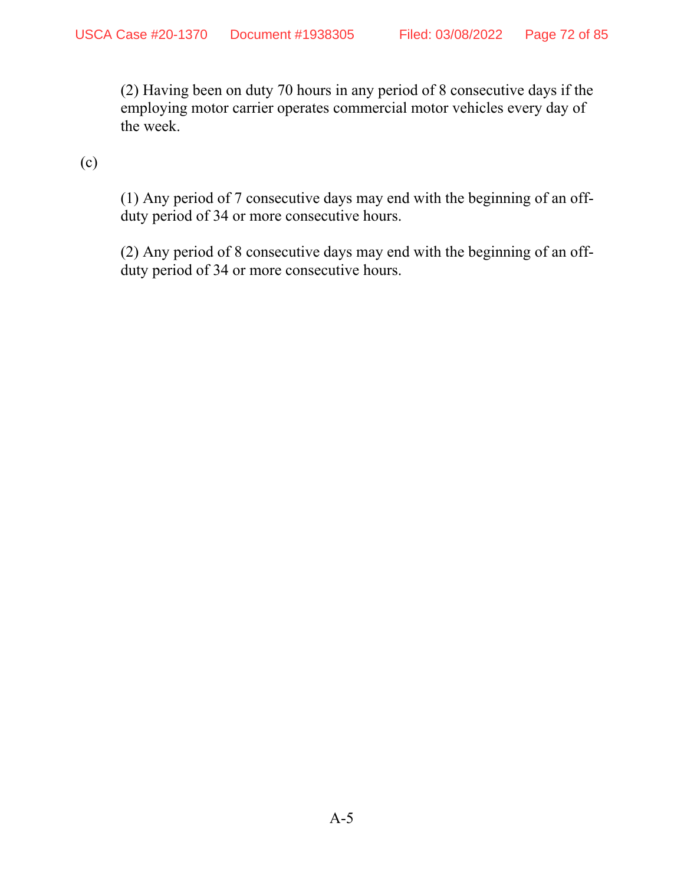(2) Having been on duty 70 hours in any period of 8 consecutive days if the employing motor carrier operates commercial motor vehicles every day of the week.

(c)

(1) Any period of 7 consecutive days may end with the beginning of an off-duty period of 34 or more consecutive hours.

(2) Any period of 8 consecutive days may end with the beginning of an off-duty period of 34 or more consecutive hours.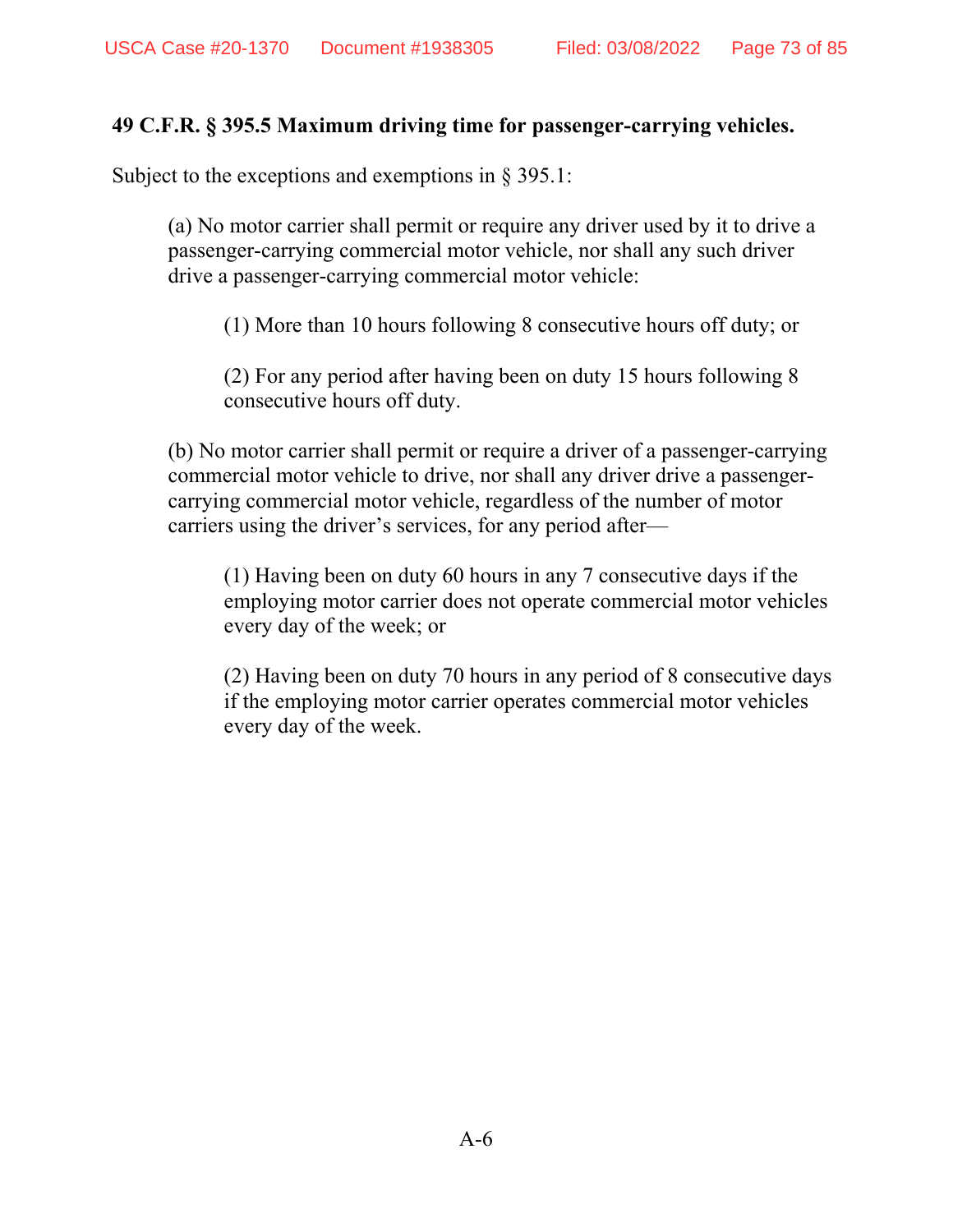**49 C.F.R. § 395.5 Maximum driving time for passenger-carrying vehicles.**

Subject to the exceptions and exemptions in § 395.1:

(a) No motor carrier shall permit or require any driver used by it to drive a passenger-carrying commercial motor vehicle, nor shall any such driver drive a passenger-carrying commercial motor vehicle:

(1) More than 10 hours following 8 consecutive hours off duty; or

(2) For any period after having been on duty 15 hours following 8 consecutive hours off duty.

(b) No motor carrier shall permit or require a driver of a passenger-carrying commercial motor vehicle to drive, nor shall any driver drive a passenger-carrying commercial motor vehicle, regardless of the number of motor carriers using the driver's services, for any period after—

(1) Having been on duty 60 hours in any 7 consecutive days if the employing motor carrier does not operate commercial motor vehicles every day of the week; or

(2) Having been on duty 70 hours in any period of 8 consecutive days if the employing motor carrier operates commercial motor vehicles every day of the week.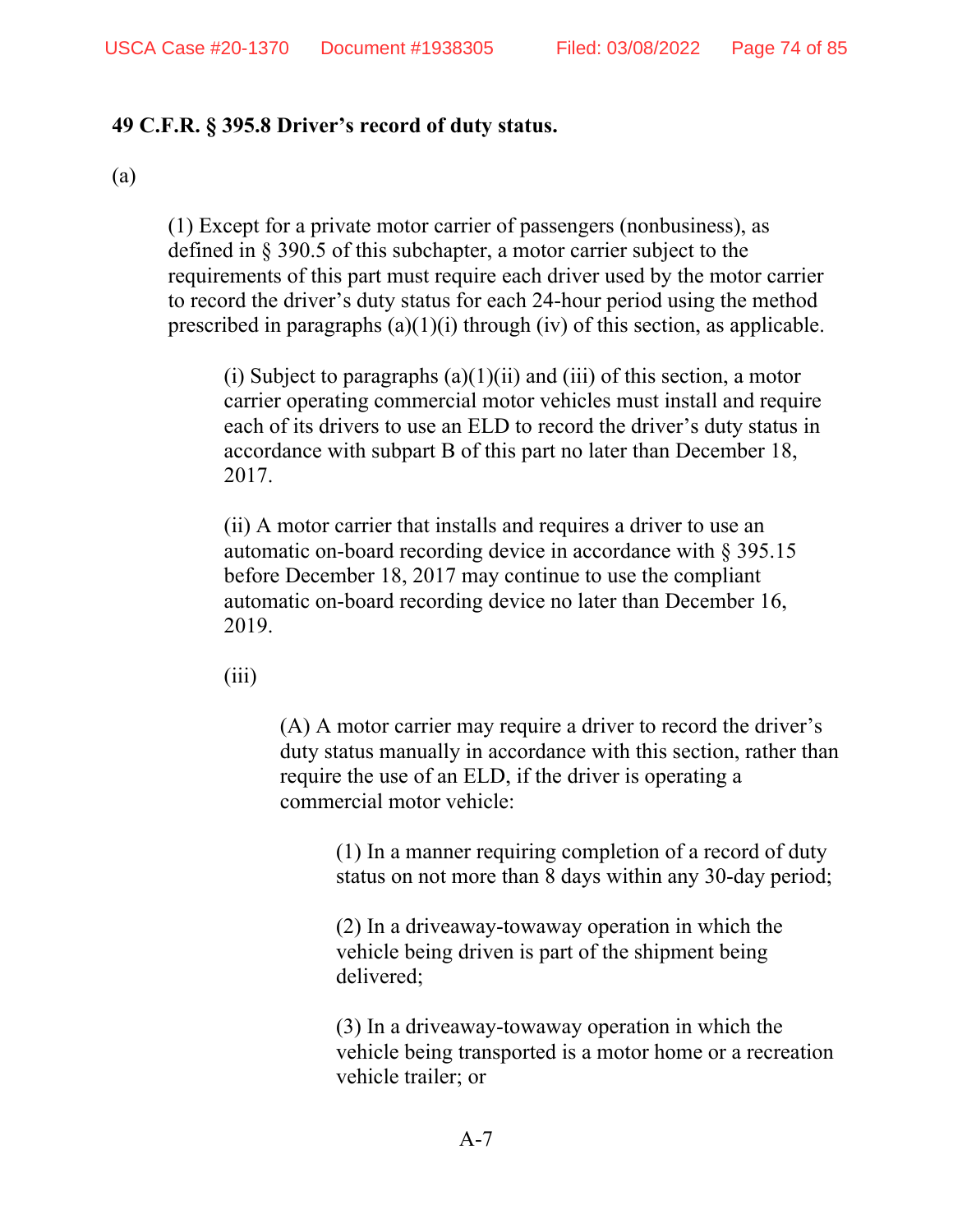**49 C.F.R. § 395.8 Driver's record of duty status.**

(a)

> (1) Except for a private motor carrier of passengers (nonbusiness), as defined in § 390.5 of this subchapter, a motor carrier subject to the requirements of this part must require each driver used by the motor carrier to record the driver's duty status for each 24-hour period using the method prescribed in paragraphs (a)(1)(i) through (iv) of this section, as applicable.
>
> > (i) Subject to paragraphs (a)(1)(ii) and (iii) of this section, a motor carrier operating commercial motor vehicles must install and require each of its drivers to use an ELD to record the driver's duty status in accordance with subpart B of this part no later than December 18, 2017.
> >
> > (ii) A motor carrier that installs and requires a driver to use an automatic on-board recording device in accordance with § 395.15 before December 18, 2017 may continue to use the compliant automatic on-board recording device no later than December 16, 2019.
> >
> > (iii)
> >
> > > (A) A motor carrier may require a driver to record the driver's duty status manually in accordance with this section, rather than require the use of an ELD, if the driver is operating a commercial motor vehicle:
> > >
> > > > (1) In a manner requiring completion of a record of duty status on not more than 8 days within any 30-day period;
> > > >
> > > > (2) In a driveaway-towaway operation in which the vehicle being driven is part of the shipment being delivered;
> > > >
> > > > (3) In a driveaway-towaway operation in which the vehicle being transported is a motor home or a recreation vehicle trailer; or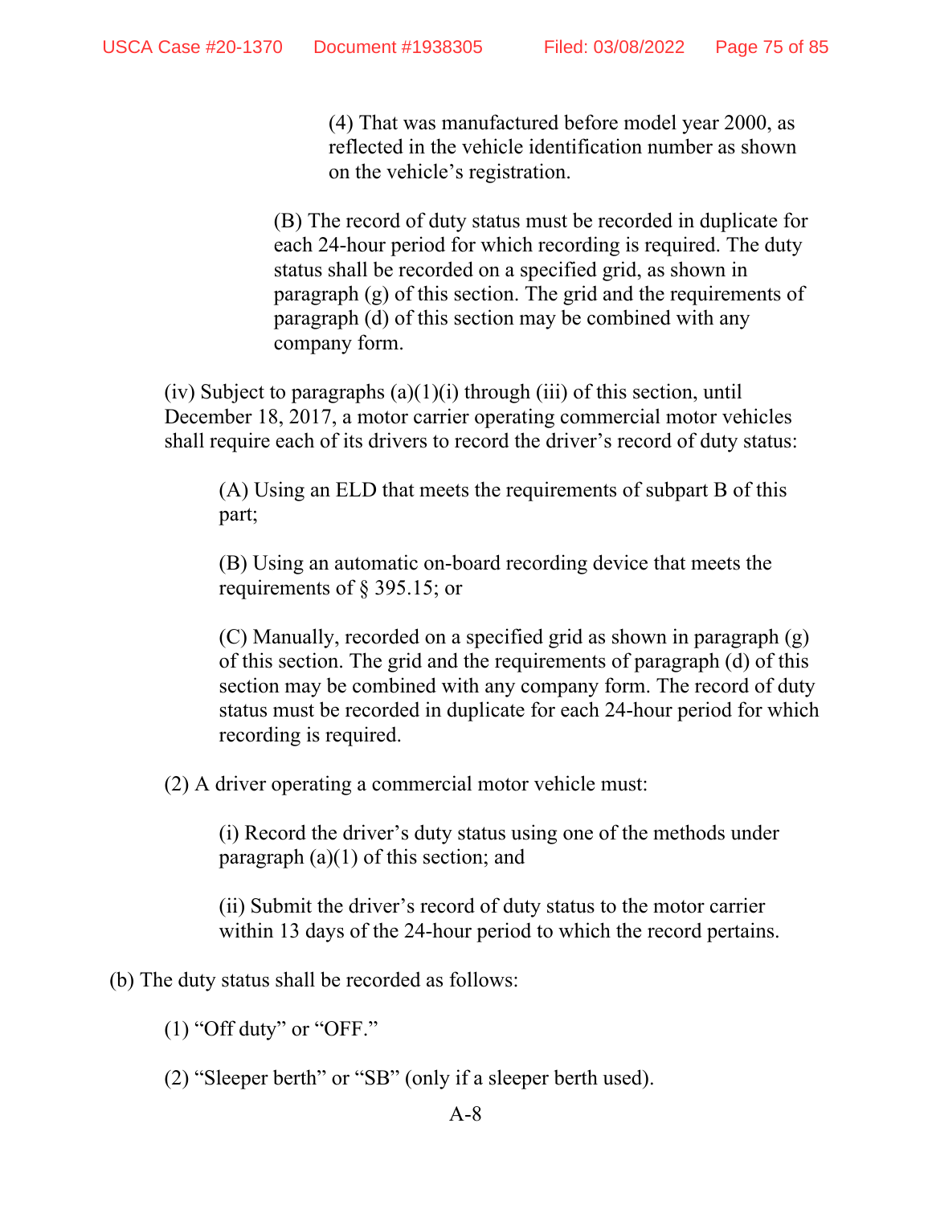(4) That was manufactured before model year 2000, as reflected in the vehicle identification number as shown on the vehicle's registration.

(B) The record of duty status must be recorded in duplicate for each 24-hour period for which recording is required. The duty status shall be recorded on a specified grid, as shown in paragraph (g) of this section. The grid and the requirements of paragraph (d) of this section may be combined with any company form.

(iv) Subject to paragraphs (a)(1)(i) through (iii) of this section, until December 18, 2017, a motor carrier operating commercial motor vehicles shall require each of its drivers to record the driver's record of duty status:

(A) Using an ELD that meets the requirements of subpart B of this part;

(B) Using an automatic on-board recording device that meets the requirements of § 395.15; or

(C) Manually, recorded on a specified grid as shown in paragraph (g) of this section. The grid and the requirements of paragraph (d) of this section may be combined with any company form. The record of duty status must be recorded in duplicate for each 24-hour period for which recording is required.

(2) A driver operating a commercial motor vehicle must:

(i) Record the driver's duty status using one of the methods under paragraph (a)(1) of this section; and

(ii) Submit the driver's record of duty status to the motor carrier within 13 days of the 24-hour period to which the record pertains.

(b) The duty status shall be recorded as follows:

(1) "Off duty" or "OFF."

(2) "Sleeper berth" or "SB" (only if a sleeper berth used).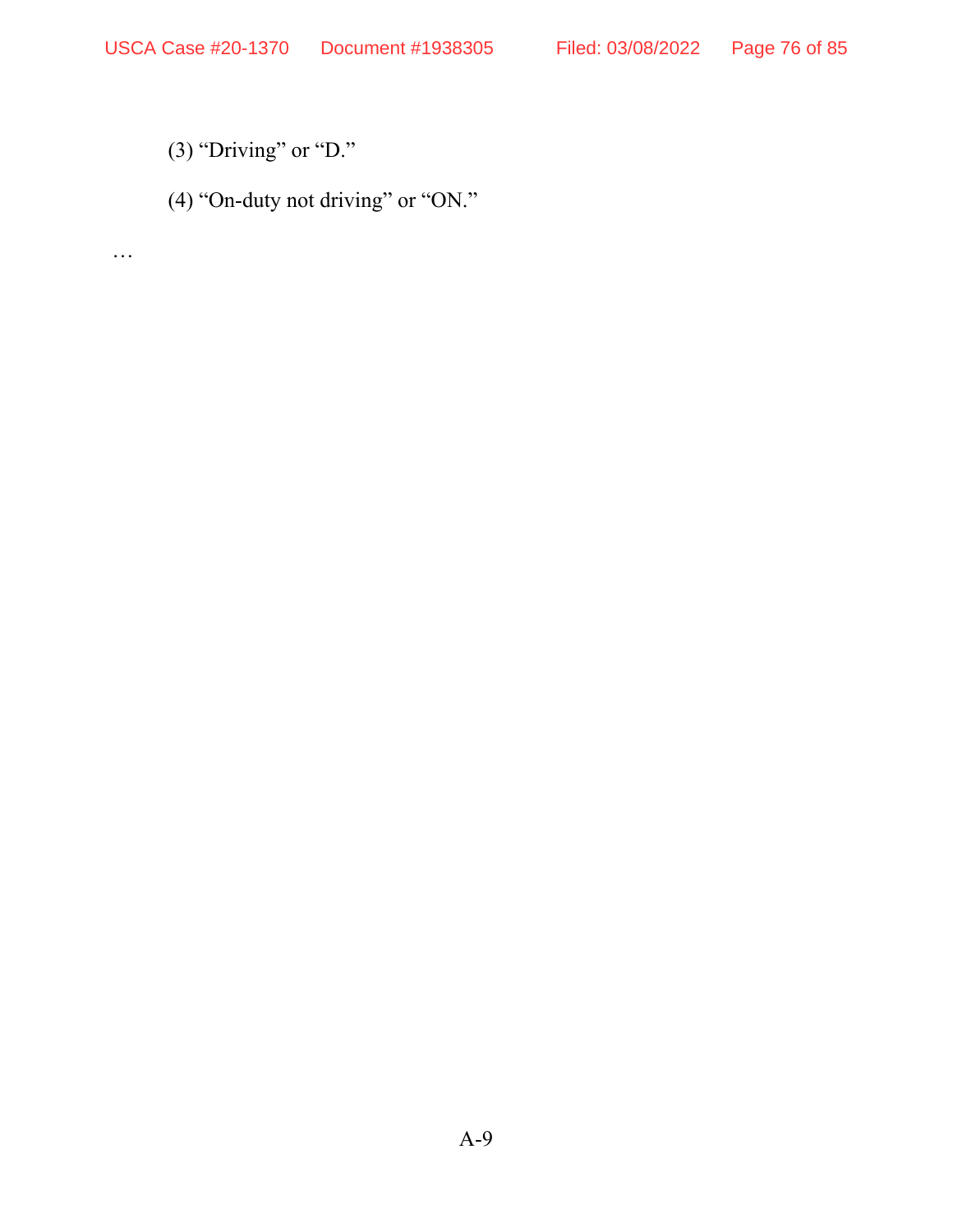(3) "Driving" or "D."

(4) "On-duty not driving" or "ON."

…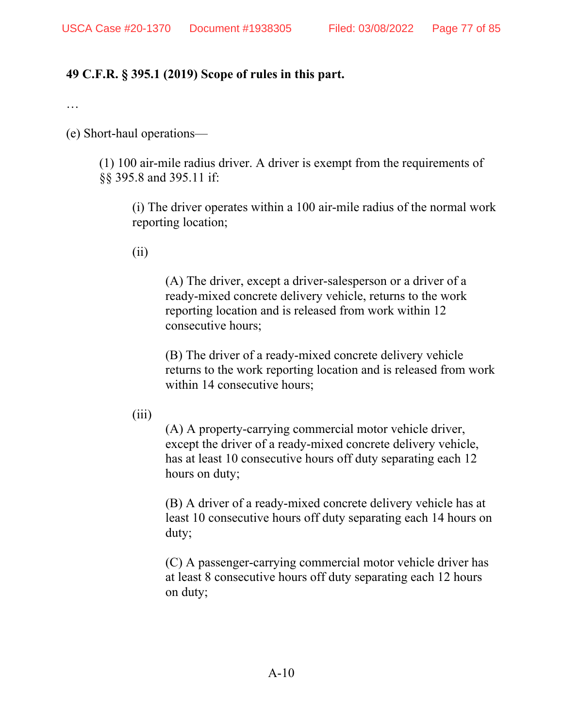**49 C.F.R. § 395.1 (2019) Scope of rules in this part.**

…

(e) Short-haul operations—

> (1) 100 air-mile radius driver. A driver is exempt from the requirements of §§ 395.8 and 395.11 if:
>
> > (i) The driver operates within a 100 air-mile radius of the normal work reporting location;
> >
> > (ii)
> >
> > > (A) The driver, except a driver-salesperson or a driver of a ready-mixed concrete delivery vehicle, returns to the work reporting location and is released from work within 12 consecutive hours;
> > >
> > > (B) The driver of a ready-mixed concrete delivery vehicle returns to the work reporting location and is released from work within 14 consecutive hours;
> >
> > (iii)
> >
> > > (A) A property-carrying commercial motor vehicle driver, except the driver of a ready-mixed concrete delivery vehicle, has at least 10 consecutive hours off duty separating each 12 hours on duty;
> > >
> > > (B) A driver of a ready-mixed concrete delivery vehicle has at least 10 consecutive hours off duty separating each 14 hours on duty;
> > >
> > > (C) A passenger-carrying commercial motor vehicle driver has at least 8 consecutive hours off duty separating each 12 hours on duty;

A-10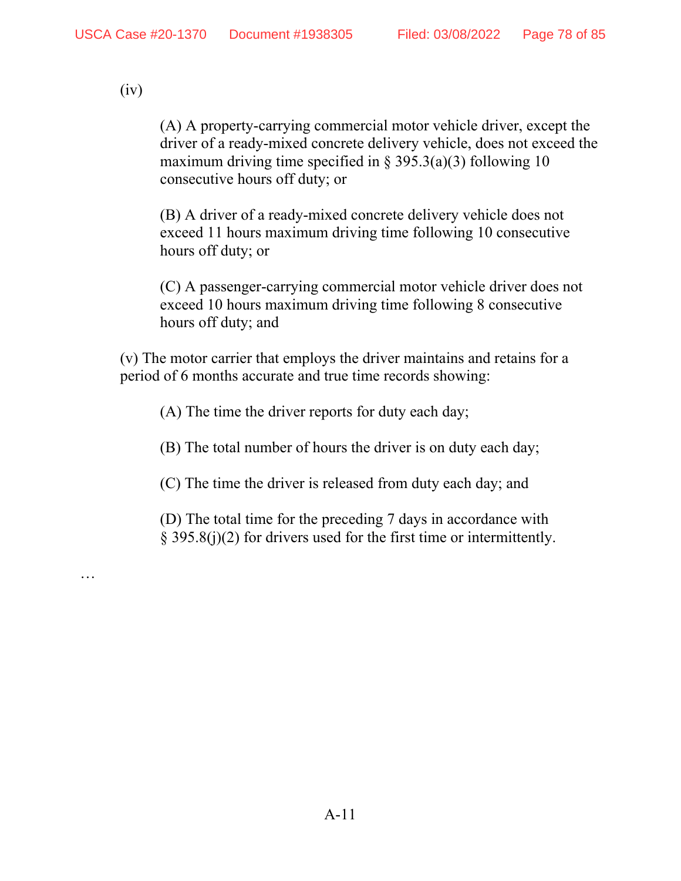(iv)

(A) A property-carrying commercial motor vehicle driver, except the driver of a ready-mixed concrete delivery vehicle, does not exceed the maximum driving time specified in § 395.3(a)(3) following 10 consecutive hours off duty; or

(B) A driver of a ready-mixed concrete delivery vehicle does not exceed 11 hours maximum driving time following 10 consecutive hours off duty; or

(C) A passenger-carrying commercial motor vehicle driver does not exceed 10 hours maximum driving time following 8 consecutive hours off duty; and

(v) The motor carrier that employs the driver maintains and retains for a period of 6 months accurate and true time records showing:

(A) The time the driver reports for duty each day;

(B) The total number of hours the driver is on duty each day;

(C) The time the driver is released from duty each day; and

(D) The total time for the preceding 7 days in accordance with § 395.8(j)(2) for drivers used for the first time or intermittently.

…

A-11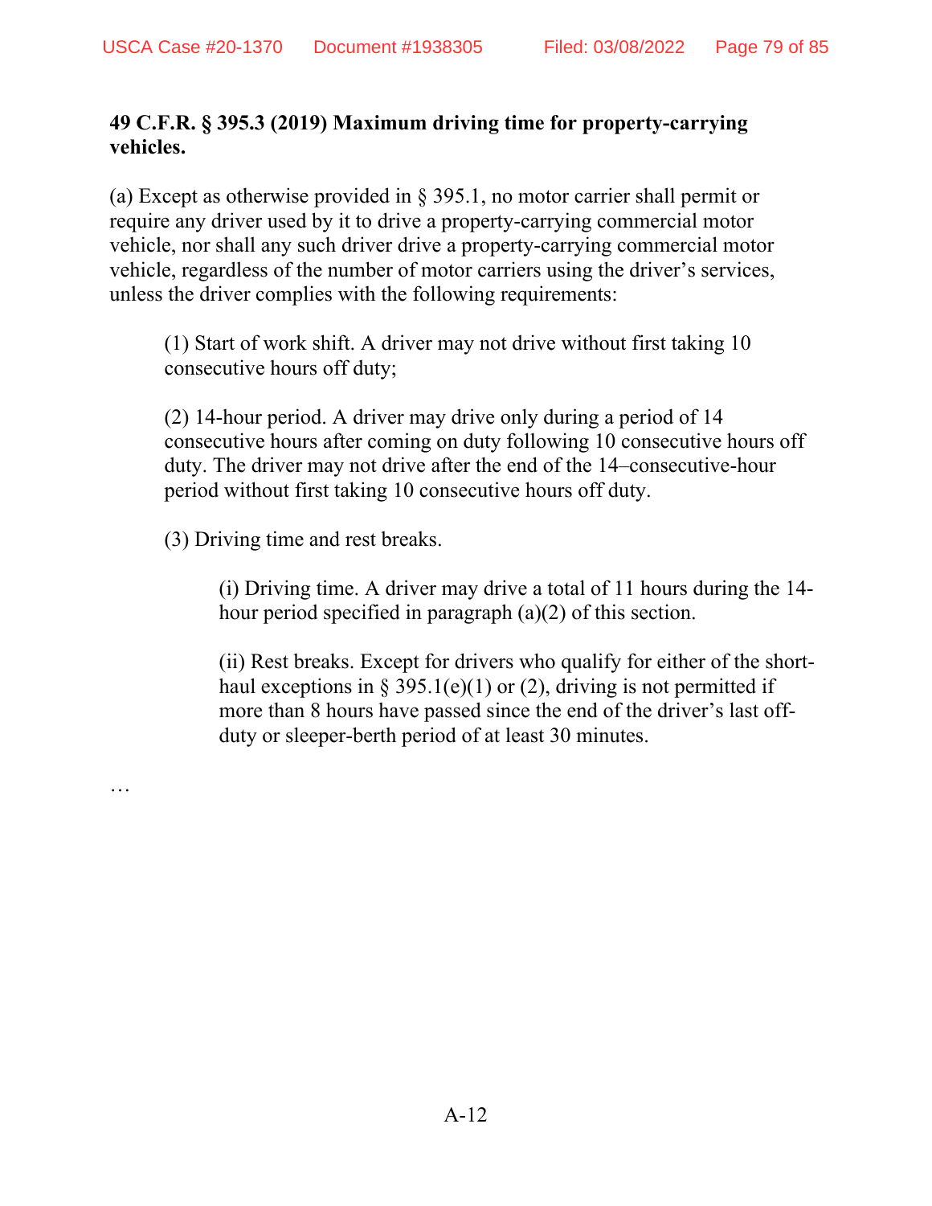**49 C.F.R. § 395.3 (2019) Maximum driving time for property-carrying vehicles.**

(a) Except as otherwise provided in § 395.1, no motor carrier shall permit or require any driver used by it to drive a property-carrying commercial motor vehicle, nor shall any such driver drive a property-carrying commercial motor vehicle, regardless of the number of motor carriers using the driver's services, unless the driver complies with the following requirements:

> (1) Start of work shift. A driver may not drive without first taking 10 consecutive hours off duty;
>
> (2) 14-hour period. A driver may drive only during a period of 14 consecutive hours after coming on duty following 10 consecutive hours off duty. The driver may not drive after the end of the 14–consecutive-hour period without first taking 10 consecutive hours off duty.
>
> (3) Driving time and rest breaks.
>
> > (i) Driving time. A driver may drive a total of 11 hours during the 14-hour period specified in paragraph (a)(2) of this section.
> >
> > (ii) Rest breaks. Except for drivers who qualify for either of the short-haul exceptions in § 395.1(e)(1) or (2), driving is not permitted if more than 8 hours have passed since the end of the driver's last off-duty or sleeper-berth period of at least 30 minutes.

…

A-12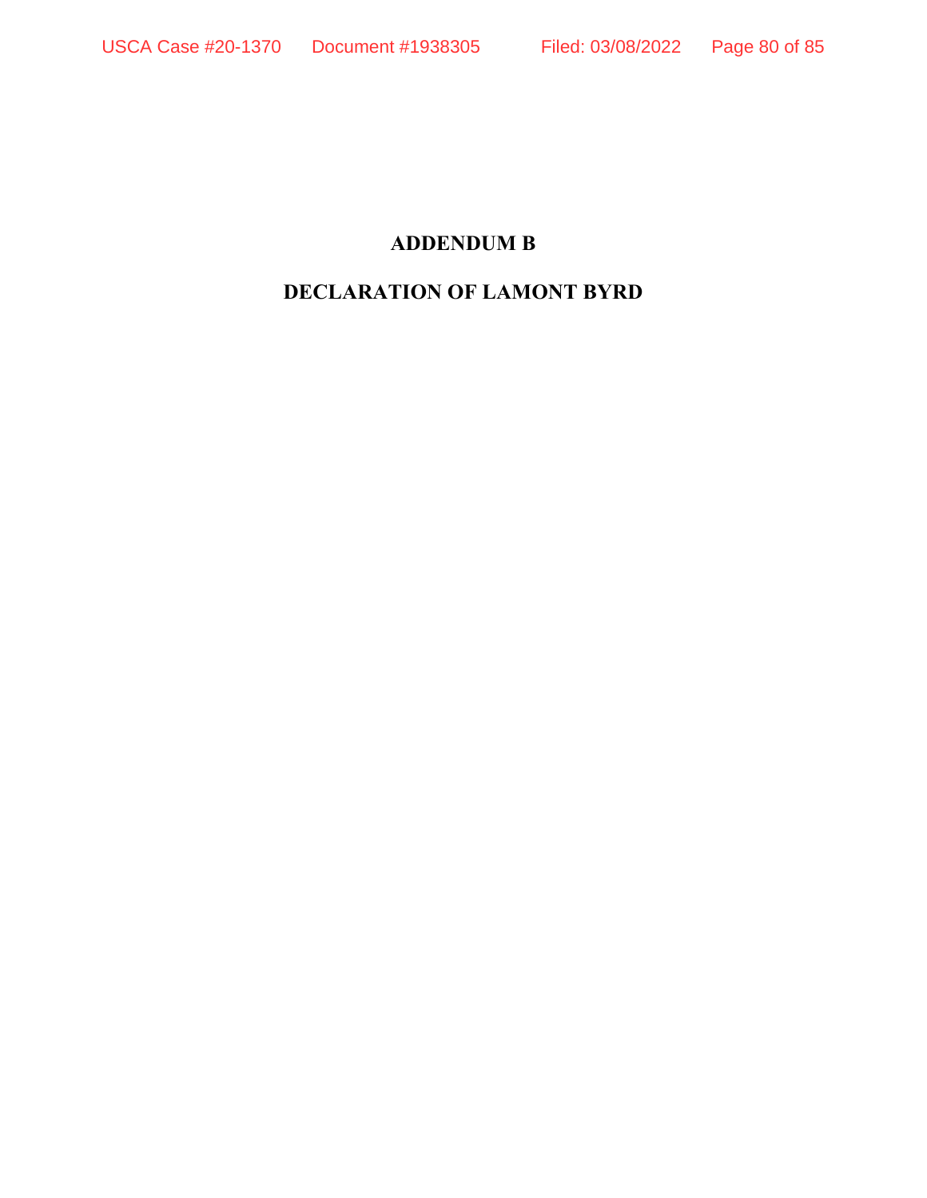# ADDENDUM B

# DECLARATION OF LAMONT BYRD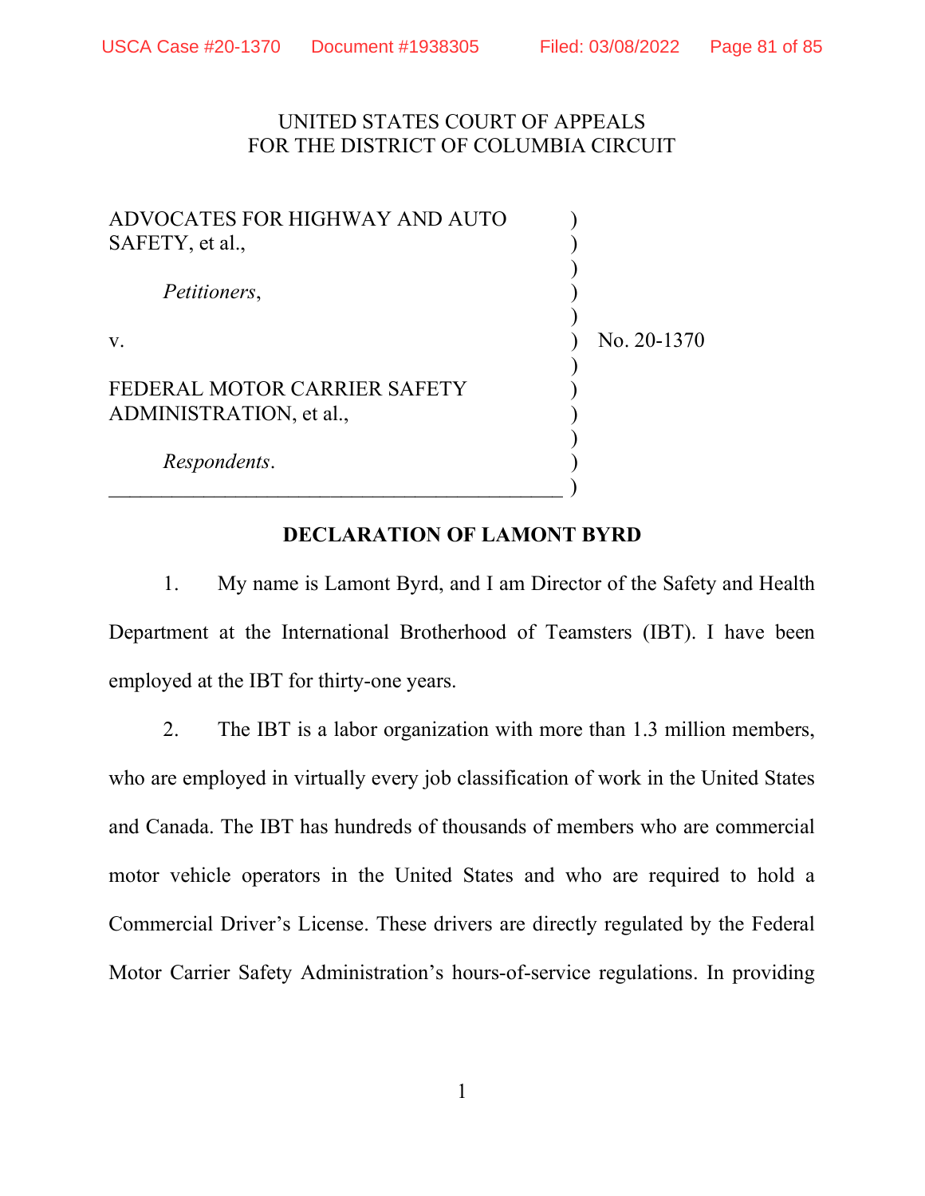UNITED STATES COURT OF APPEALS
FOR THE DISTRICT OF COLUMBIA CIRCUIT

| | | |
|---|---|---|
| ADVOCATES FOR HIGHWAY AND AUTO SAFETY, et al., | ) | |
| *Petitioners*, | ) | |
| v. | ) | No. 20-1370 |
| FEDERAL MOTOR CARRIER SAFETY ADMINISTRATION, et al., | ) | |
| *Respondents*. | ) | |

**DECLARATION OF LAMONT BYRD**

1. My name is Lamont Byrd, and I am Director of the Safety and Health Department at the International Brotherhood of Teamsters (IBT). I have been employed at the IBT for thirty-one years.

2. The IBT is a labor organization with more than 1.3 million members, who are employed in virtually every job classification of work in the United States and Canada. The IBT has hundreds of thousands of members who are commercial motor vehicle operators in the United States and who are required to hold a Commercial Driver's License. These drivers are directly regulated by the Federal Motor Carrier Safety Administration's hours-of-service regulations. In providing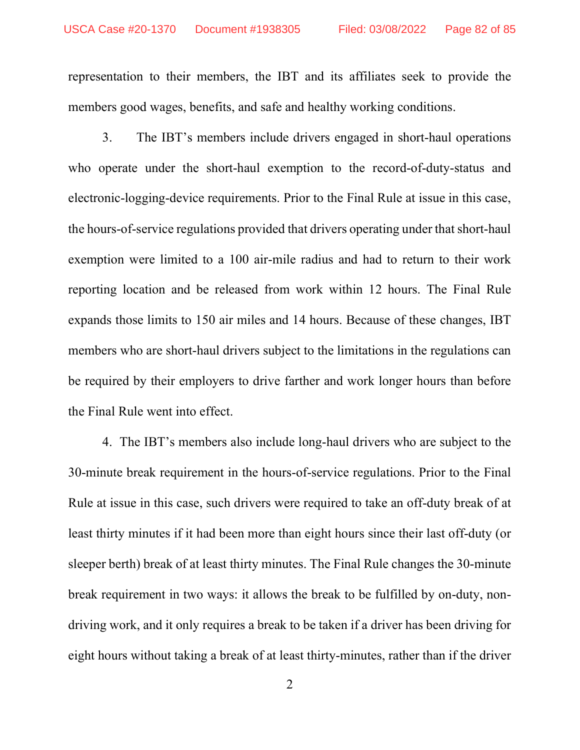representation to their members, the IBT and its affiliates seek to provide the members good wages, benefits, and safe and healthy working conditions.

3. The IBT's members include drivers engaged in short-haul operations who operate under the short-haul exemption to the record-of-duty-status and electronic-logging-device requirements. Prior to the Final Rule at issue in this case, the hours-of-service regulations provided that drivers operating under that short-haul exemption were limited to a 100 air-mile radius and had to return to their work reporting location and be released from work within 12 hours. The Final Rule expands those limits to 150 air miles and 14 hours. Because of these changes, IBT members who are short-haul drivers subject to the limitations in the regulations can be required by their employers to drive farther and work longer hours than before the Final Rule went into effect.

4. The IBT's members also include long-haul drivers who are subject to the 30-minute break requirement in the hours-of-service regulations. Prior to the Final Rule at issue in this case, such drivers were required to take an off-duty break of at least thirty minutes if it had been more than eight hours since their last off-duty (or sleeper berth) break of at least thirty minutes. The Final Rule changes the 30-minute break requirement in two ways: it allows the break to be fulfilled by on-duty, non-driving work, and it only requires a break to be taken if a driver has been driving for eight hours without taking a break of at least thirty-minutes, rather than if the driver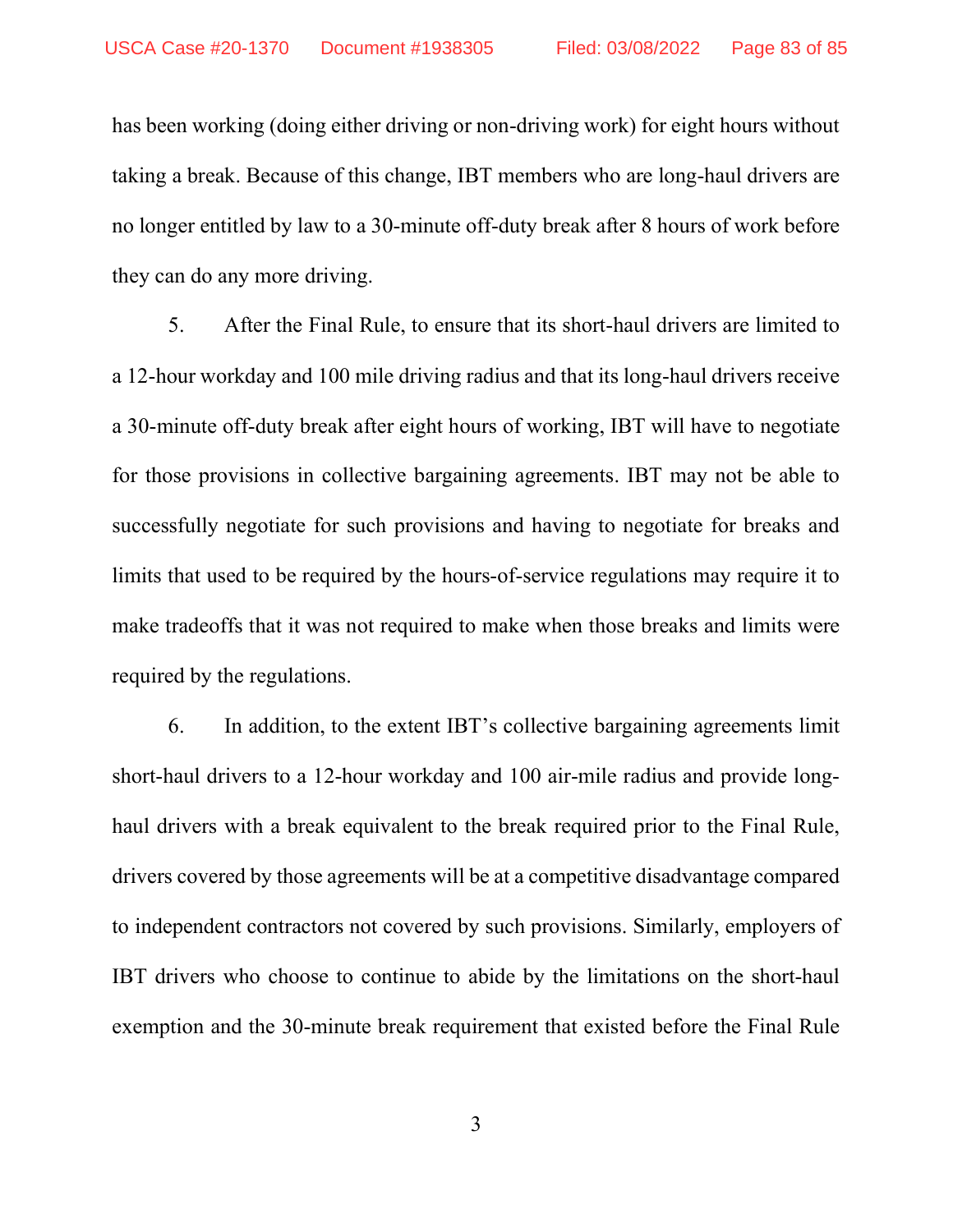has been working (doing either driving or non-driving work) for eight hours without taking a break. Because of this change, IBT members who are long-haul drivers are no longer entitled by law to a 30-minute off-duty break after 8 hours of work before they can do any more driving.

5. After the Final Rule, to ensure that its short-haul drivers are limited to a 12-hour workday and 100 mile driving radius and that its long-haul drivers receive a 30-minute off-duty break after eight hours of working, IBT will have to negotiate for those provisions in collective bargaining agreements. IBT may not be able to successfully negotiate for such provisions and having to negotiate for breaks and limits that used to be required by the hours-of-service regulations may require it to make tradeoffs that it was not required to make when those breaks and limits were required by the regulations.

6. In addition, to the extent IBT's collective bargaining agreements limit short-haul drivers to a 12-hour workday and 100 air-mile radius and provide long-haul drivers with a break equivalent to the break required prior to the Final Rule, drivers covered by those agreements will be at a competitive disadvantage compared to independent contractors not covered by such provisions. Similarly, employers of IBT drivers who choose to continue to abide by the limitations on the short-haul exemption and the 30-minute break requirement that existed before the Final Rule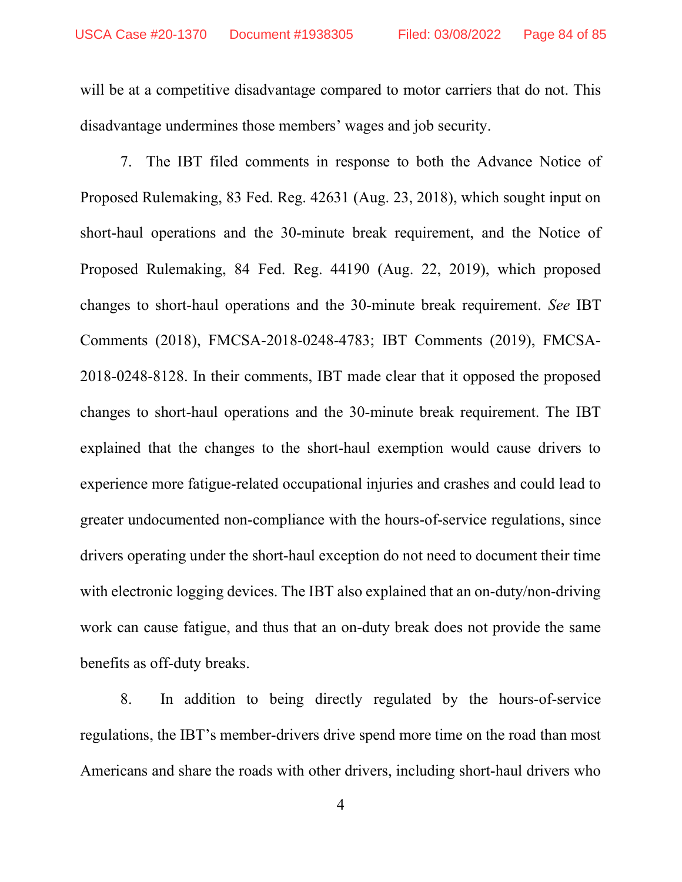will be at a competitive disadvantage compared to motor carriers that do not. This disadvantage undermines those members' wages and job security.

7. The IBT filed comments in response to both the Advance Notice of Proposed Rulemaking, 83 Fed. Reg. 42631 (Aug. 23, 2018), which sought input on short-haul operations and the 30-minute break requirement, and the Notice of Proposed Rulemaking, 84 Fed. Reg. 44190 (Aug. 22, 2019), which proposed changes to short-haul operations and the 30-minute break requirement. *See* IBT Comments (2018), FMCSA-2018-0248-4783; IBT Comments (2019), FMCSA-2018-0248-8128. In their comments, IBT made clear that it opposed the proposed changes to short-haul operations and the 30-minute break requirement. The IBT explained that the changes to the short-haul exemption would cause drivers to experience more fatigue-related occupational injuries and crashes and could lead to greater undocumented non-compliance with the hours-of-service regulations, since drivers operating under the short-haul exception do not need to document their time with electronic logging devices. The IBT also explained that an on-duty/non-driving work can cause fatigue, and thus that an on-duty break does not provide the same benefits as off-duty breaks.

8. In addition to being directly regulated by the hours-of-service regulations, the IBT's member-drivers drive spend more time on the road than most Americans and share the roads with other drivers, including short-haul drivers who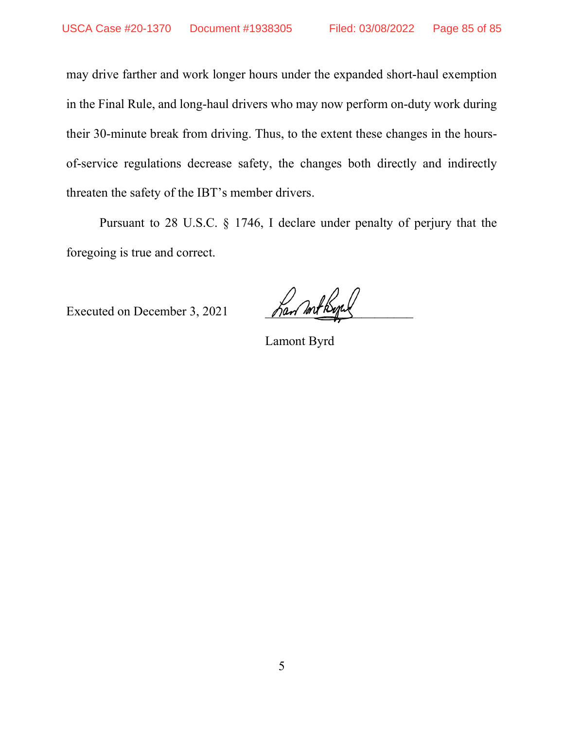may drive farther and work longer hours under the expanded short-haul exemption in the Final Rule, and long-haul drivers who may now perform on-duty work during their 30-minute break from driving. Thus, to the extent these changes in the hours-of-service regulations decrease safety, the changes both directly and indirectly threaten the safety of the IBT's member drivers.

Pursuant to 28 U.S.C. § 1746, I declare under penalty of perjury that the foregoing is true and correct.

Executed on December 3, 2021

Lamont Byrd